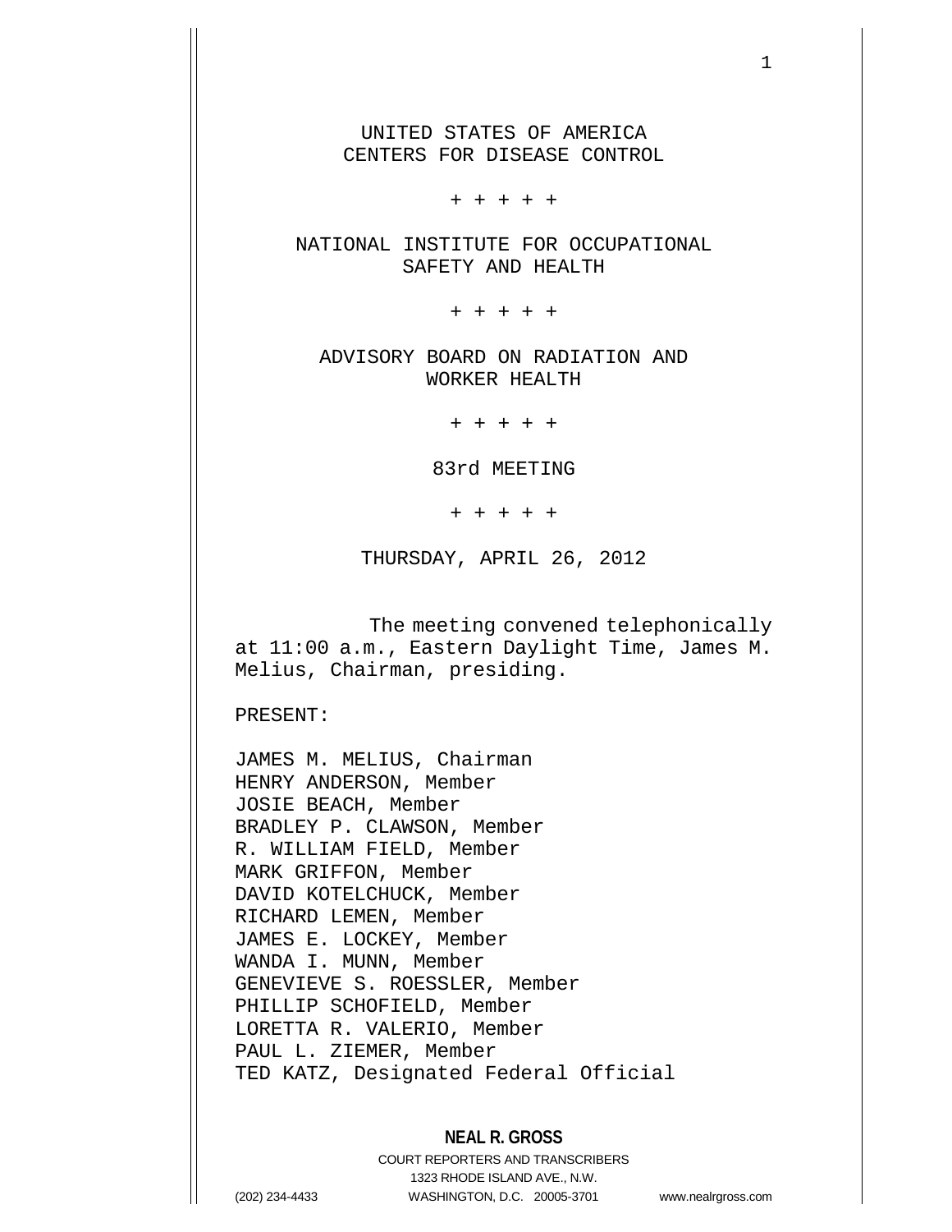UNITED STATES OF AMERICA
CENTERS FOR DISEASE CONTROL

+ + + + +

NATIONAL INSTITUTE FOR OCCUPATIONAL SAFETY AND HEALTH

+ + + + +

ADVISORY BOARD ON RADIATION AND WORKER HEALTH

+ + + + +

83rd MEETING

+ + + + +

THURSDAY, APRIL 26, 2012

The meeting convened telephonically at 11:00 a.m., Eastern Daylight Time, James M. Melius, Chairman, presiding.

PRESENT:

JAMES M. MELIUS, Chairman
HENRY ANDERSON, Member
JOSIE BEACH, Member
BRADLEY P. CLAWSON, Member
R. WILLIAM FIELD, Member
MARK GRIFFON, Member
DAVID KOTELCHUCK, Member
RICHARD LEMEN, Member
JAMES E. LOCKEY, Member
WANDA I. MUNN, Member
GENEVIEVE S. ROESSLER, Member
PHILLIP SCHOFIELD, Member
LORETTA R. VALERIO, Member
PAUL L. ZIEMER, Member
TED KATZ, Designated Federal Official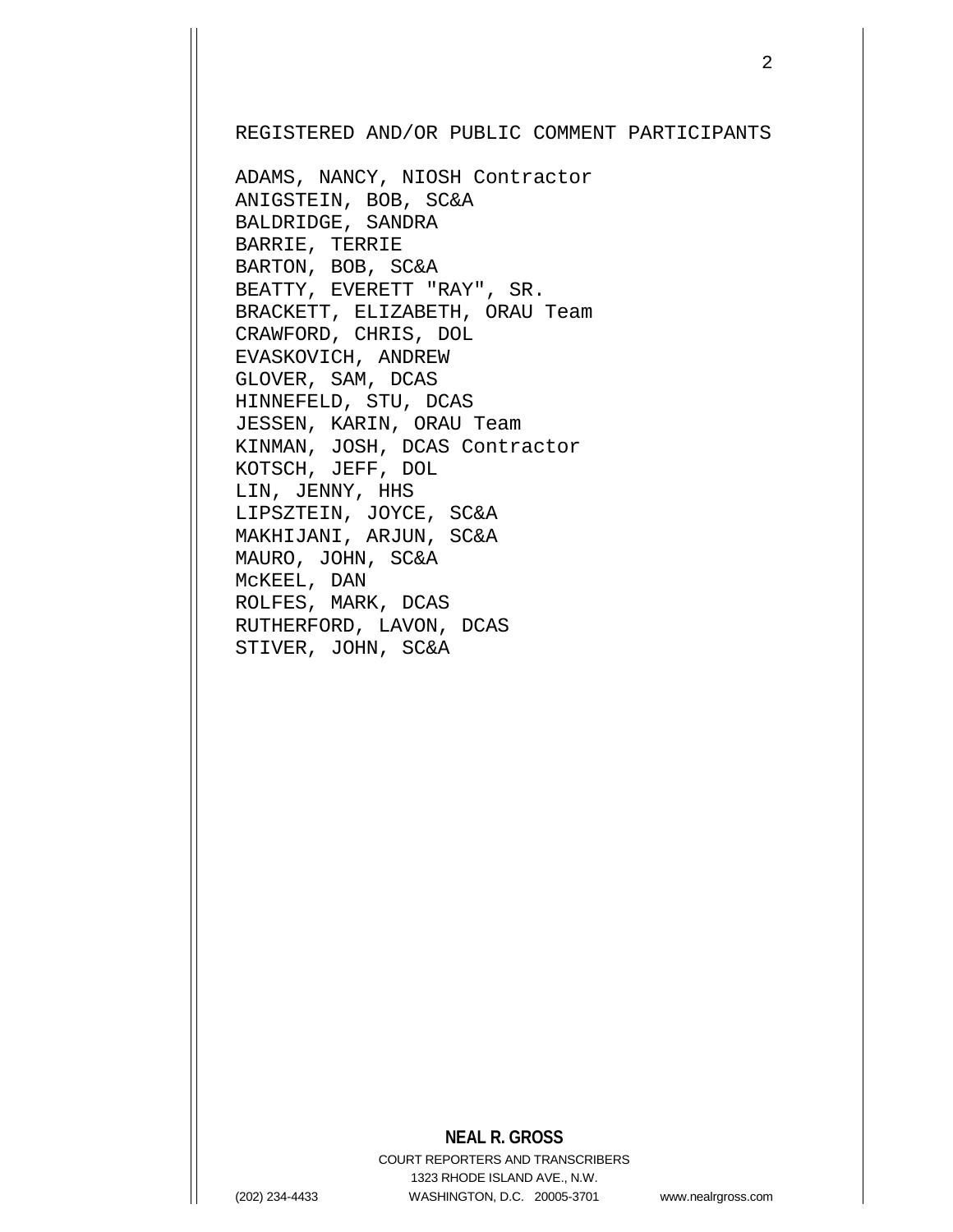REGISTERED AND/OR PUBLIC COMMENT PARTICIPANTS

ADAMS, NANCY, NIOSH Contractor
ANIGSTEIN, BOB, SC&A
BALDRIDGE, SANDRA
BARRIE, TERRIE
BARTON, BOB, SC&A
BEATTY, EVERETT "RAY", SR.
BRACKETT, ELIZABETH, ORAU Team
CRAWFORD, CHRIS, DOL
EVASKOVICH, ANDREW
GLOVER, SAM, DCAS
HINNEFELD, STU, DCAS
JESSEN, KARIN, ORAU Team
KINMAN, JOSH, DCAS Contractor
KOTSCH, JEFF, DOL
LIN, JENNY, HHS
LIPSZTEIN, JOYCE, SC&A
MAKHIJANI, ARJUN, SC&A
MAURO, JOHN, SC&A
McKEEL, DAN
ROLFES, MARK, DCAS
RUTHERFORD, LAVON, DCAS
STIVER, JOHN, SC&A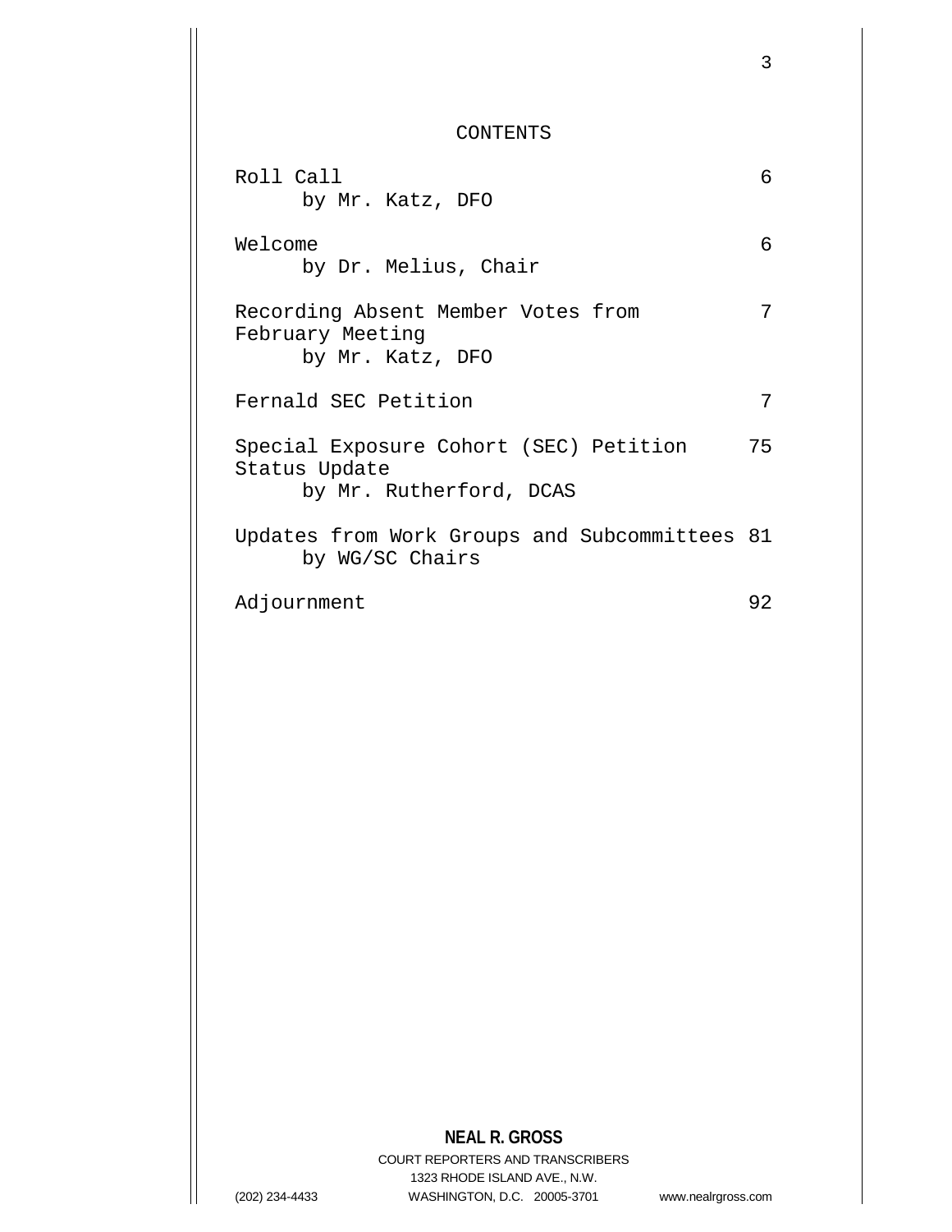# CONTENTS

| | |
|---|---|
| Roll Call<br>by Mr. Katz, DFO | 6 |
| Welcome<br>by Dr. Melius, Chair | 6 |
| Recording Absent Member Votes from February Meeting<br>by Mr. Katz, DFO | 7 |
| Fernald SEC Petition | 7 |
| Special Exposure Cohort (SEC) Petition Status Update<br>by Mr. Rutherford, DCAS | 75 |
| Updates from Work Groups and Subcommittees<br>by WG/SC Chairs | 81 |
| Adjournment | 92 |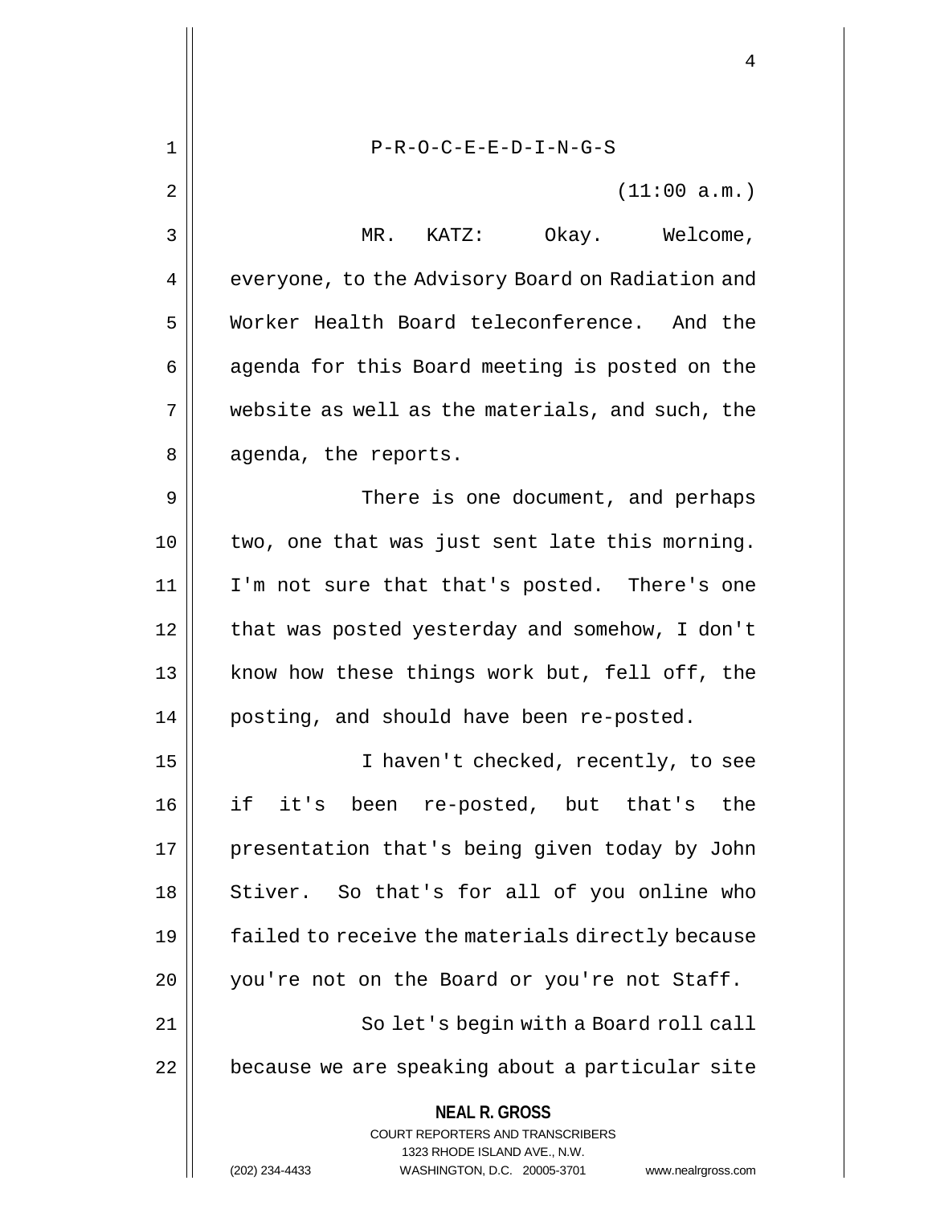P-R-O-C-E-E-D-I-N-G-S

(11:00 a.m.)

MR. KATZ: Okay. Welcome, everyone, to the Advisory Board on Radiation and Worker Health Board teleconference. And the agenda for this Board meeting is posted on the website as well as the materials, and such, the agenda, the reports.

There is one document, and perhaps two, one that was just sent late this morning. I'm not sure that that's posted. There's one that was posted yesterday and somehow, I don't know how these things work but, fell off, the posting, and should have been re-posted.

I haven't checked, recently, to see if it's been re-posted, but that's the presentation that's being given today by John Stiver. So that's for all of you online who failed to receive the materials directly because you're not on the Board or you're not Staff.

So let's begin with a Board roll call because we are speaking about a particular site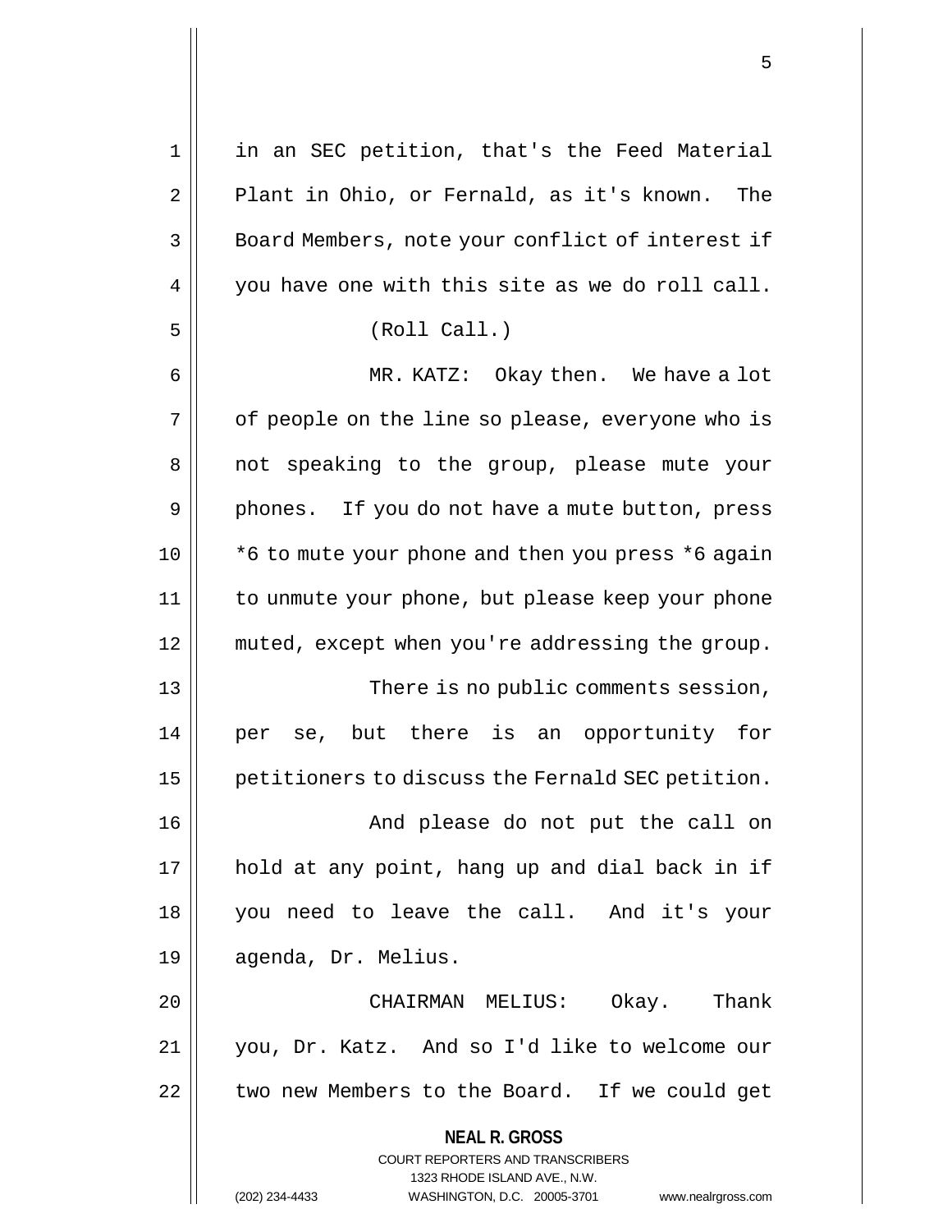in an SEC petition, that's the Feed Material Plant in Ohio, or Fernald, as it's known. The Board Members, note your conflict of interest if you have one with this site as we do roll call.

(Roll Call.)

MR. KATZ: Okay then. We have a lot of people on the line so please, everyone who is not speaking to the group, please mute your phones. If you do not have a mute button, press *6 to mute your phone and then you press *6 again to unmute your phone, but please keep your phone muted, except when you're addressing the group.

There is no public comments session, per se, but there is an opportunity for petitioners to discuss the Fernald SEC petition.

And please do not put the call on hold at any point, hang up and dial back in if you need to leave the call. And it's your agenda, Dr. Melius.

CHAIRMAN MELIUS: Okay. Thank you, Dr. Katz. And so I'd like to welcome our two new Members to the Board. If we could get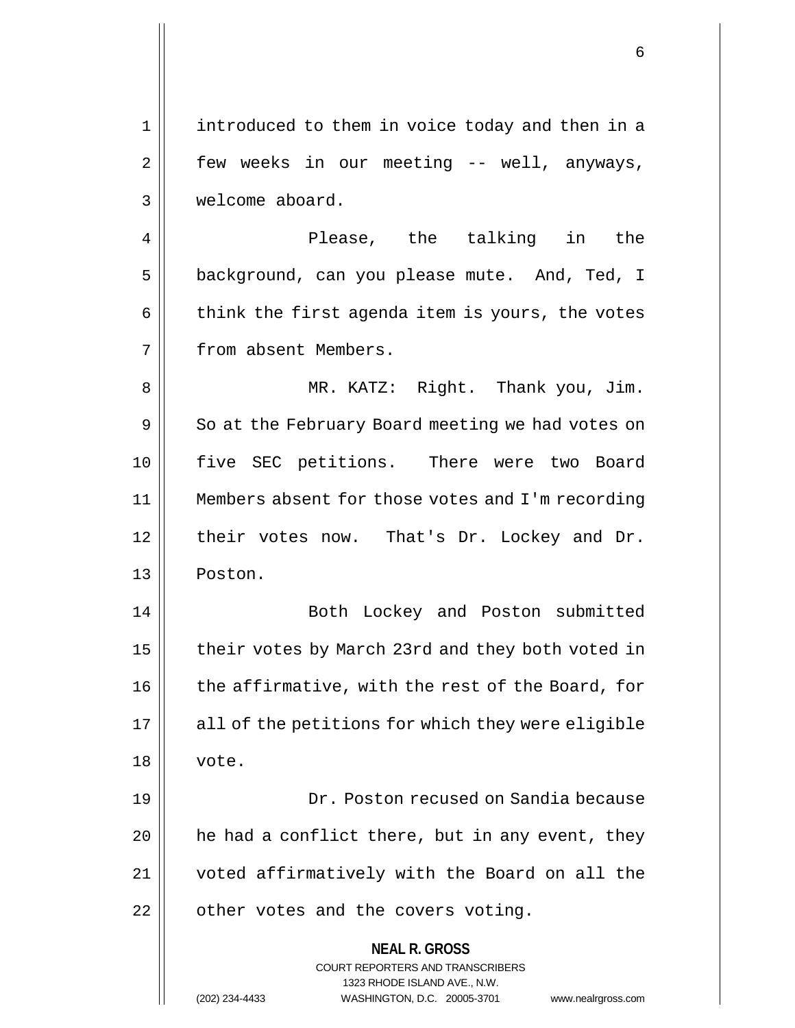introduced to them in voice today and then in a few weeks in our meeting -- well, anyways, welcome aboard.

Please, the talking in the background, can you please mute. And, Ted, I think the first agenda item is yours, the votes from absent Members.

MR. KATZ: Right. Thank you, Jim. So at the February Board meeting we had votes on five SEC petitions. There were two Board Members absent for those votes and I'm recording their votes now. That's Dr. Lockey and Dr. Poston.

Both Lockey and Poston submitted their votes by March 23rd and they both voted in the affirmative, with the rest of the Board, for all of the petitions for which they were eligible vote.

Dr. Poston recused on Sandia because he had a conflict there, but in any event, they voted affirmatively with the Board on all the other votes and the covers voting.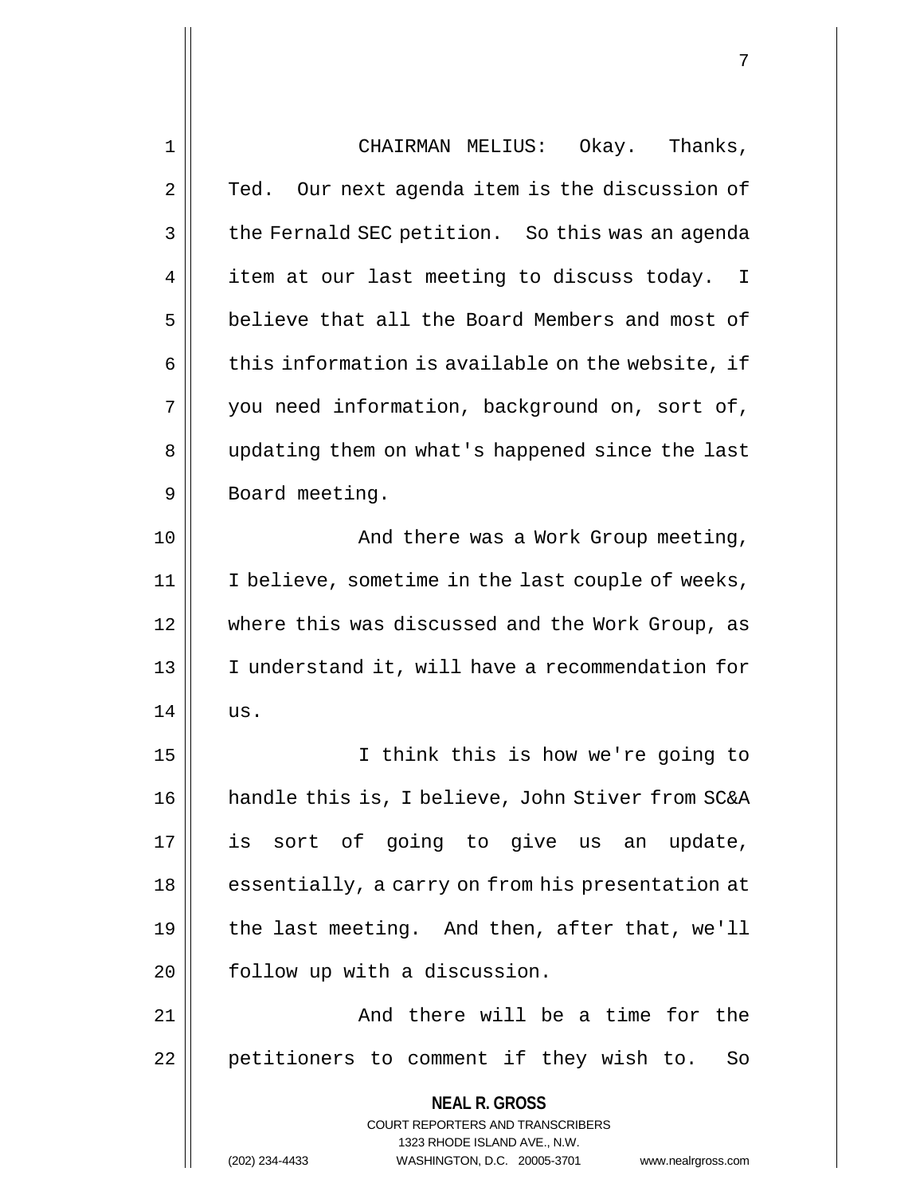CHAIRMAN MELIUS: Okay. Thanks, Ted. Our next agenda item is the discussion of the Fernald SEC petition. So this was an agenda item at our last meeting to discuss today. I believe that all the Board Members and most of this information is available on the website, if you need information, background on, sort of, updating them on what's happened since the last Board meeting.

And there was a Work Group meeting, I believe, sometime in the last couple of weeks, where this was discussed and the Work Group, as I understand it, will have a recommendation for us.

I think this is how we're going to handle this is, I believe, John Stiver from SC&A is sort of going to give us an update, essentially, a carry on from his presentation at the last meeting. And then, after that, we'll follow up with a discussion.

And there will be a time for the petitioners to comment if they wish to. So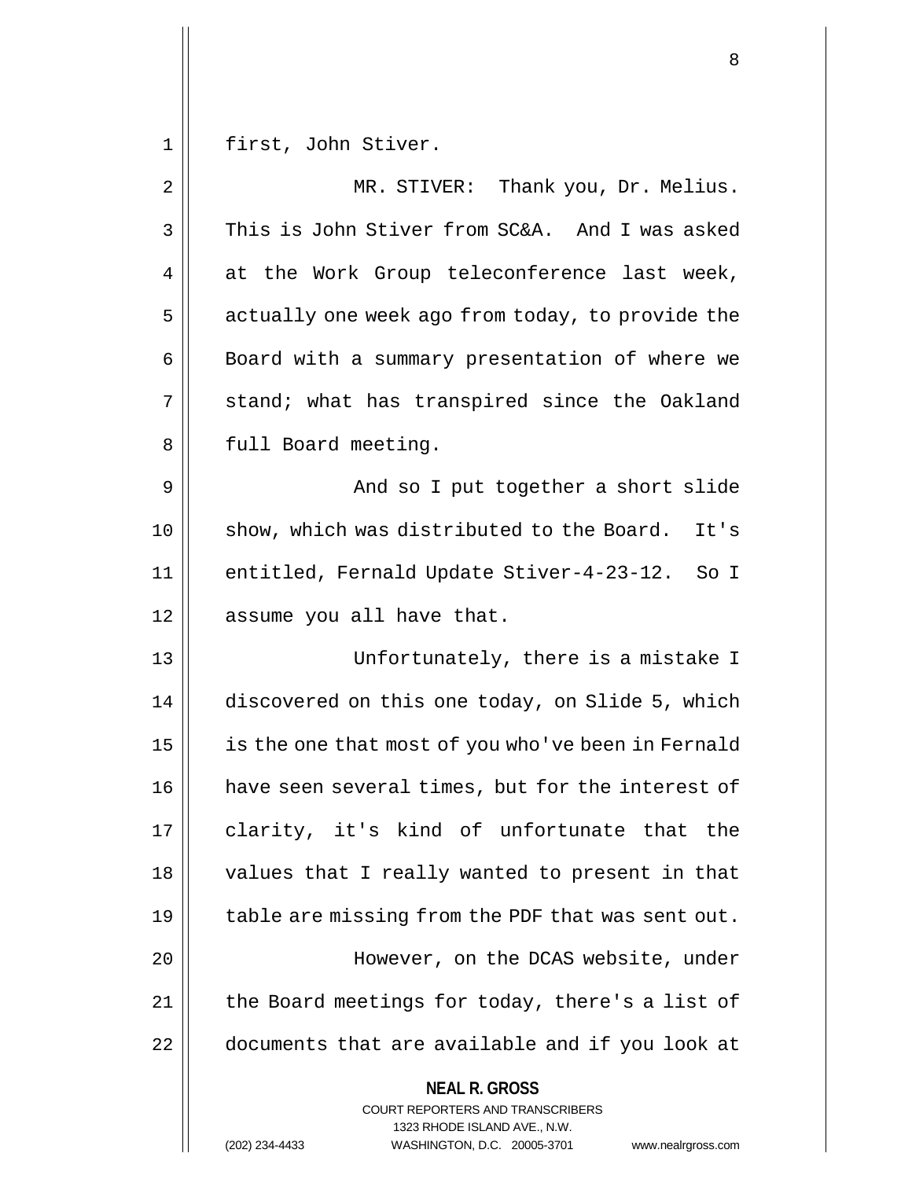first, John Stiver.

MR. STIVER: Thank you, Dr. Melius. This is John Stiver from SC&A. And I was asked at the Work Group teleconference last week, actually one week ago from today, to provide the Board with a summary presentation of where we stand; what has transpired since the Oakland full Board meeting.

And so I put together a short slide show, which was distributed to the Board. It's entitled, Fernald Update Stiver-4-23-12. So I assume you all have that.

Unfortunately, there is a mistake I discovered on this one today, on Slide 5, which is the one that most of you who've been in Fernald have seen several times, but for the interest of clarity, it's kind of unfortunate that the values that I really wanted to present in that table are missing from the PDF that was sent out.

However, on the DCAS website, under the Board meetings for today, there's a list of documents that are available and if you look at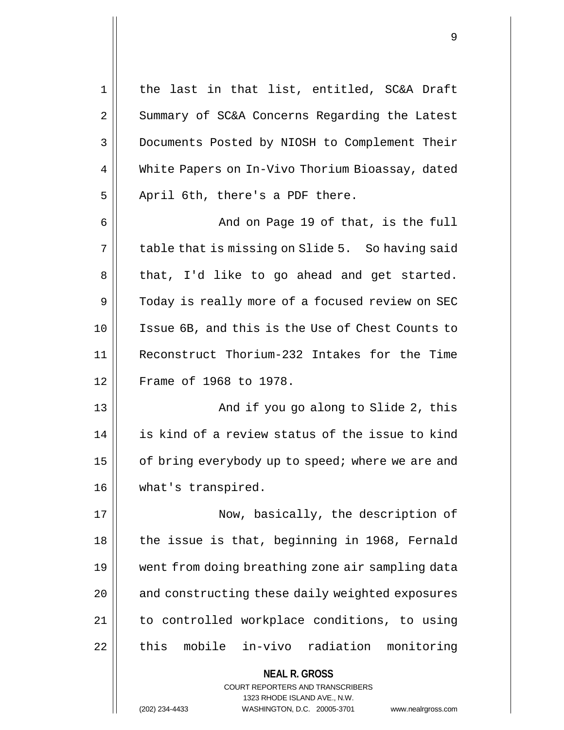the last in that list, entitled, SC&A Draft Summary of SC&A Concerns Regarding the Latest Documents Posted by NIOSH to Complement Their White Papers on In-Vivo Thorium Bioassay, dated April 6th, there's a PDF there.

And on Page 19 of that, is the full table that is missing on Slide 5. So having said that, I'd like to go ahead and get started. Today is really more of a focused review on SEC Issue 6B, and this is the Use of Chest Counts to Reconstruct Thorium-232 Intakes for the Time Frame of 1968 to 1978.

And if you go along to Slide 2, this is kind of a review status of the issue to kind of bring everybody up to speed; where we are and what's transpired.

Now, basically, the description of the issue is that, beginning in 1968, Fernald went from doing breathing zone air sampling data and constructing these daily weighted exposures to controlled workplace conditions, to using this mobile in-vivo radiation monitoring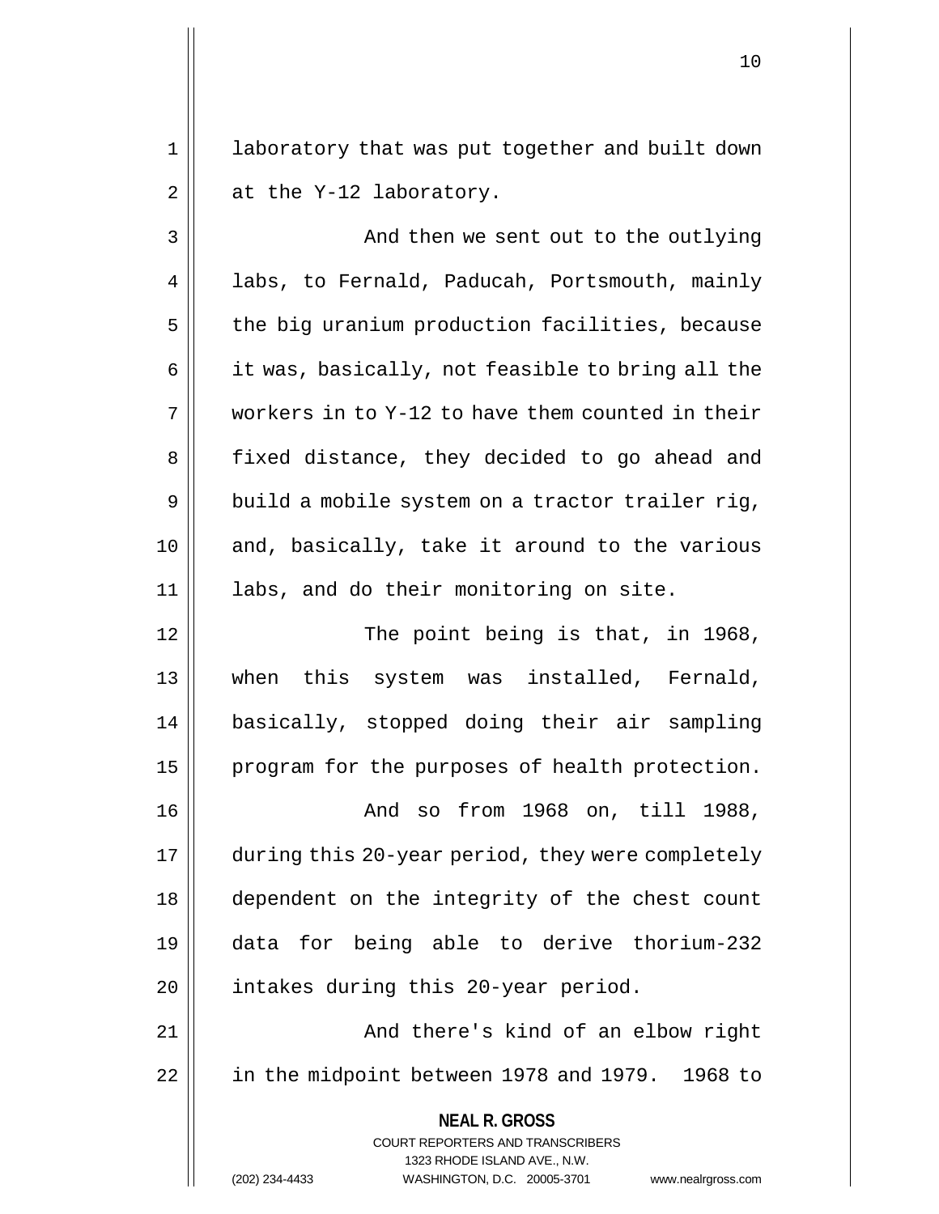laboratory that was put together and built down at the Y-12 laboratory.

And then we sent out to the outlying labs, to Fernald, Paducah, Portsmouth, mainly the big uranium production facilities, because it was, basically, not feasible to bring all the workers in to Y-12 to have them counted in their fixed distance, they decided to go ahead and build a mobile system on a tractor trailer rig, and, basically, take it around to the various labs, and do their monitoring on site.

The point being is that, in 1968, when this system was installed, Fernald, basically, stopped doing their air sampling program for the purposes of health protection.

And so from 1968 on, till 1988, during this 20-year period, they were completely dependent on the integrity of the chest count data for being able to derive thorium-232 intakes during this 20-year period.

And there's kind of an elbow right in the midpoint between 1978 and 1979. 1968 to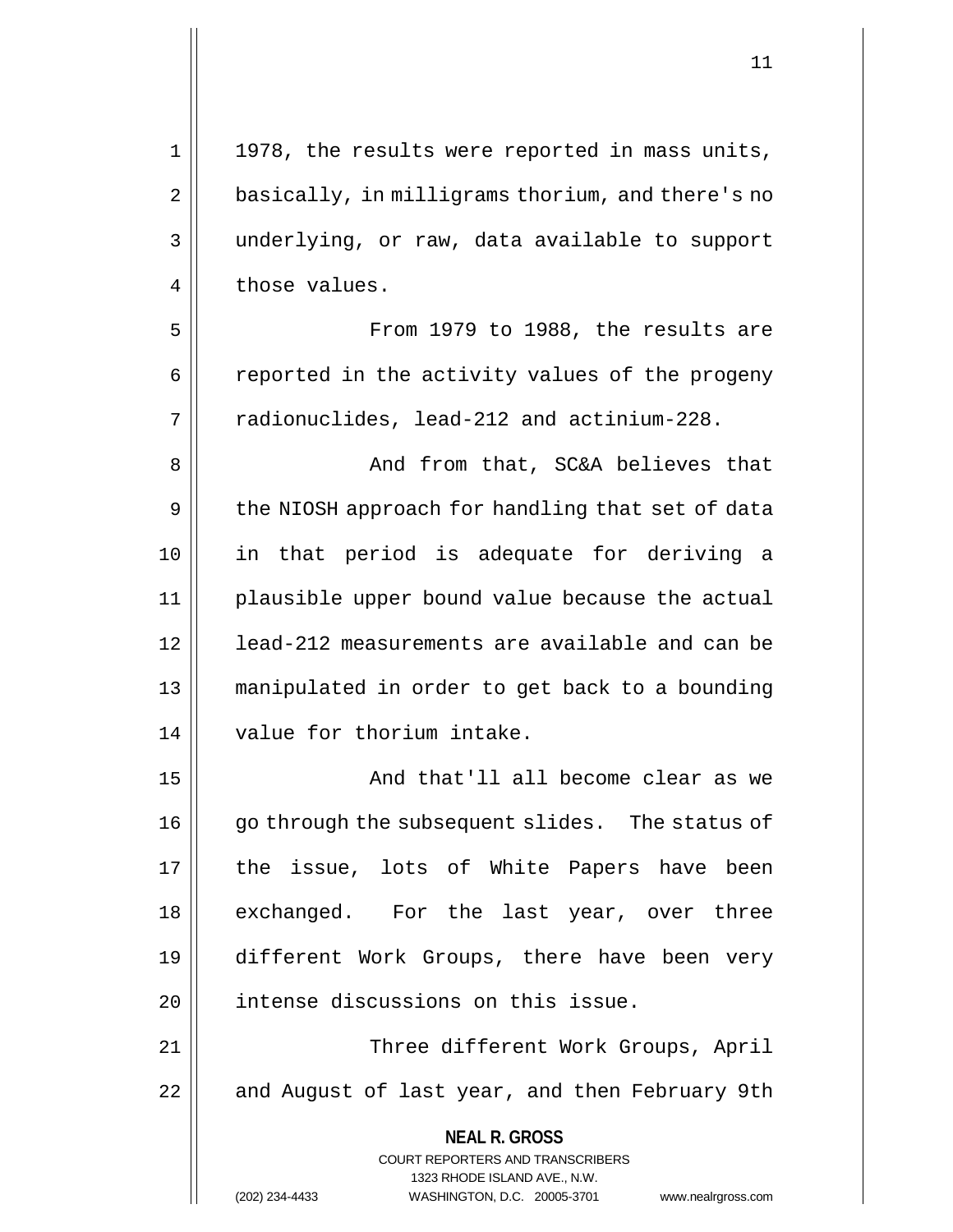1978, the results were reported in mass units, basically, in milligrams thorium, and there's no underlying, or raw, data available to support those values.

From 1979 to 1988, the results are reported in the activity values of the progeny radionuclides, lead-212 and actinium-228.

And from that, SC&A believes that the NIOSH approach for handling that set of data in that period is adequate for deriving a plausible upper bound value because the actual lead-212 measurements are available and can be manipulated in order to get back to a bounding value for thorium intake.

And that'll all become clear as we go through the subsequent slides. The status of the issue, lots of White Papers have been exchanged. For the last year, over three different Work Groups, there have been very intense discussions on this issue.

Three different Work Groups, April and August of last year, and then February 9th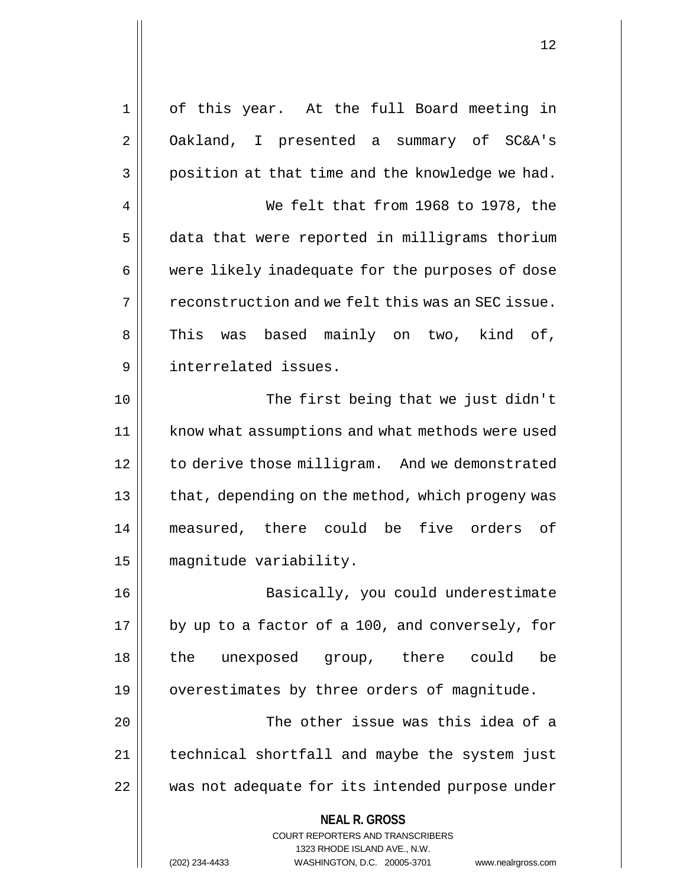of this year. At the full Board meeting in Oakland, I presented a summary of SC&A's position at that time and the knowledge we had.

We felt that from 1968 to 1978, the data that were reported in milligrams thorium were likely inadequate for the purposes of dose reconstruction and we felt this was an SEC issue. This was based mainly on two, kind of, interrelated issues.

The first being that we just didn't know what assumptions and what methods were used to derive those milligram. And we demonstrated that, depending on the method, which progeny was measured, there could be five orders of magnitude variability.

Basically, you could underestimate by up to a factor of a 100, and conversely, for the unexposed group, there could be overestimates by three orders of magnitude.

The other issue was this idea of a technical shortfall and maybe the system just was not adequate for its intended purpose under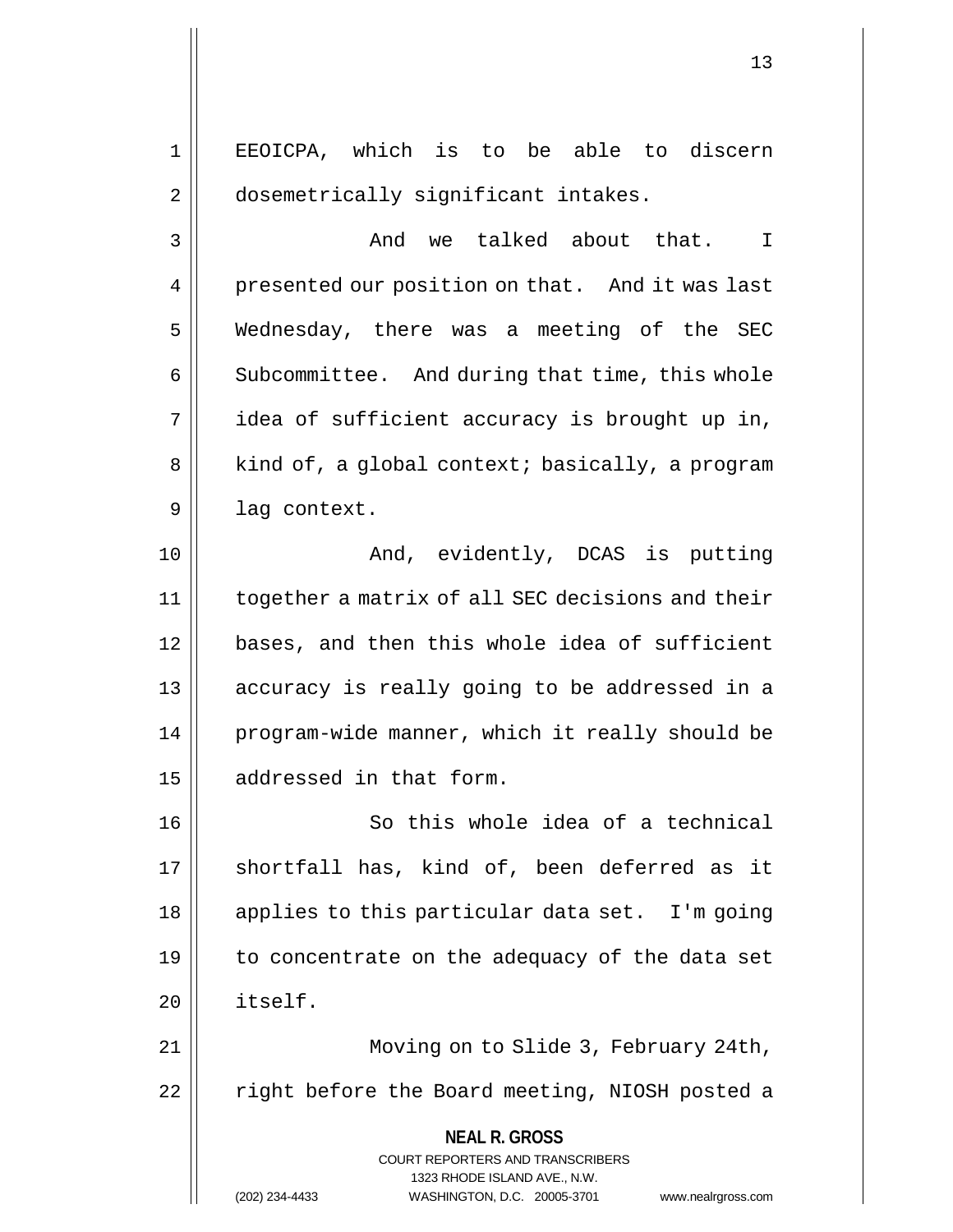EEOICPA, which is to be able to discern dosemetrically significant intakes.

And we talked about that. I presented our position on that. And it was last Wednesday, there was a meeting of the SEC Subcommittee. And during that time, this whole idea of sufficient accuracy is brought up in, kind of, a global context; basically, a program lag context.

And, evidently, DCAS is putting together a matrix of all SEC decisions and their bases, and then this whole idea of sufficient accuracy is really going to be addressed in a program-wide manner, which it really should be addressed in that form.

So this whole idea of a technical shortfall has, kind of, been deferred as it applies to this particular data set. I'm going to concentrate on the adequacy of the data set itself.

Moving on to Slide 3, February 24th, right before the Board meeting, NIOSH posted a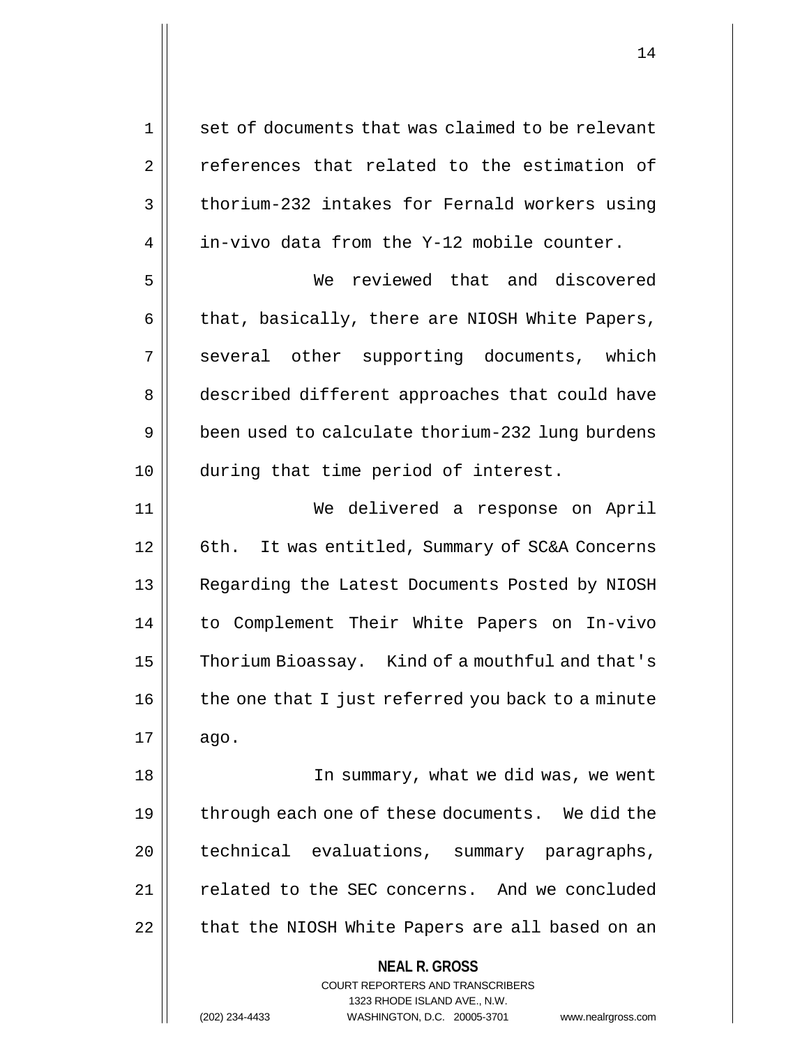set of documents that was claimed to be relevant references that related to the estimation of thorium-232 intakes for Fernald workers using in-vivo data from the Y-12 mobile counter.

We reviewed that and discovered that, basically, there are NIOSH White Papers, several other supporting documents, which described different approaches that could have been used to calculate thorium-232 lung burdens during that time period of interest.

We delivered a response on April 6th. It was entitled, Summary of SC&A Concerns Regarding the Latest Documents Posted by NIOSH to Complement Their White Papers on In-vivo Thorium Bioassay. Kind of a mouthful and that's the one that I just referred you back to a minute ago.

In summary, what we did was, we went through each one of these documents. We did the technical evaluations, summary paragraphs, related to the SEC concerns. And we concluded that the NIOSH White Papers are all based on an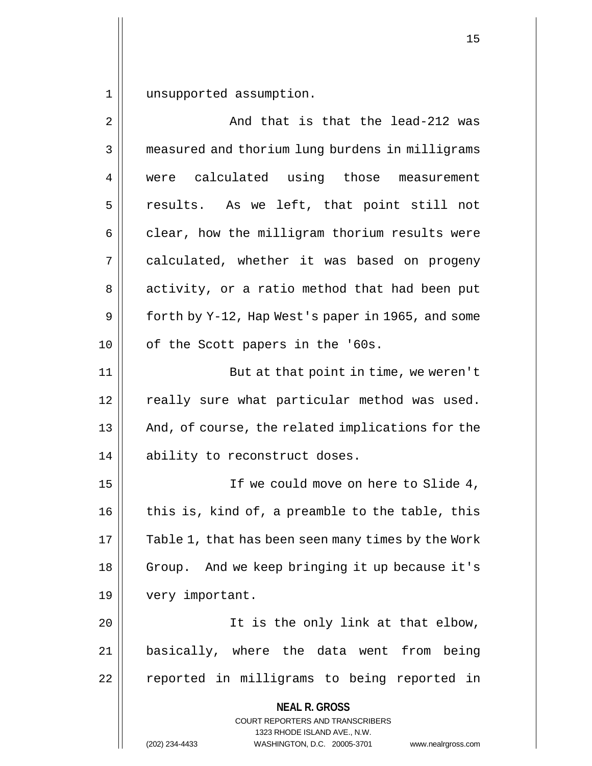unsupported assumption.

And that is that the lead-212 was measured and thorium lung burdens in milligrams were calculated using those measurement results. As we left, that point still not clear, how the milligram thorium results were calculated, whether it was based on progeny activity, or a ratio method that had been put forth by Y-12, Hap West's paper in 1965, and some of the Scott papers in the '60s.

But at that point in time, we weren't really sure what particular method was used. And, of course, the related implications for the ability to reconstruct doses.

If we could move on here to Slide 4, this is, kind of, a preamble to the table, this Table 1, that has been seen many times by the Work Group. And we keep bringing it up because it's very important.

It is the only link at that elbow, basically, where the data went from being reported in milligrams to being reported in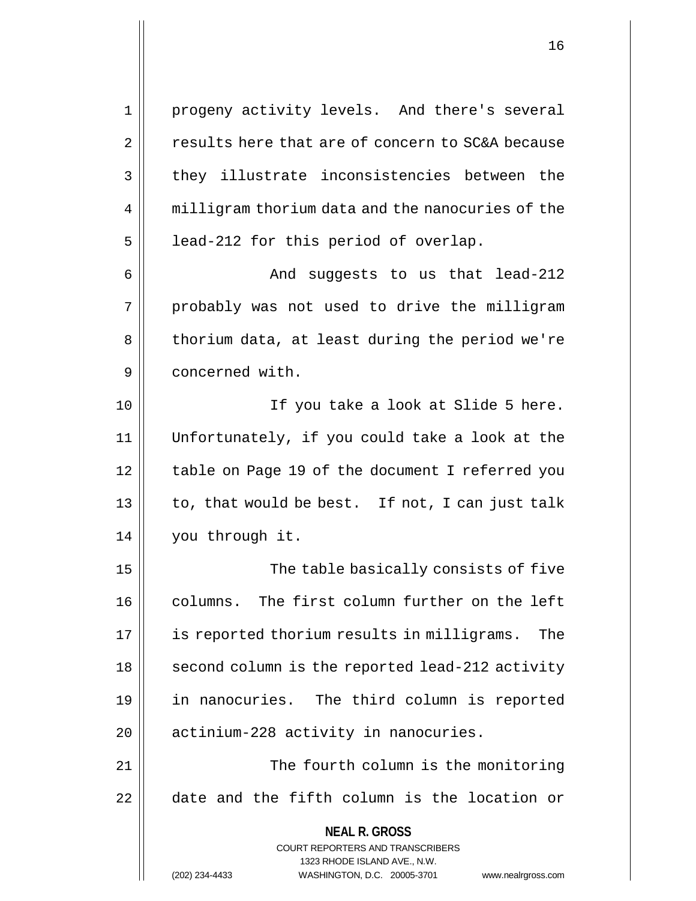progeny activity levels. And there's several results here that are of concern to SC&A because they illustrate inconsistencies between the milligram thorium data and the nanocuries of the lead-212 for this period of overlap.

And suggests to us that lead-212 probably was not used to drive the milligram thorium data, at least during the period we're concerned with.

If you take a look at Slide 5 here. Unfortunately, if you could take a look at the table on Page 19 of the document I referred you to, that would be best. If not, I can just talk you through it.

The table basically consists of five columns. The first column further on the left is reported thorium results in milligrams. The second column is the reported lead-212 activity in nanocuries. The third column is reported actinium-228 activity in nanocuries.

The fourth column is the monitoring date and the fifth column is the location or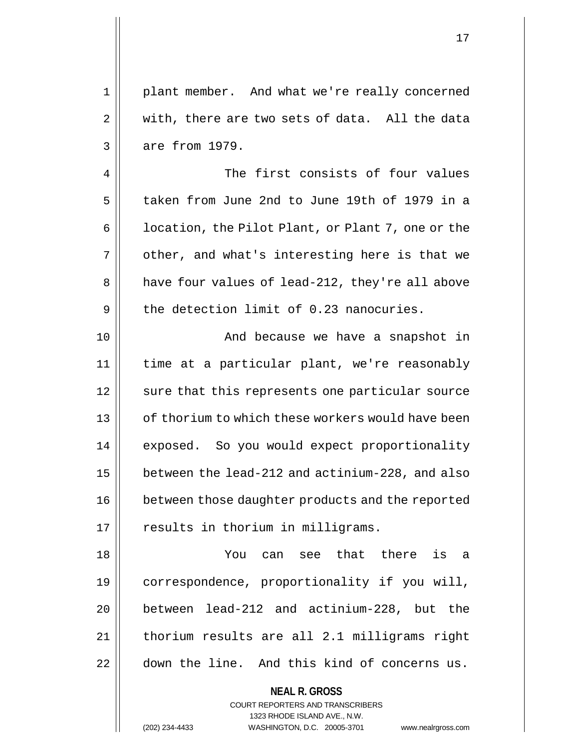plant member. And what we're really concerned with, there are two sets of data. All the data are from 1979.

The first consists of four values taken from June 2nd to June 19th of 1979 in a location, the Pilot Plant, or Plant 7, one or the other, and what's interesting here is that we have four values of lead-212, they're all above the detection limit of 0.23 nanocuries.

And because we have a snapshot in time at a particular plant, we're reasonably sure that this represents one particular source of thorium to which these workers would have been exposed. So you would expect proportionality between the lead-212 and actinium-228, and also between those daughter products and the reported results in thorium in milligrams.

You can see that there is a correspondence, proportionality if you will, between lead-212 and actinium-228, but the thorium results are all 2.1 milligrams right down the line. And this kind of concerns us.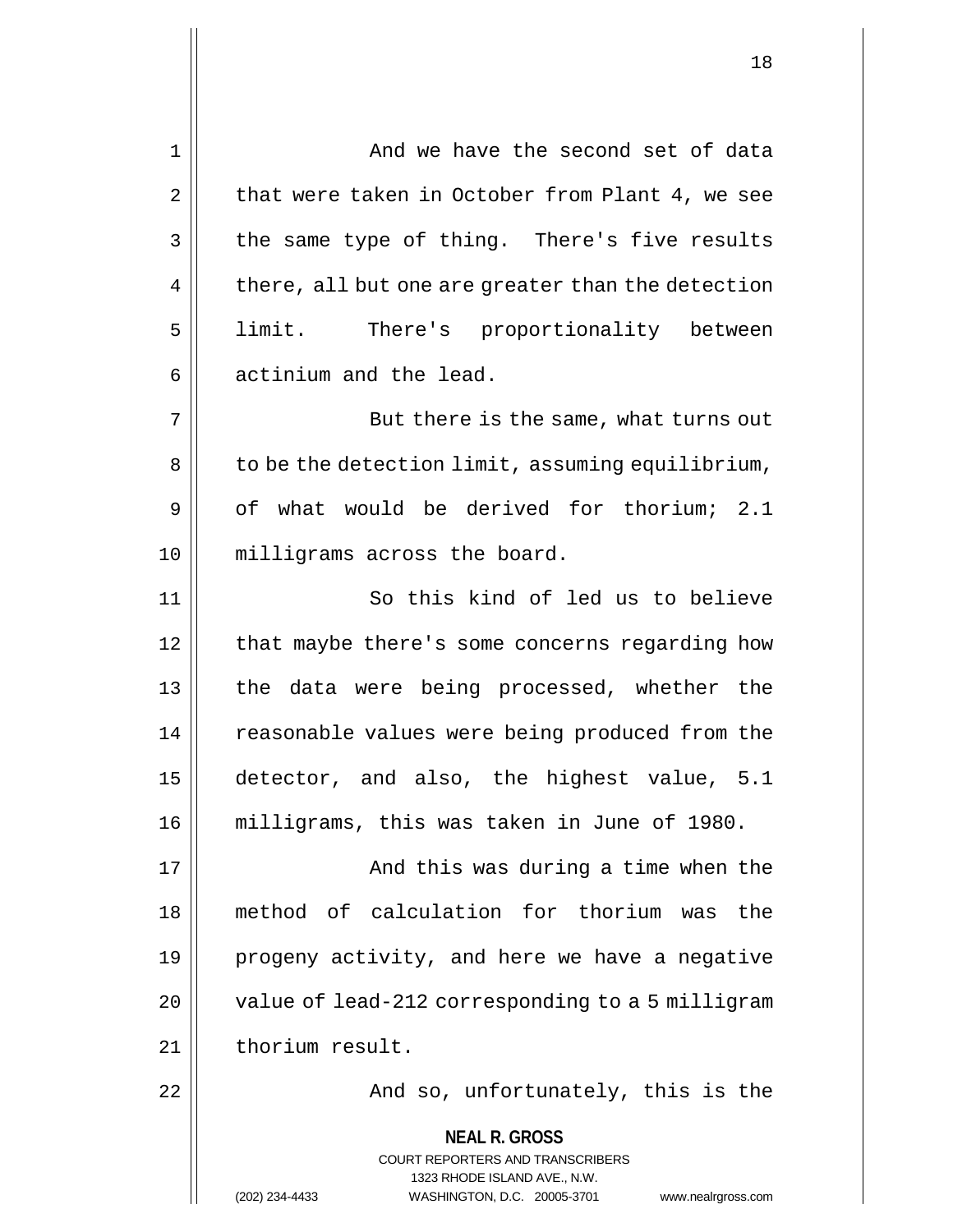And we have the second set of data that were taken in October from Plant 4, we see the same type of thing. There's five results there, all but one are greater than the detection limit. There's proportionality between actinium and the lead.

But there is the same, what turns out to be the detection limit, assuming equilibrium, of what would be derived for thorium; 2.1 milligrams across the board.

So this kind of led us to believe that maybe there's some concerns regarding how the data were being processed, whether the reasonable values were being produced from the detector, and also, the highest value, 5.1 milligrams, this was taken in June of 1980.

And this was during a time when the method of calculation for thorium was the progeny activity, and here we have a negative value of lead-212 corresponding to a 5 milligram thorium result.

And so, unfortunately, this is the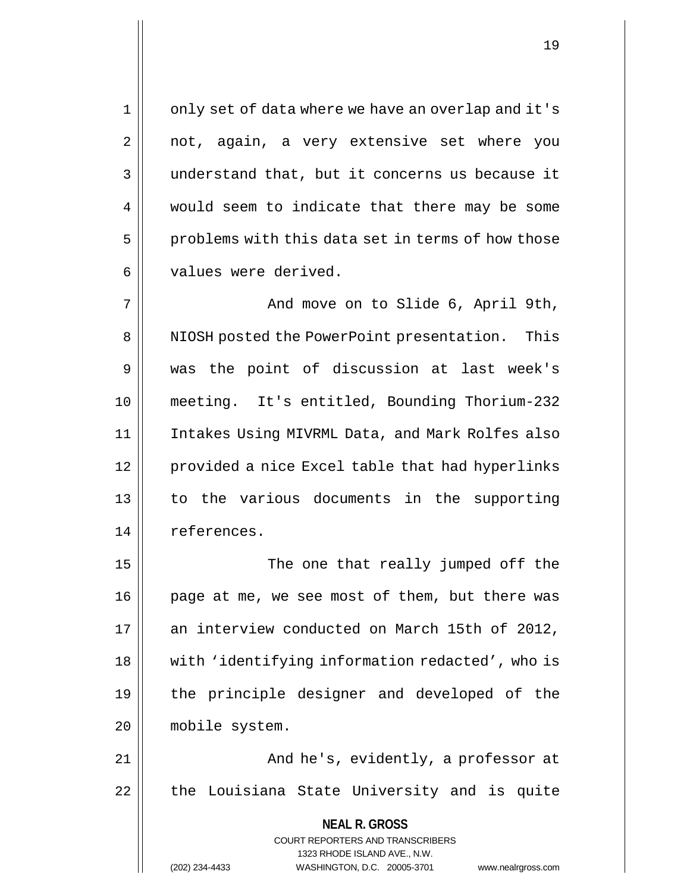only set of data where we have an overlap and it's not, again, a very extensive set where you understand that, but it concerns us because it would seem to indicate that there may be some problems with this data set in terms of how those values were derived.

And move on to Slide 6, April 9th, NIOSH posted the PowerPoint presentation. This was the point of discussion at last week's meeting. It's entitled, Bounding Thorium-232 Intakes Using MIVRML Data, and Mark Rolfes also provided a nice Excel table that had hyperlinks to the various documents in the supporting references.

The one that really jumped off the page at me, we see most of them, but there was an interview conducted on March 15th of 2012, with 'identifying information redacted', who is the principle designer and developed of the mobile system.

And he's, evidently, a professor at the Louisiana State University and is quite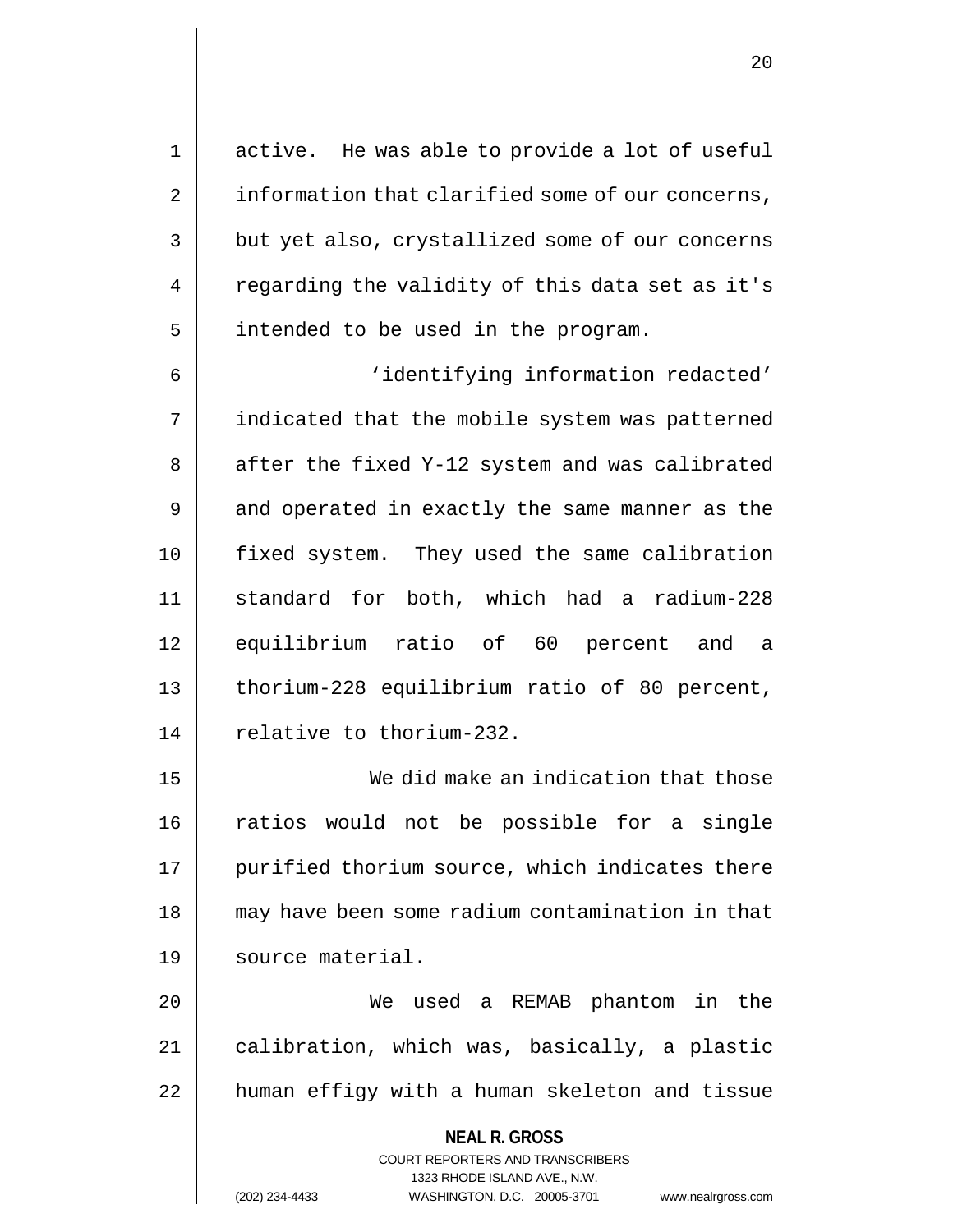active. He was able to provide a lot of useful information that clarified some of our concerns, but yet also, crystallized some of our concerns regarding the validity of this data set as it's intended to be used in the program.

'identifying information redacted' indicated that the mobile system was patterned after the fixed Y-12 system and was calibrated and operated in exactly the same manner as the fixed system. They used the same calibration standard for both, which had a radium-228 equilibrium ratio of 60 percent and a thorium-228 equilibrium ratio of 80 percent, relative to thorium-232.

We did make an indication that those ratios would not be possible for a single purified thorium source, which indicates there may have been some radium contamination in that source material.

We used a REMAB phantom in the calibration, which was, basically, a plastic human effigy with a human skeleton and tissue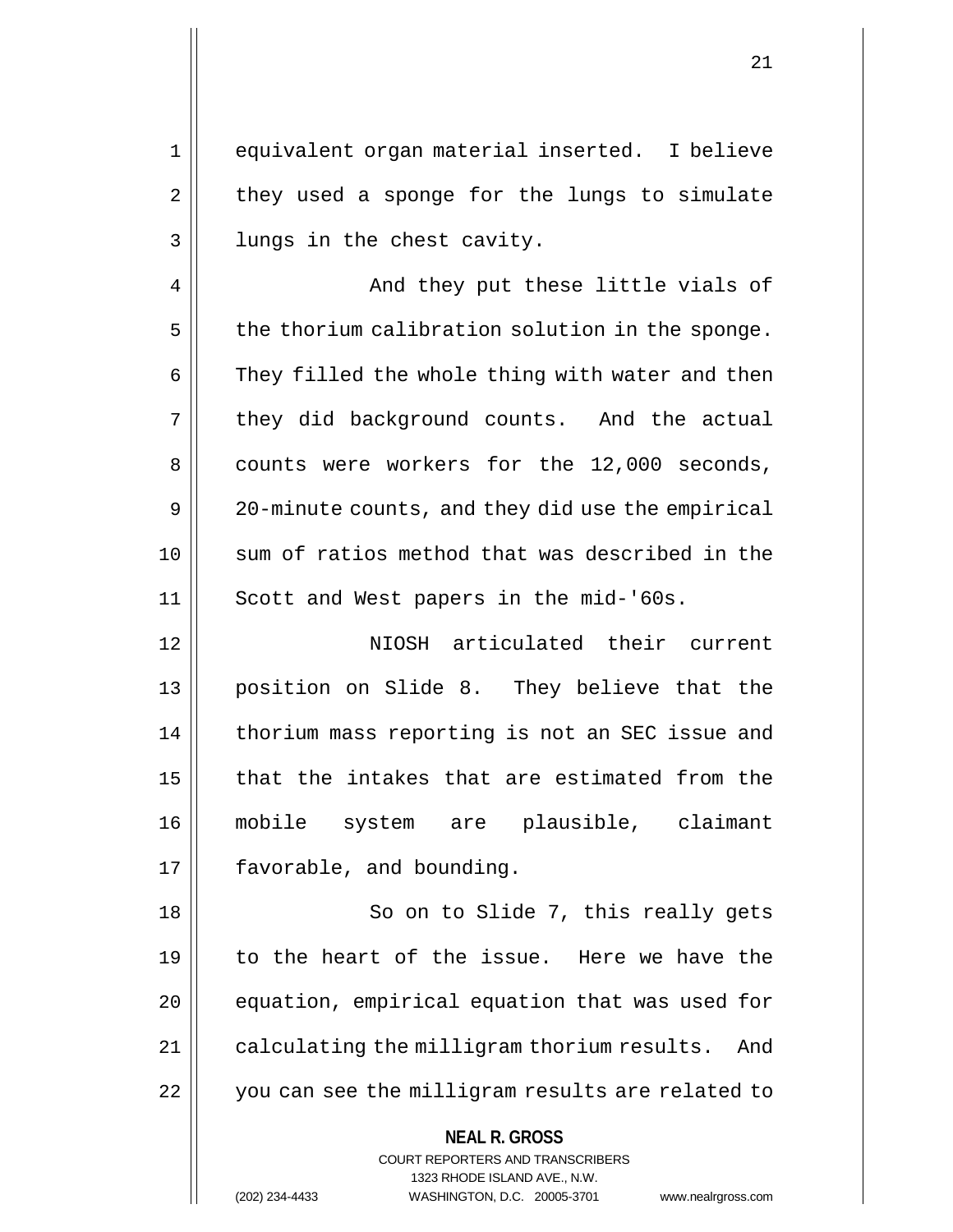equivalent organ material inserted. I believe they used a sponge for the lungs to simulate lungs in the chest cavity.

And they put these little vials of the thorium calibration solution in the sponge. They filled the whole thing with water and then they did background counts. And the actual counts were workers for the 12,000 seconds, 20-minute counts, and they did use the empirical sum of ratios method that was described in the Scott and West papers in the mid-'60s.

NIOSH articulated their current position on Slide 8. They believe that the thorium mass reporting is not an SEC issue and that the intakes that are estimated from the mobile system are plausible, claimant favorable, and bounding.

So on to Slide 7, this really gets to the heart of the issue. Here we have the equation, empirical equation that was used for calculating the milligram thorium results. And you can see the milligram results are related to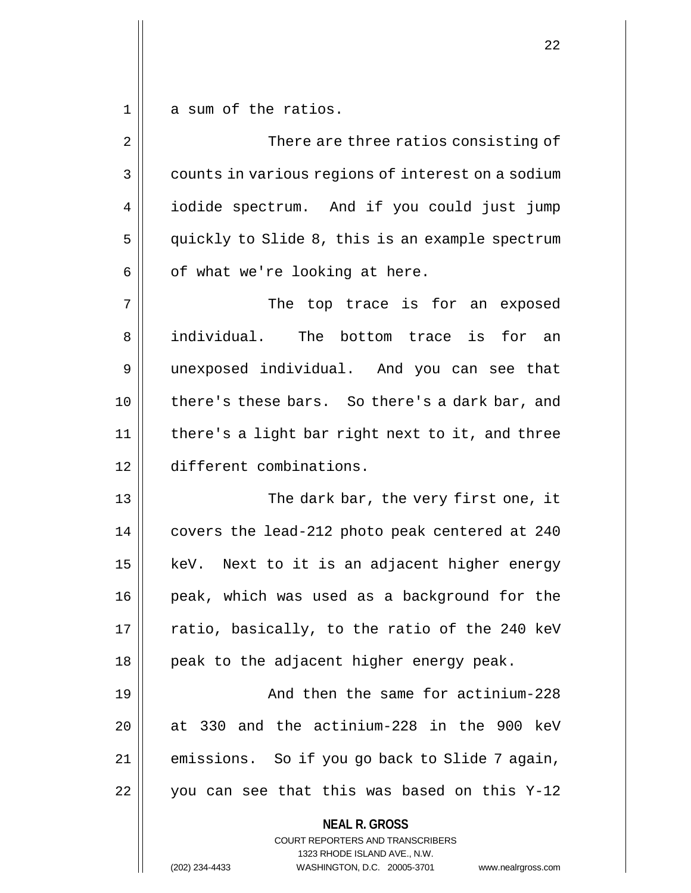a sum of the ratios.

There are three ratios consisting of counts in various regions of interest on a sodium iodide spectrum. And if you could just jump quickly to Slide 8, this is an example spectrum of what we're looking at here.

The top trace is for an exposed individual. The bottom trace is for an unexposed individual. And you can see that there's these bars. So there's a dark bar, and there's a light bar right next to it, and three different combinations.

The dark bar, the very first one, it covers the lead-212 photo peak centered at 240 keV. Next to it is an adjacent higher energy peak, which was used as a background for the ratio, basically, to the ratio of the 240 keV peak to the adjacent higher energy peak.

And then the same for actinium-228 at 330 and the actinium-228 in the 900 keV emissions. So if you go back to Slide 7 again, you can see that this was based on this Y-12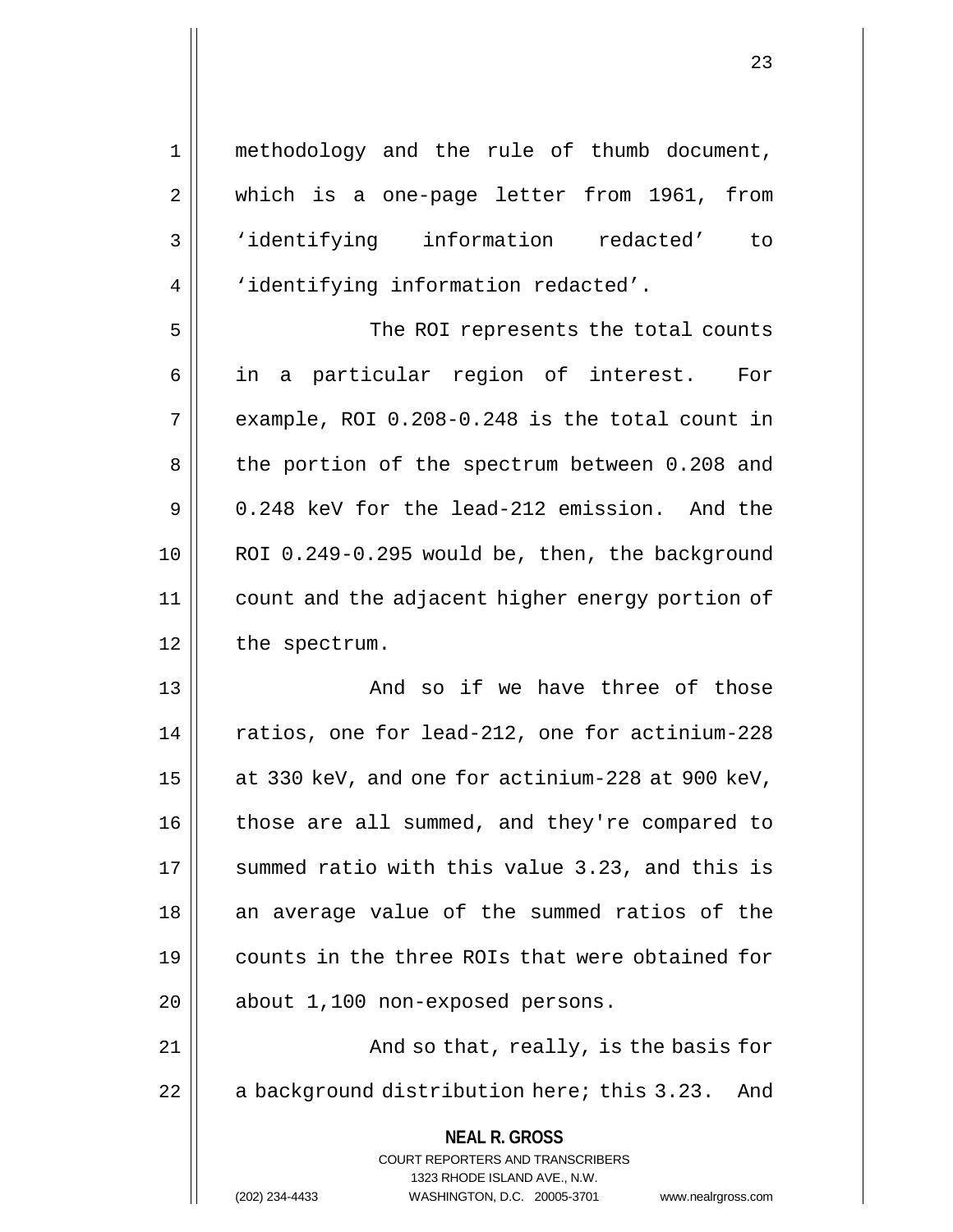methodology and the rule of thumb document, which is a one-page letter from 1961, from 'identifying information redacted' to 'identifying information redacted'.

The ROI represents the total counts in a particular region of interest. For example, ROI 0.208-0.248 is the total count in the portion of the spectrum between 0.208 and 0.248 keV for the lead-212 emission. And the ROI 0.249-0.295 would be, then, the background count and the adjacent higher energy portion of the spectrum.

And so if we have three of those ratios, one for lead-212, one for actinium-228 at 330 keV, and one for actinium-228 at 900 keV, those are all summed, and they're compared to summed ratio with this value 3.23, and this is an average value of the summed ratios of the counts in the three ROIs that were obtained for about 1,100 non-exposed persons.

And so that, really, is the basis for a background distribution here; this 3.23. And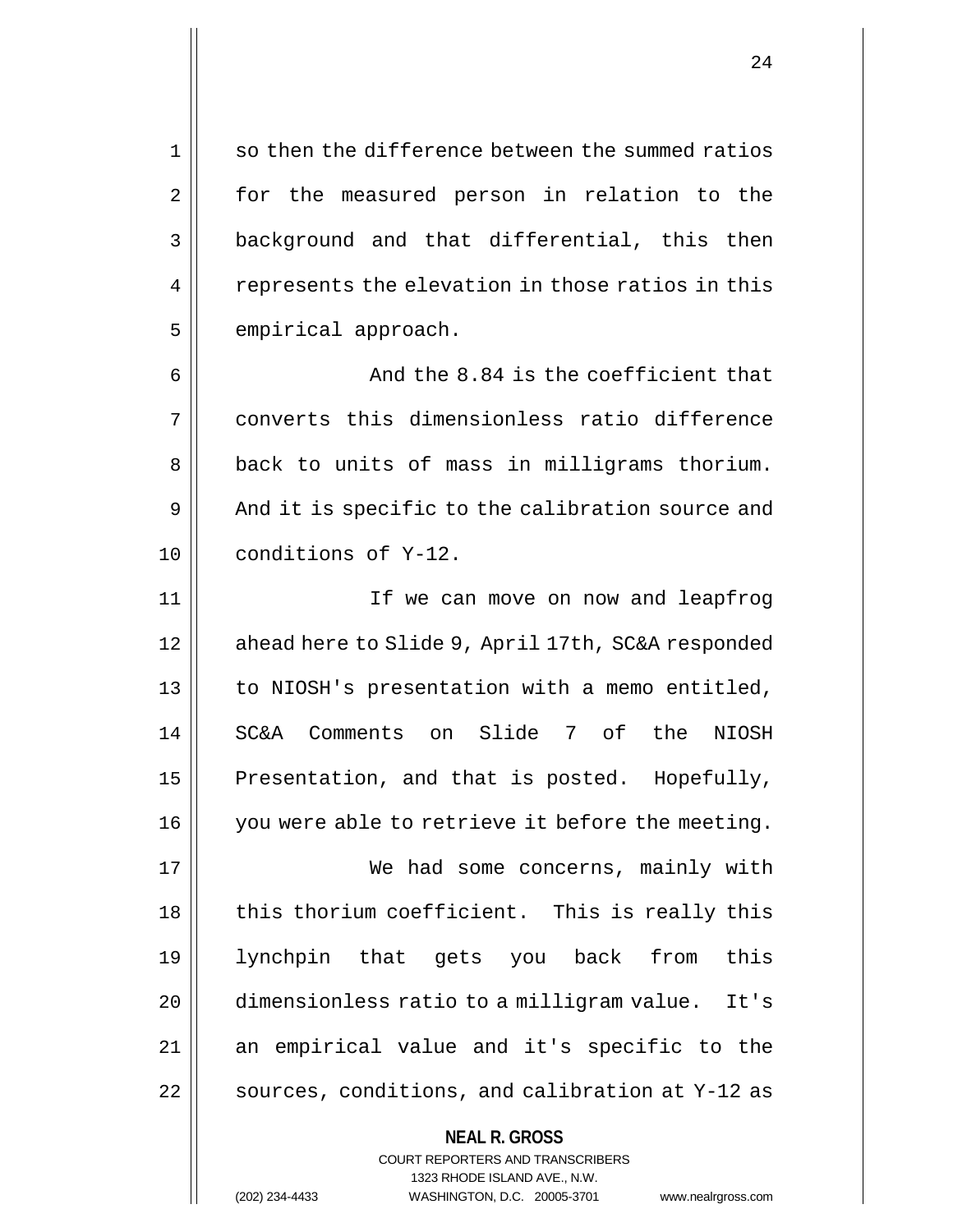so then the difference between the summed ratios for the measured person in relation to the background and that differential, this then represents the elevation in those ratios in this empirical approach.

And the 8.84 is the coefficient that converts this dimensionless ratio difference back to units of mass in milligrams thorium. And it is specific to the calibration source and conditions of Y-12.

If we can move on now and leapfrog ahead here to Slide 9, April 17th, SC&A responded to NIOSH's presentation with a memo entitled, SC&A Comments on Slide 7 of the NIOSH Presentation, and that is posted. Hopefully, you were able to retrieve it before the meeting.

We had some concerns, mainly with this thorium coefficient. This is really this lynchpin that gets you back from this dimensionless ratio to a milligram value. It's an empirical value and it's specific to the sources, conditions, and calibration at Y-12 as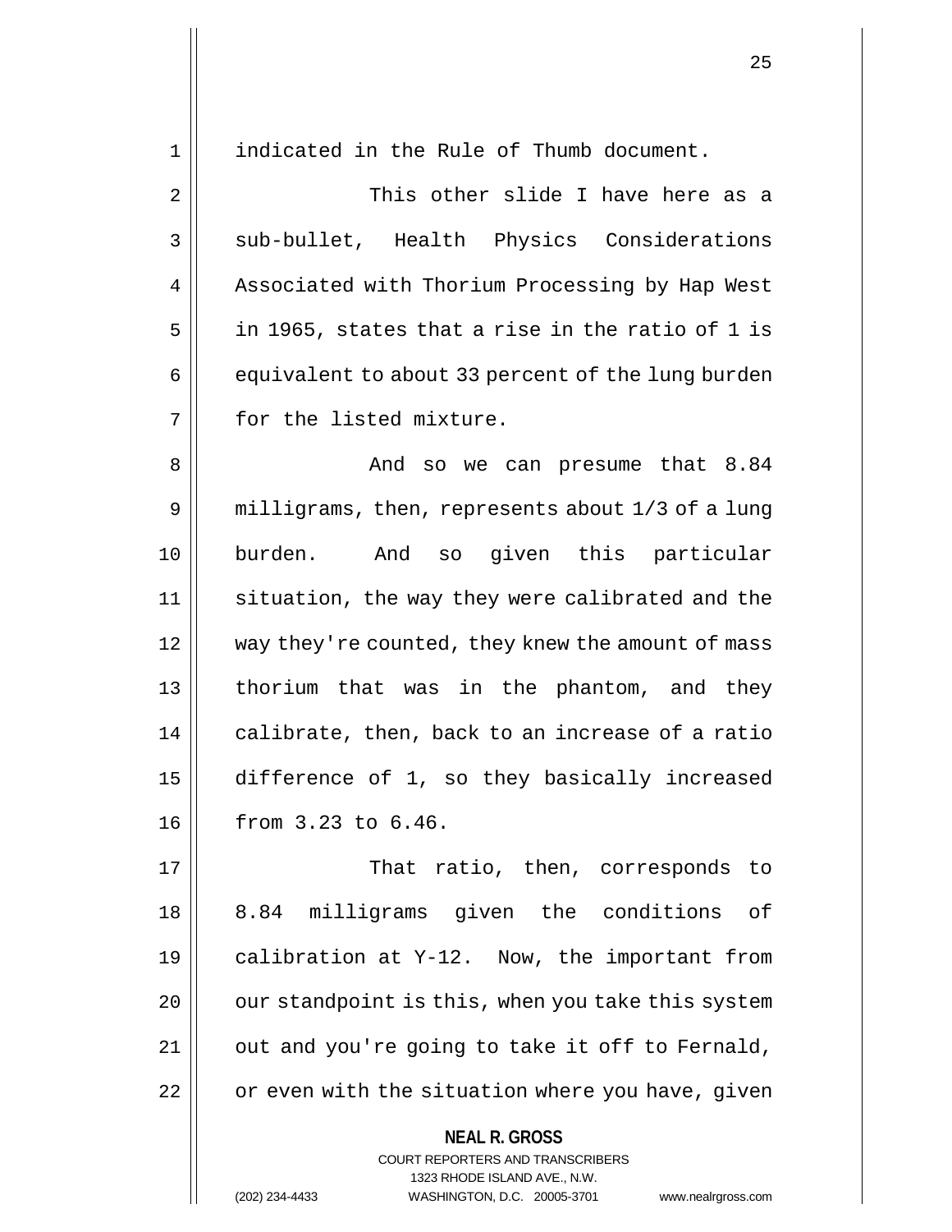indicated in the Rule of Thumb document.

This other slide I have here as a sub-bullet, Health Physics Considerations Associated with Thorium Processing by Hap West in 1965, states that a rise in the ratio of 1 is equivalent to about 33 percent of the lung burden for the listed mixture.

And so we can presume that 8.84 milligrams, then, represents about 1/3 of a lung burden. And so given this particular situation, the way they were calibrated and the way they're counted, they knew the amount of mass thorium that was in the phantom, and they calibrate, then, back to an increase of a ratio difference of 1, so they basically increased from 3.23 to 6.46.

That ratio, then, corresponds to 8.84 milligrams given the conditions of calibration at Y-12. Now, the important from our standpoint is this, when you take this system out and you're going to take it off to Fernald, or even with the situation where you have, given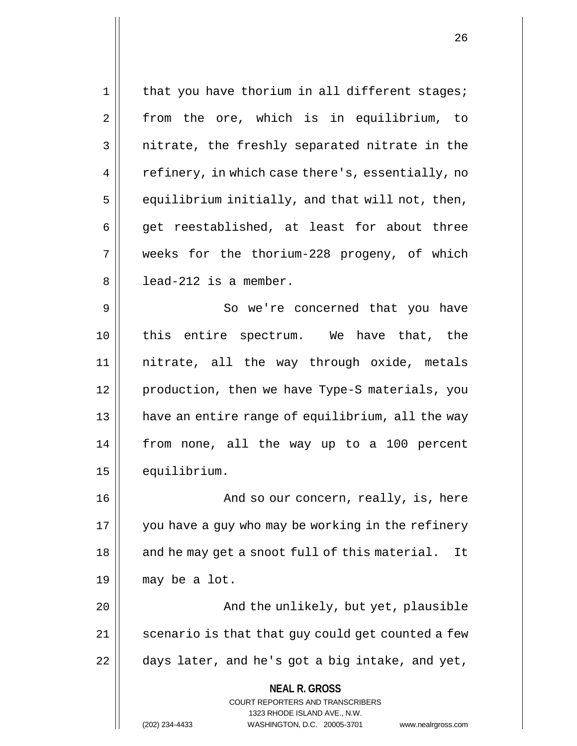that you have thorium in all different stages; from the ore, which is in equilibrium, to nitrate, the freshly separated nitrate in the refinery, in which case there's, essentially, no equilibrium initially, and that will not, then, get reestablished, at least for about three weeks for the thorium-228 progeny, of which lead-212 is a member.

So we're concerned that you have this entire spectrum. We have that, the nitrate, all the way through oxide, metals production, then we have Type-S materials, you have an entire range of equilibrium, all the way from none, all the way up to a 100 percent equilibrium.

And so our concern, really, is, here you have a guy who may be working in the refinery and he may get a snoot full of this material. It may be a lot.

And the unlikely, but yet, plausible scenario is that that guy could get counted a few days later, and he's got a big intake, and yet,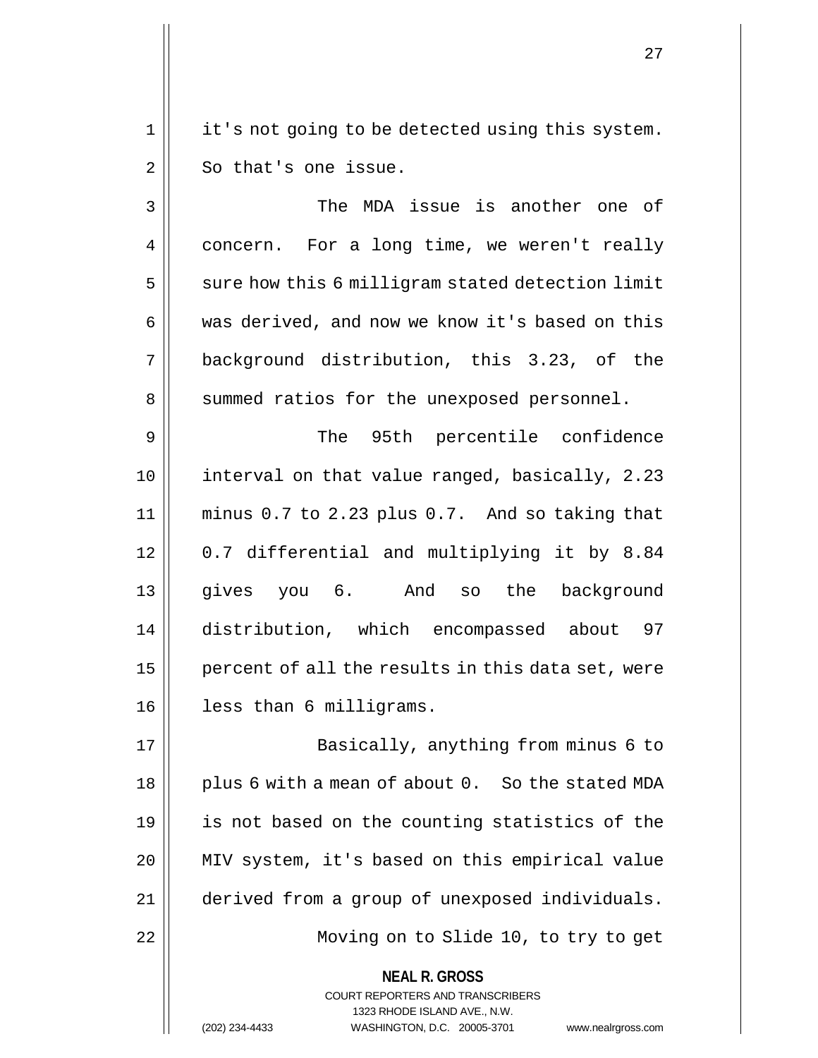it's not going to be detected using this system. So that's one issue.

The MDA issue is another one of concern. For a long time, we weren't really sure how this 6 milligram stated detection limit was derived, and now we know it's based on this background distribution, this 3.23, of the summed ratios for the unexposed personnel.

The 95th percentile confidence interval on that value ranged, basically, 2.23 minus 0.7 to 2.23 plus 0.7. And so taking that 0.7 differential and multiplying it by 8.84 gives you 6. And so the background distribution, which encompassed about 97 percent of all the results in this data set, were less than 6 milligrams.

Basically, anything from minus 6 to plus 6 with a mean of about 0. So the stated MDA is not based on the counting statistics of the MIV system, it's based on this empirical value derived from a group of unexposed individuals.

Moving on to Slide 10, to try to get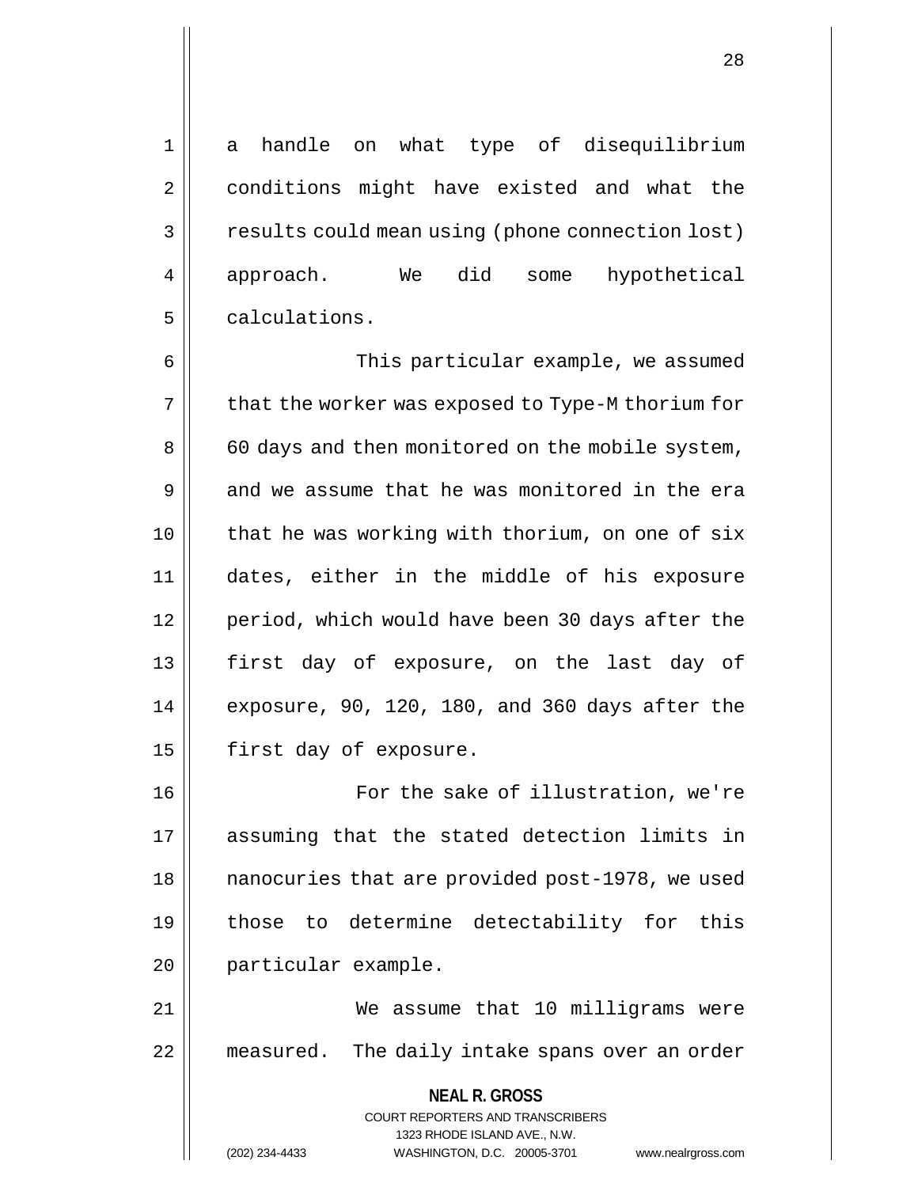a handle on what type of disequilibrium conditions might have existed and what the results could mean using (phone connection lost) approach. We did some hypothetical calculations.

This particular example, we assumed that the worker was exposed to Type-M thorium for 60 days and then monitored on the mobile system, and we assume that he was monitored in the era that he was working with thorium, on one of six dates, either in the middle of his exposure period, which would have been 30 days after the first day of exposure, on the last day of exposure, 90, 120, 180, and 360 days after the first day of exposure.

For the sake of illustration, we're assuming that the stated detection limits in nanocuries that are provided post-1978, we used those to determine detectability for this particular example.

We assume that 10 milligrams were measured. The daily intake spans over an order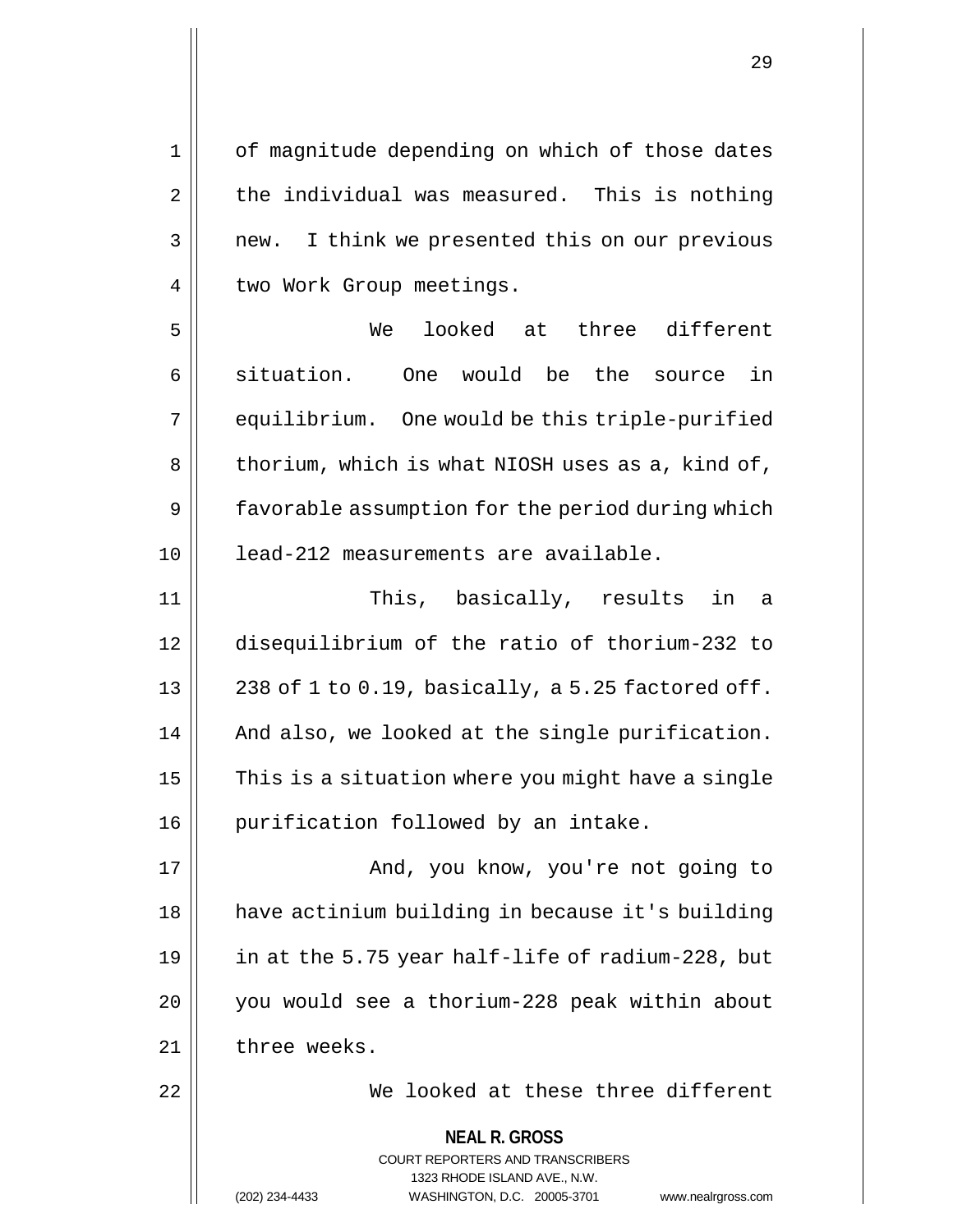of magnitude depending on which of those dates the individual was measured. This is nothing new. I think we presented this on our previous two Work Group meetings.

We looked at three different situation. One would be the source in equilibrium. One would be this triple-purified thorium, which is what NIOSH uses as a, kind of, favorable assumption for the period during which lead-212 measurements are available.

This, basically, results in a disequilibrium of the ratio of thorium-232 to 238 of 1 to 0.19, basically, a 5.25 factored off. And also, we looked at the single purification. This is a situation where you might have a single purification followed by an intake.

And, you know, you're not going to have actinium building in because it's building in at the 5.75 year half-life of radium-228, but you would see a thorium-228 peak within about three weeks.

We looked at these three different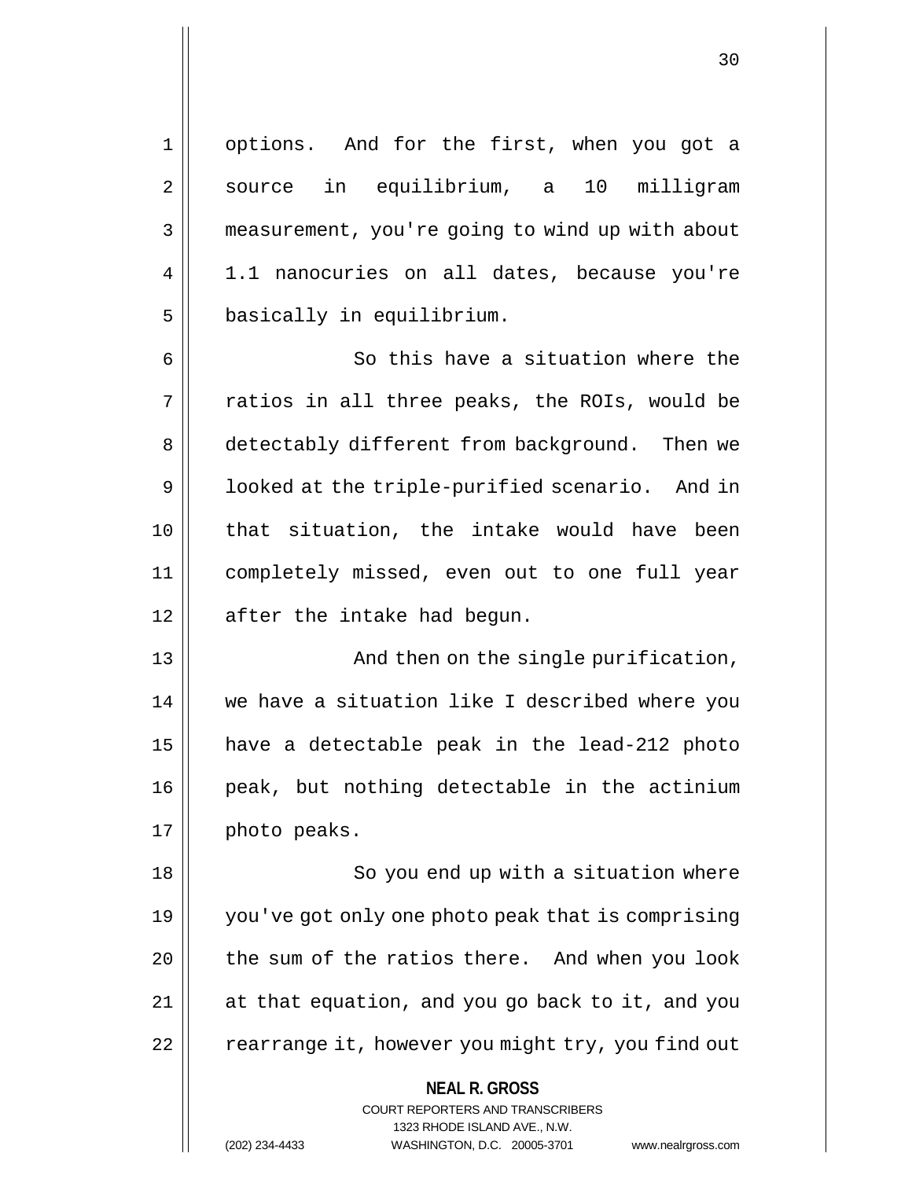options. And for the first, when you got a source in equilibrium, a 10 milligram measurement, you're going to wind up with about 1.1 nanocuries on all dates, because you're basically in equilibrium.

So this have a situation where the ratios in all three peaks, the ROIs, would be detectably different from background. Then we looked at the triple-purified scenario. And in that situation, the intake would have been completely missed, even out to one full year after the intake had begun.

And then on the single purification, we have a situation like I described where you have a detectable peak in the lead-212 photo peak, but nothing detectable in the actinium photo peaks.

So you end up with a situation where you've got only one photo peak that is comprising the sum of the ratios there. And when you look at that equation, and you go back to it, and you rearrange it, however you might try, you find out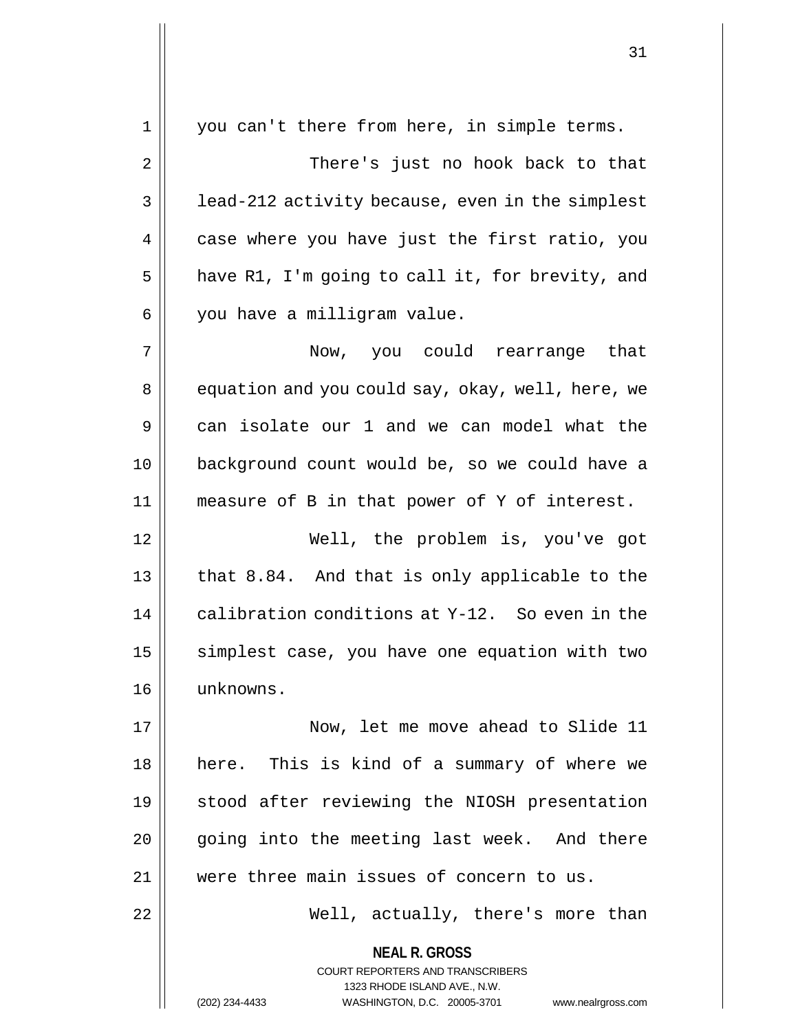you can't there from here, in simple terms.

There's just no hook back to that lead-212 activity because, even in the simplest case where you have just the first ratio, you have R1, I'm going to call it, for brevity, and you have a milligram value.

Now, you could rearrange that equation and you could say, okay, well, here, we can isolate our 1 and we can model what the background count would be, so we could have a measure of B in that power of Y of interest.

Well, the problem is, you've got that 8.84. And that is only applicable to the calibration conditions at Y-12. So even in the simplest case, you have one equation with two unknowns.

Now, let me move ahead to Slide 11 here. This is kind of a summary of where we stood after reviewing the NIOSH presentation going into the meeting last week. And there were three main issues of concern to us.

Well, actually, there's more than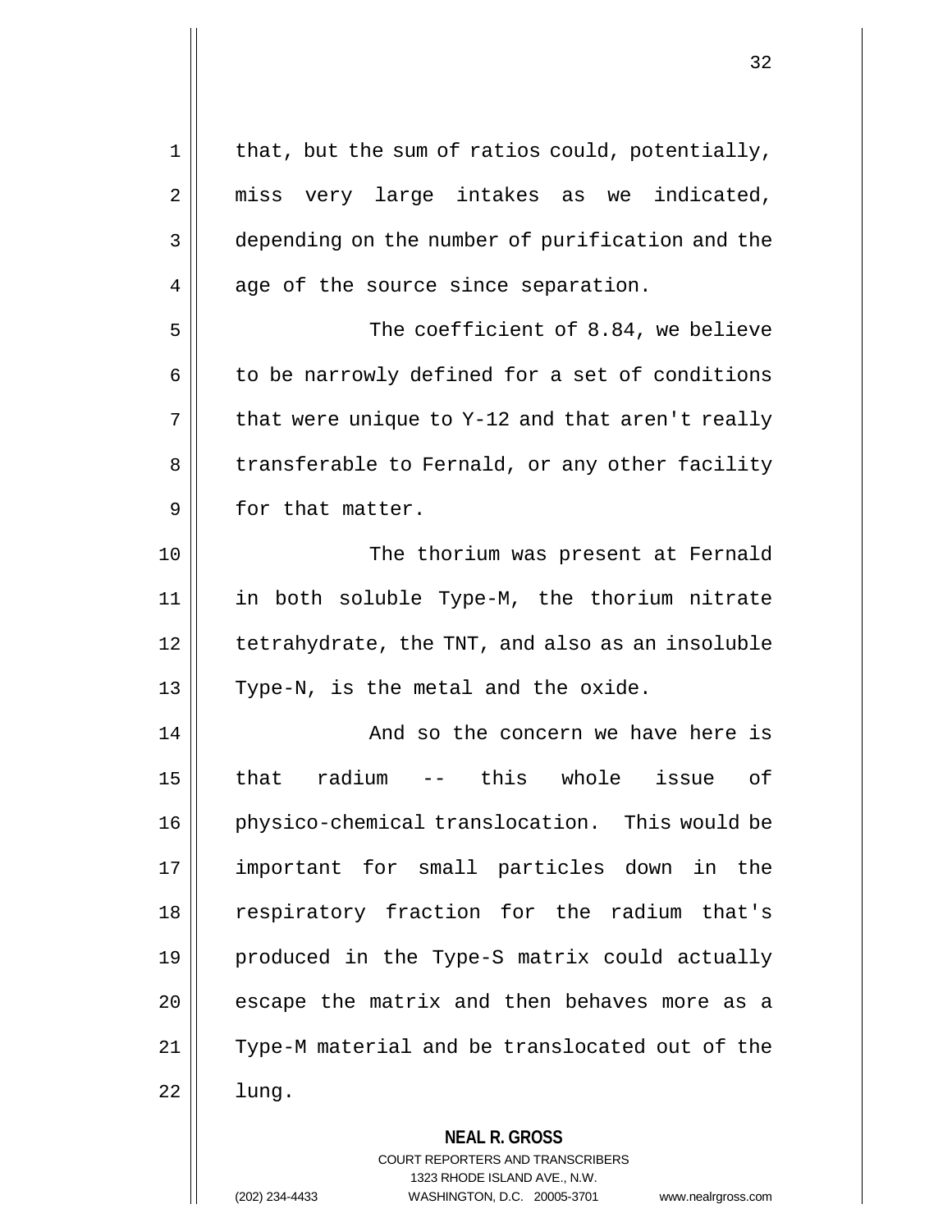that, but the sum of ratios could, potentially, miss very large intakes as we indicated, depending on the number of purification and the age of the source since separation.

The coefficient of 8.84, we believe to be narrowly defined for a set of conditions that were unique to Y-12 and that aren't really transferable to Fernald, or any other facility for that matter.

The thorium was present at Fernald in both soluble Type-M, the thorium nitrate tetrahydrate, the TNT, and also as an insoluble Type-N, is the metal and the oxide.

And so the concern we have here is that radium -- this whole issue of physico-chemical translocation. This would be important for small particles down in the respiratory fraction for the radium that's produced in the Type-S matrix could actually escape the matrix and then behaves more as a Type-M material and be translocated out of the lung.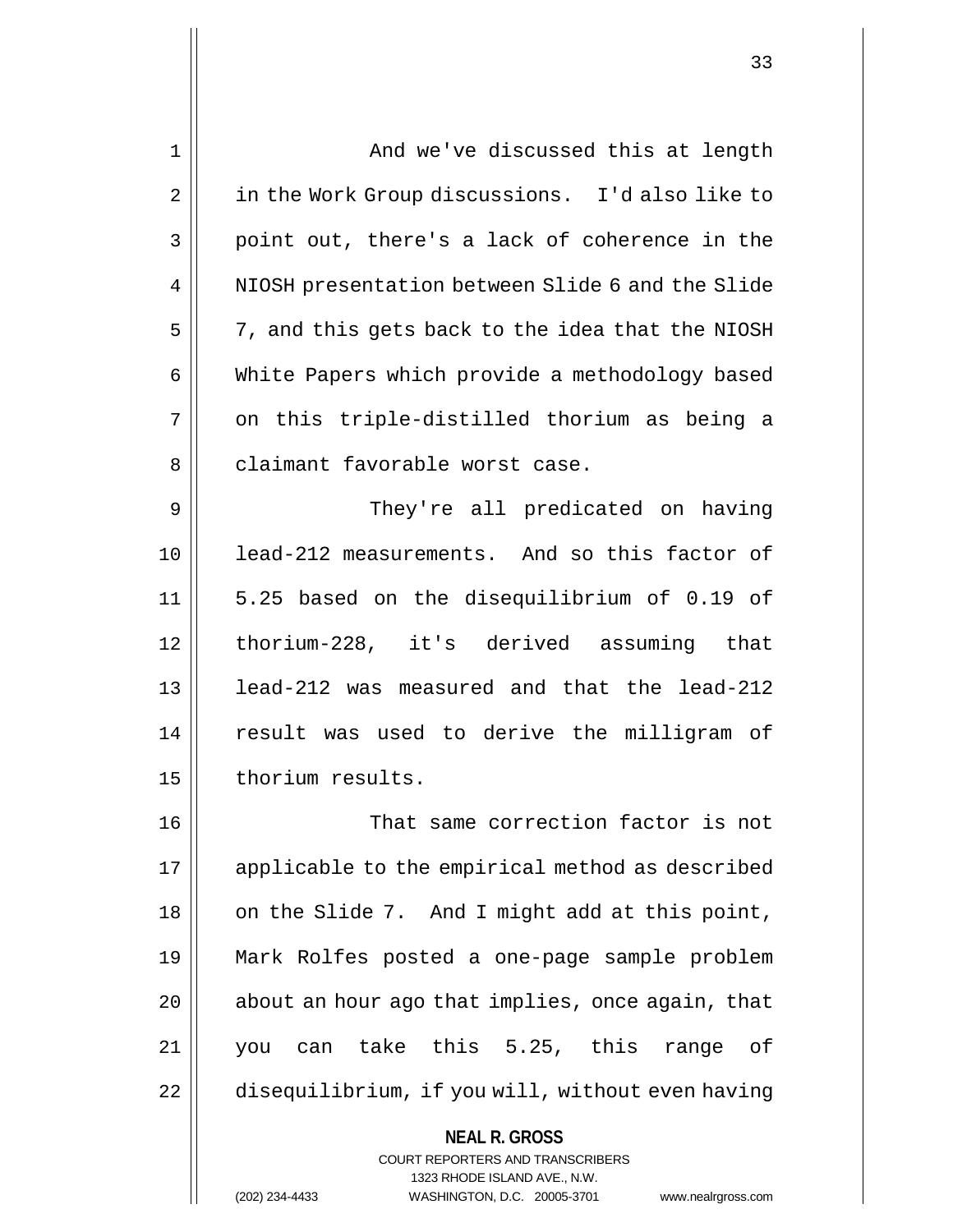And we've discussed this at length in the Work Group discussions. I'd also like to point out, there's a lack of coherence in the NIOSH presentation between Slide 6 and the Slide 7, and this gets back to the idea that the NIOSH White Papers which provide a methodology based on this triple-distilled thorium as being a claimant favorable worst case.

They're all predicated on having lead-212 measurements. And so this factor of 5.25 based on the disequilibrium of 0.19 of thorium-228, it's derived assuming that lead-212 was measured and that the lead-212 result was used to derive the milligram of thorium results.

That same correction factor is not applicable to the empirical method as described on the Slide 7. And I might add at this point, Mark Rolfes posted a one-page sample problem about an hour ago that implies, once again, that you can take this 5.25, this range of disequilibrium, if you will, without even having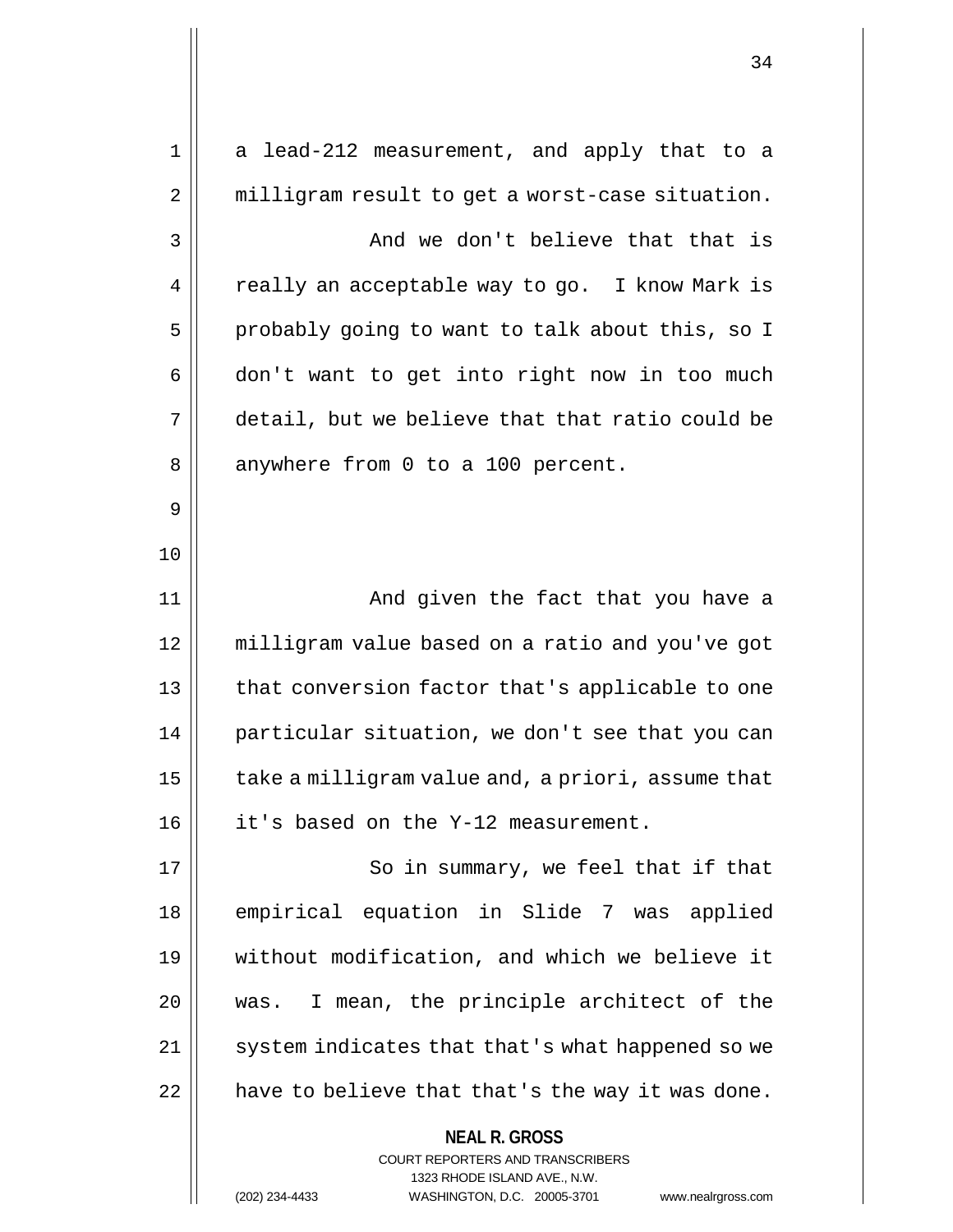a lead-212 measurement, and apply that to a milligram result to get a worst-case situation.

And we don't believe that that is really an acceptable way to go. I know Mark is probably going to want to talk about this, so I don't want to get into right now in too much detail, but we believe that that ratio could be anywhere from 0 to a 100 percent.

And given the fact that you have a milligram value based on a ratio and you've got that conversion factor that's applicable to one particular situation, we don't see that you can take a milligram value and, a priori, assume that it's based on the Y-12 measurement.

So in summary, we feel that if that empirical equation in Slide 7 was applied without modification, and which we believe it was. I mean, the principle architect of the system indicates that that's what happened so we have to believe that that's the way it was done.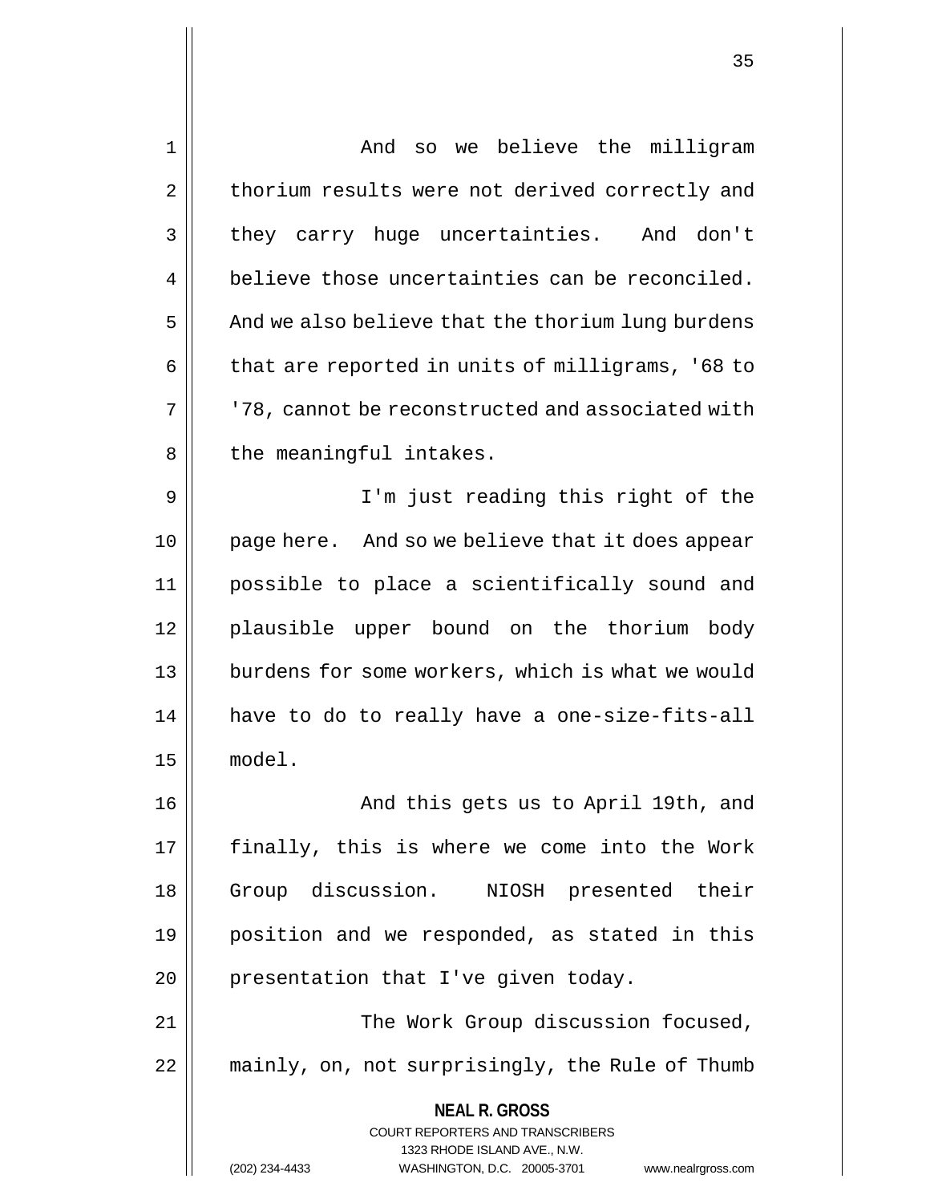And so we believe the milligram thorium results were not derived correctly and they carry huge uncertainties. And don't believe those uncertainties can be reconciled. And we also believe that the thorium lung burdens that are reported in units of milligrams, '68 to '78, cannot be reconstructed and associated with the meaningful intakes.

I'm just reading this right of the page here. And so we believe that it does appear possible to place a scientifically sound and plausible upper bound on the thorium body burdens for some workers, which is what we would have to do to really have a one-size-fits-all model.

And this gets us to April 19th, and finally, this is where we come into the Work Group discussion. NIOSH presented their position and we responded, as stated in this presentation that I've given today.

The Work Group discussion focused, mainly, on, not surprisingly, the Rule of Thumb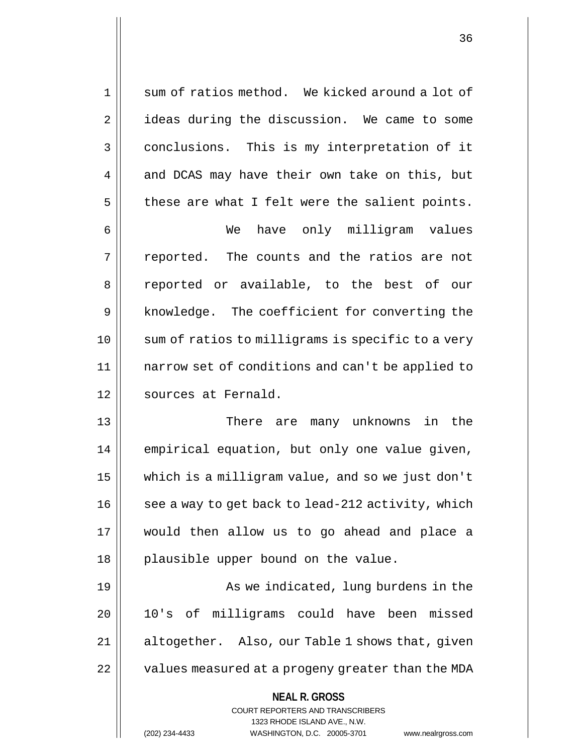sum of ratios method. We kicked around a lot of ideas during the discussion. We came to some conclusions. This is my interpretation of it and DCAS may have their own take on this, but these are what I felt were the salient points.

We have only milligram values reported. The counts and the ratios are not reported or available, to the best of our knowledge. The coefficient for converting the sum of ratios to milligrams is specific to a very narrow set of conditions and can't be applied to sources at Fernald.

There are many unknowns in the empirical equation, but only one value given, which is a milligram value, and so we just don't see a way to get back to lead-212 activity, which would then allow us to go ahead and place a plausible upper bound on the value.

As we indicated, lung burdens in the 10's of milligrams could have been missed altogether. Also, our Table 1 shows that, given values measured at a progeny greater than the MDA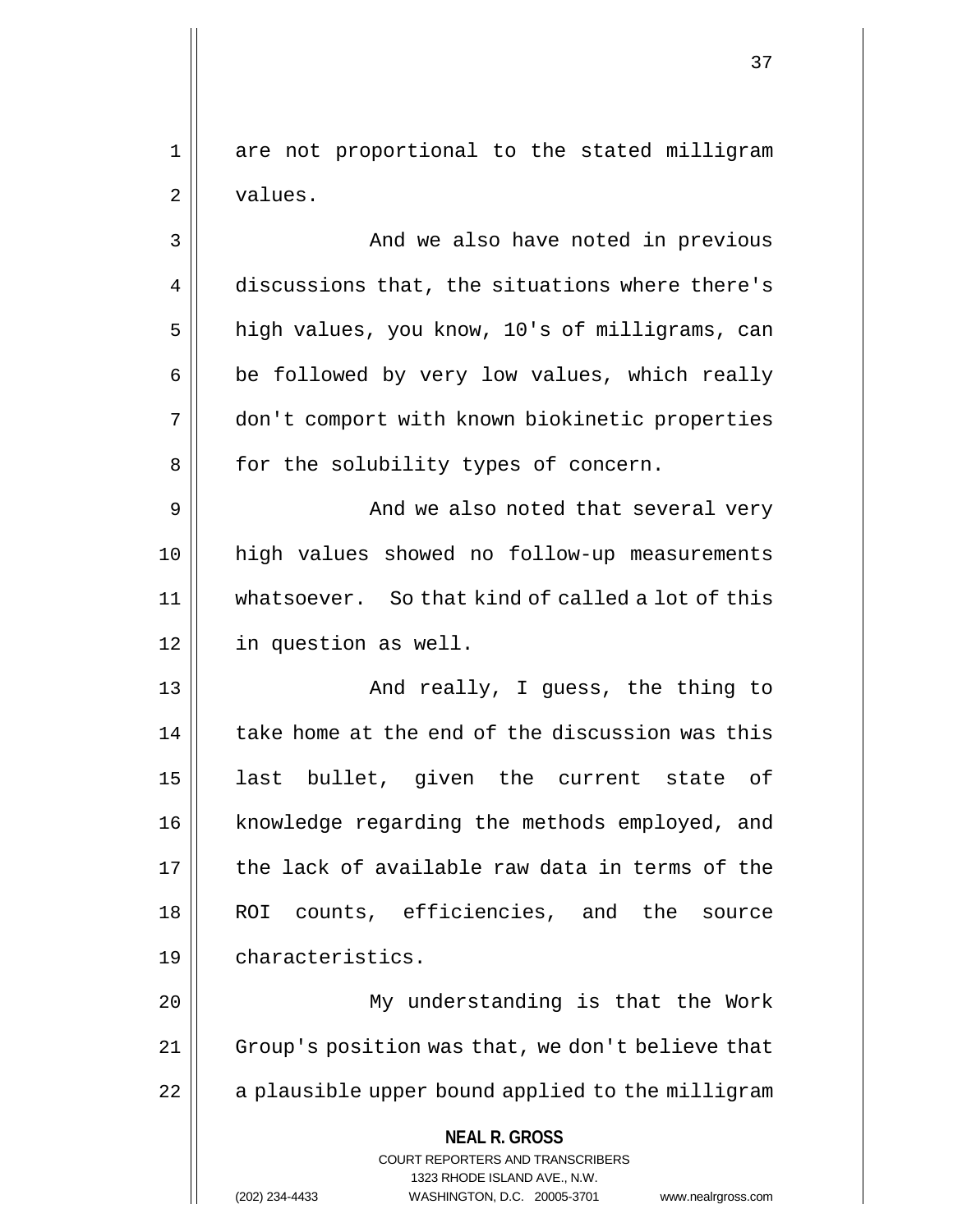are not proportional to the stated milligram values.

And we also have noted in previous discussions that, the situations where there's high values, you know, 10's of milligrams, can be followed by very low values, which really don't comport with known biokinetic properties for the solubility types of concern.

And we also noted that several very high values showed no follow-up measurements whatsoever. So that kind of called a lot of this in question as well.

And really, I guess, the thing to take home at the end of the discussion was this last bullet, given the current state of knowledge regarding the methods employed, and the lack of available raw data in terms of the ROI counts, efficiencies, and the source characteristics.

My understanding is that the Work Group's position was that, we don't believe that a plausible upper bound applied to the milligram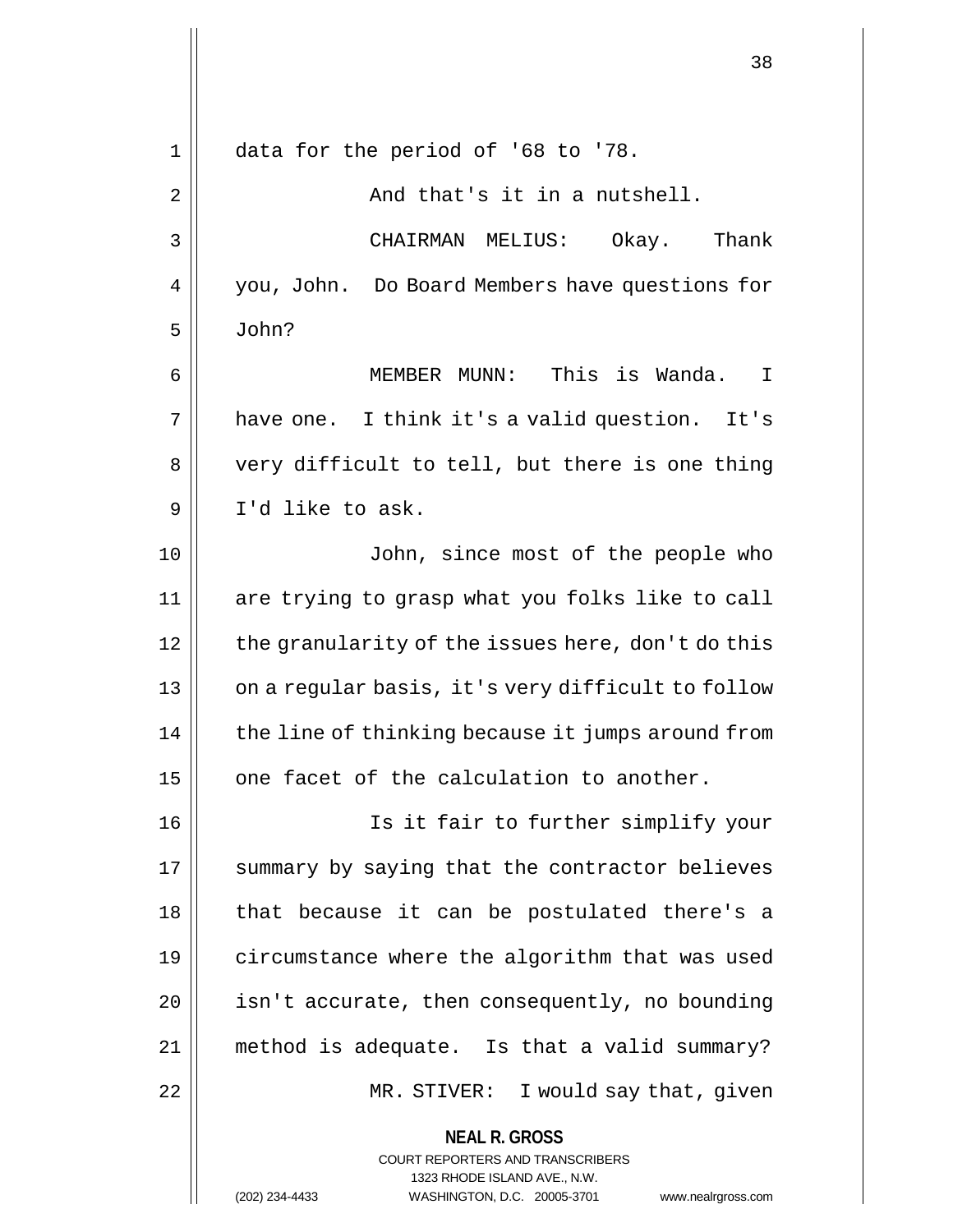data for the period of '68 to '78.

And that's it in a nutshell.

CHAIRMAN MELIUS: Okay. Thank you, John. Do Board Members have questions for John?

MEMBER MUNN: This is Wanda. I have one. I think it's a valid question. It's very difficult to tell, but there is one thing I'd like to ask.

John, since most of the people who are trying to grasp what you folks like to call the granularity of the issues here, don't do this on a regular basis, it's very difficult to follow the line of thinking because it jumps around from one facet of the calculation to another.

Is it fair to further simplify your summary by saying that the contractor believes that because it can be postulated there's a circumstance where the algorithm that was used isn't accurate, then consequently, no bounding method is adequate. Is that a valid summary?

MR. STIVER: I would say that, given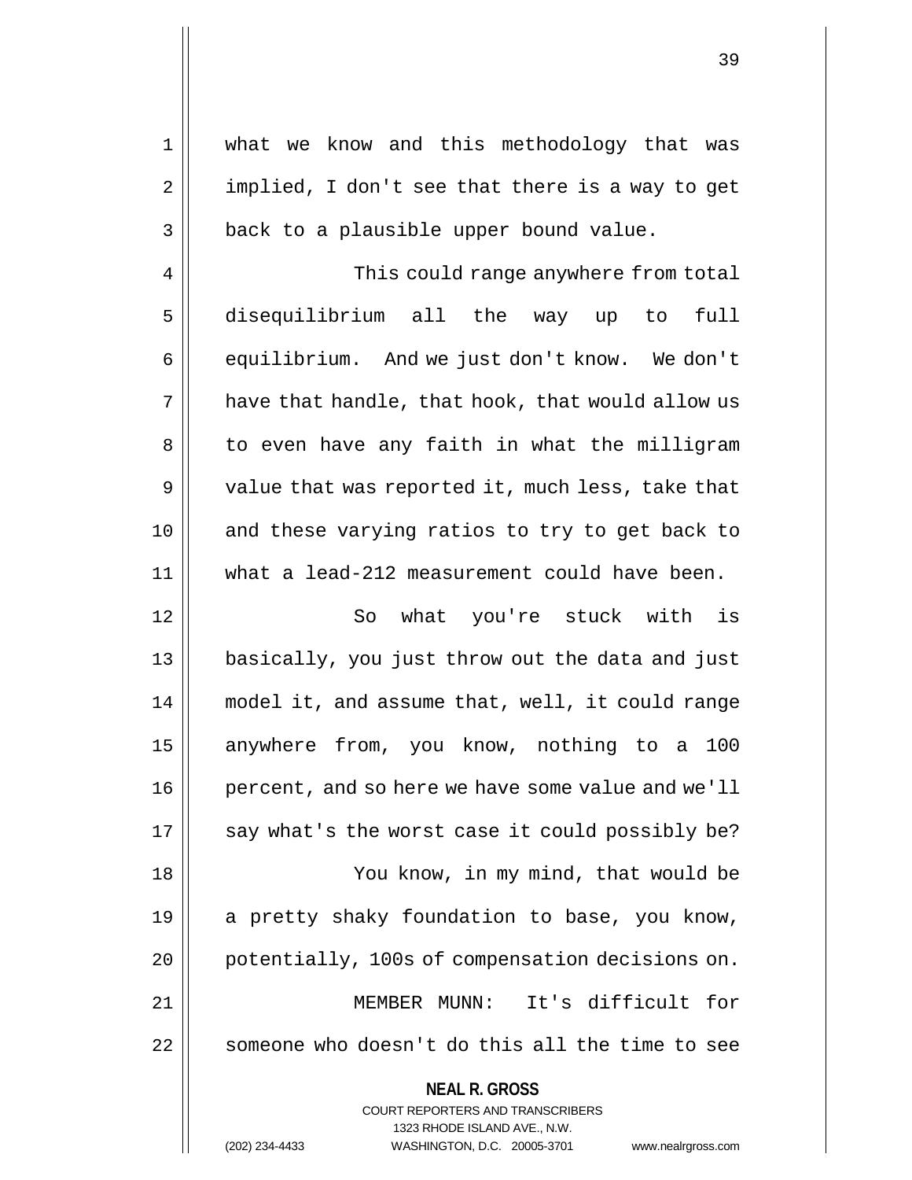what we know and this methodology that was implied, I don't see that there is a way to get back to a plausible upper bound value.

This could range anywhere from total disequilibrium all the way up to full equilibrium. And we just don't know. We don't have that handle, that hook, that would allow us to even have any faith in what the milligram value that was reported it, much less, take that and these varying ratios to try to get back to what a lead-212 measurement could have been.

So what you're stuck with is basically, you just throw out the data and just model it, and assume that, well, it could range anywhere from, you know, nothing to a 100 percent, and so here we have some value and we'll say what's the worst case it could possibly be?

You know, in my mind, that would be a pretty shaky foundation to base, you know, potentially, 100s of compensation decisions on.

MEMBER MUNN: It's difficult for someone who doesn't do this all the time to see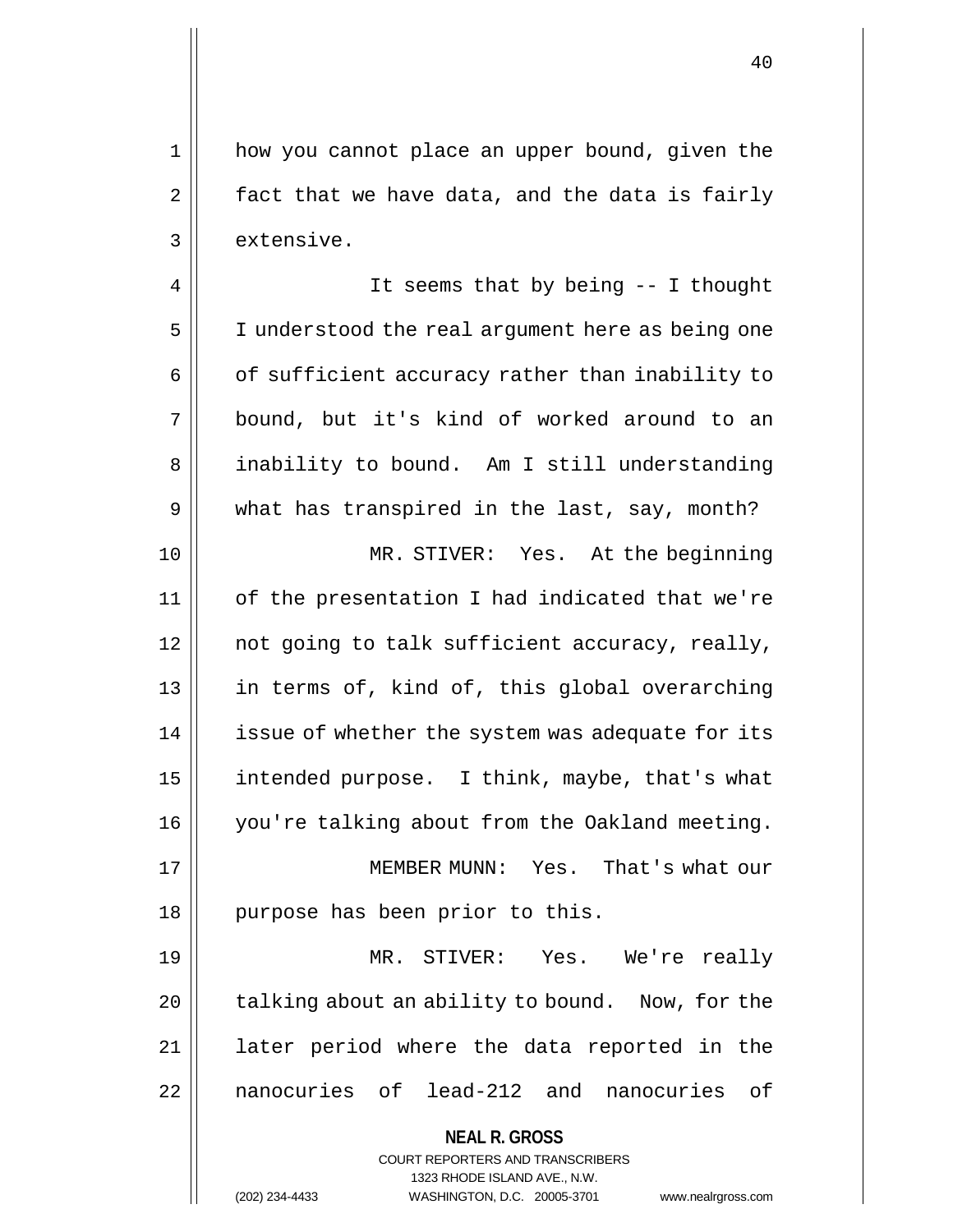how you cannot place an upper bound, given the fact that we have data, and the data is fairly extensive.

It seems that by being -- I thought I understood the real argument here as being one of sufficient accuracy rather than inability to bound, but it's kind of worked around to an inability to bound. Am I still understanding what has transpired in the last, say, month?

MR. STIVER: Yes. At the beginning of the presentation I had indicated that we're not going to talk sufficient accuracy, really, in terms of, kind of, this global overarching issue of whether the system was adequate for its intended purpose. I think, maybe, that's what you're talking about from the Oakland meeting.

MEMBER MUNN: Yes. That's what our purpose has been prior to this.

MR. STIVER: Yes. We're really talking about an ability to bound. Now, for the later period where the data reported in the nanocuries of lead-212 and nanocuries of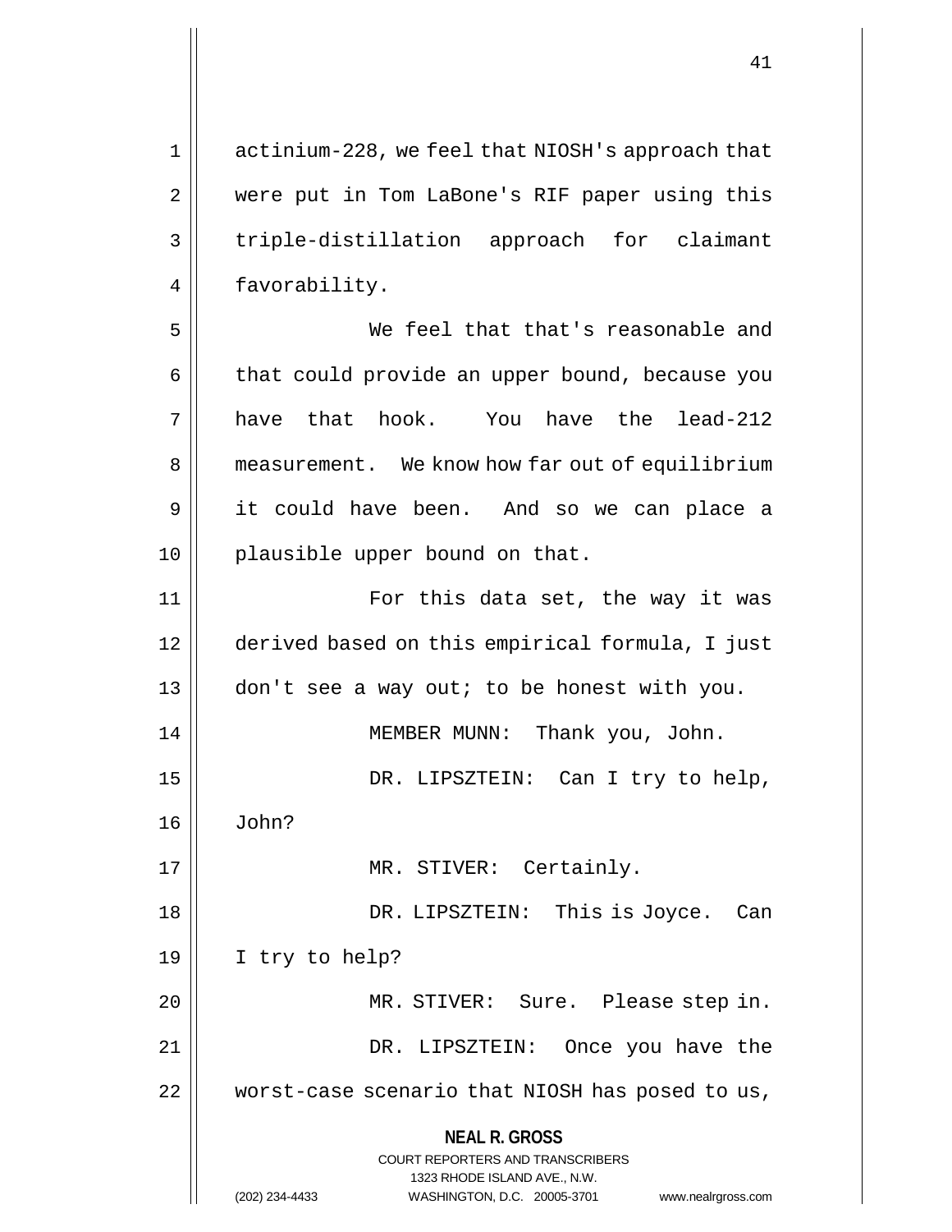actinium-228, we feel that NIOSH's approach that were put in Tom LaBone's RIF paper using this triple-distillation approach for claimant favorability.

We feel that that's reasonable and that could provide an upper bound, because you have that hook. You have the lead-212 measurement. We know how far out of equilibrium it could have been. And so we can place a plausible upper bound on that.

For this data set, the way it was derived based on this empirical formula, I just don't see a way out; to be honest with you.

MEMBER MUNN: Thank you, John.

DR. LIPSZTEIN: Can I try to help, John?

MR. STIVER: Certainly.

DR. LIPSZTEIN: This is Joyce. Can I try to help?

MR. STIVER: Sure. Please step in.

DR. LIPSZTEIN: Once you have the worst-case scenario that NIOSH has posed to us,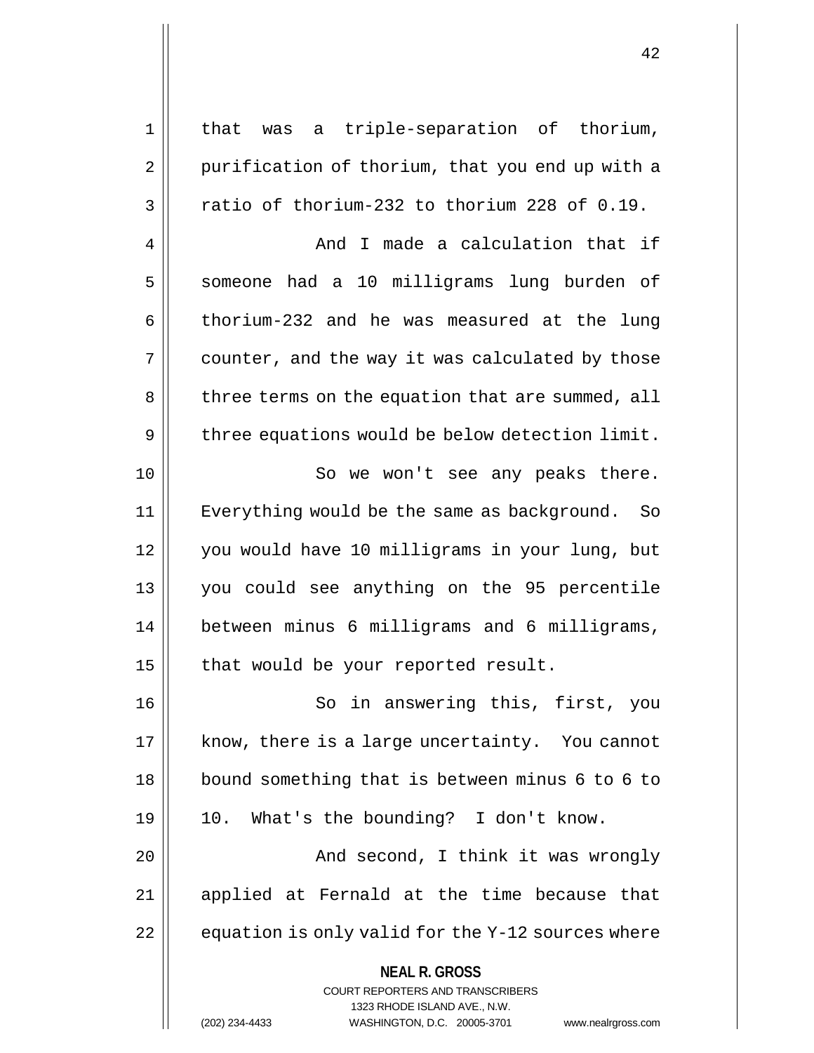that was a triple-separation of thorium, purification of thorium, that you end up with a ratio of thorium-232 to thorium 228 of 0.19.

And I made a calculation that if someone had a 10 milligrams lung burden of thorium-232 and he was measured at the lung counter, and the way it was calculated by those three terms on the equation that are summed, all three equations would be below detection limit.

So we won't see any peaks there. Everything would be the same as background. So you would have 10 milligrams in your lung, but you could see anything on the 95 percentile between minus 6 milligrams and 6 milligrams, that would be your reported result.

So in answering this, first, you know, there is a large uncertainty. You cannot bound something that is between minus 6 to 6 to 10. What's the bounding? I don't know.

And second, I think it was wrongly applied at Fernald at the time because that equation is only valid for the Y-12 sources where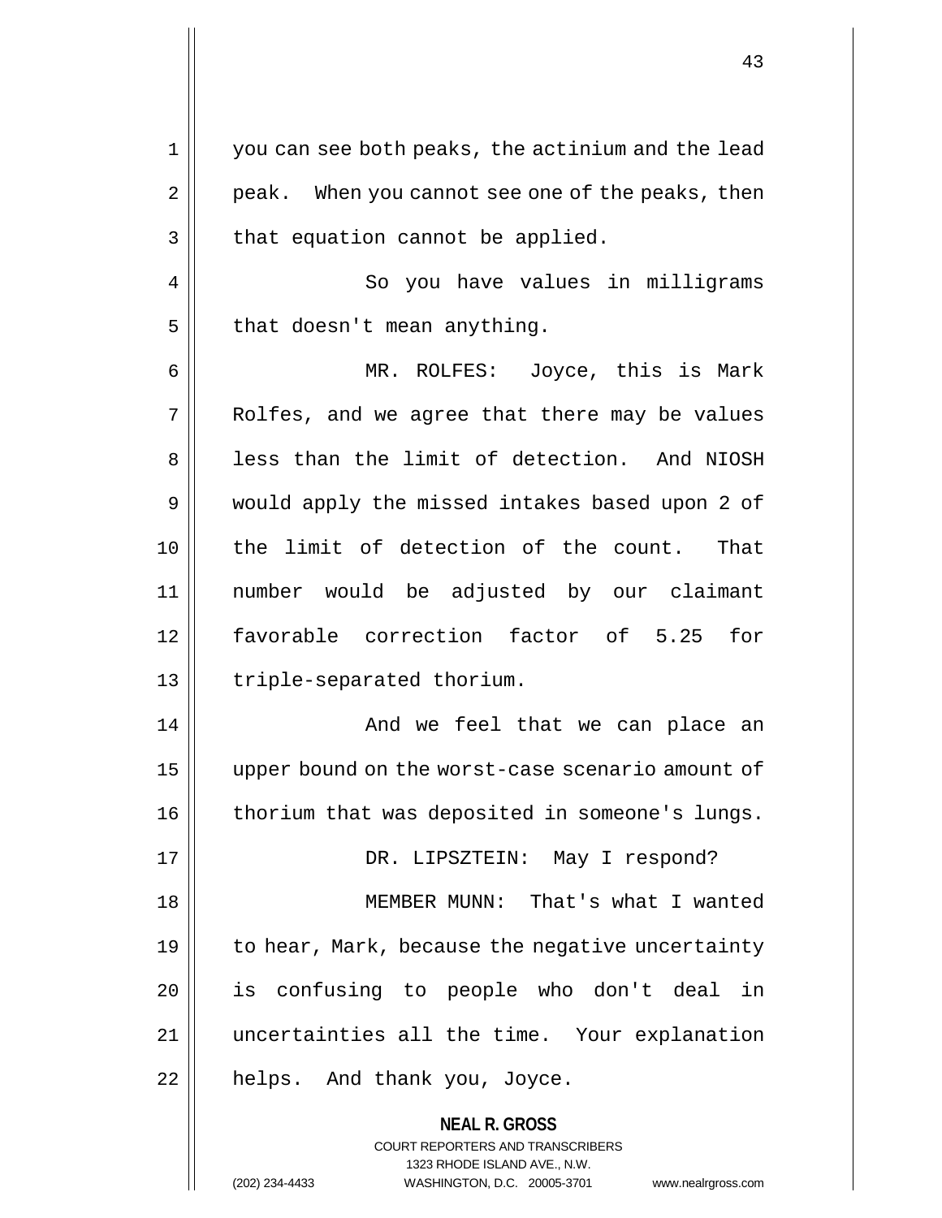you can see both peaks, the actinium and the lead peak. When you cannot see one of the peaks, then that equation cannot be applied.

So you have values in milligrams that doesn't mean anything.

MR. ROLFES: Joyce, this is Mark Rolfes, and we agree that there may be values less than the limit of detection. And NIOSH would apply the missed intakes based upon 2 of the limit of detection of the count. That number would be adjusted by our claimant favorable correction factor of 5.25 for triple-separated thorium.

And we feel that we can place an upper bound on the worst-case scenario amount of thorium that was deposited in someone's lungs.

DR. LIPSZTEIN: May I respond?

MEMBER MUNN: That's what I wanted to hear, Mark, because the negative uncertainty is confusing to people who don't deal in uncertainties all the time. Your explanation helps. And thank you, Joyce.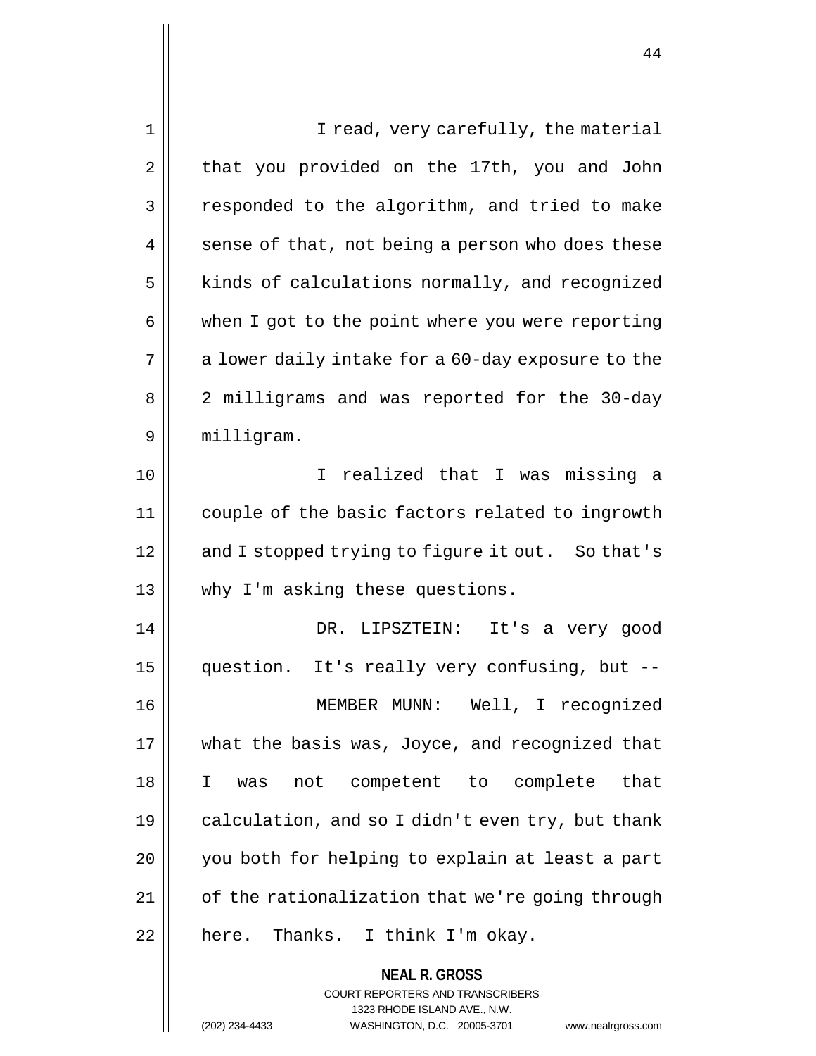I read, very carefully, the material that you provided on the 17th, you and John responded to the algorithm, and tried to make sense of that, not being a person who does these kinds of calculations normally, and recognized when I got to the point where you were reporting a lower daily intake for a 60-day exposure to the 2 milligrams and was reported for the 30-day milligram.

I realized that I was missing a couple of the basic factors related to ingrowth and I stopped trying to figure it out. So that's why I'm asking these questions.

DR. LIPSZTEIN: It's a very good question. It's really very confusing, but --

MEMBER MUNN: Well, I recognized what the basis was, Joyce, and recognized that I was not competent to complete that calculation, and so I didn't even try, but thank you both for helping to explain at least a part of the rationalization that we're going through here. Thanks. I think I'm okay.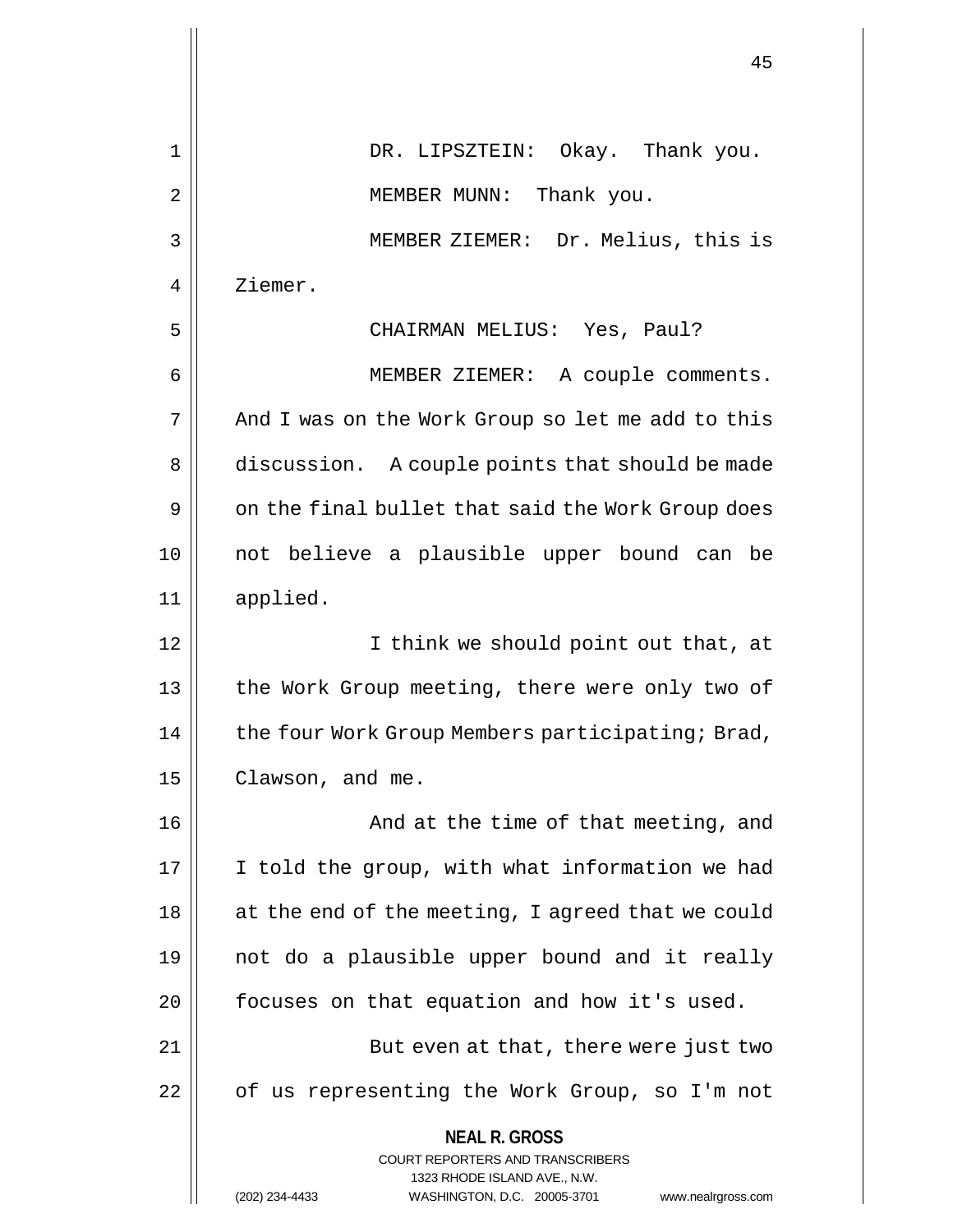DR. LIPSZTEIN: Okay. Thank you.

MEMBER MUNN: Thank you.

MEMBER ZIEMER: Dr. Melius, this is Ziemer.

CHAIRMAN MELIUS: Yes, Paul?

MEMBER ZIEMER: A couple comments. And I was on the Work Group so let me add to this discussion. A couple points that should be made on the final bullet that said the Work Group does not believe a plausible upper bound can be applied.

I think we should point out that, at the Work Group meeting, there were only two of the four Work Group Members participating; Brad, Clawson, and me.

And at the time of that meeting, and I told the group, with what information we had at the end of the meeting, I agreed that we could not do a plausible upper bound and it really focuses on that equation and how it's used.

But even at that, there were just two of us representing the Work Group, so I'm not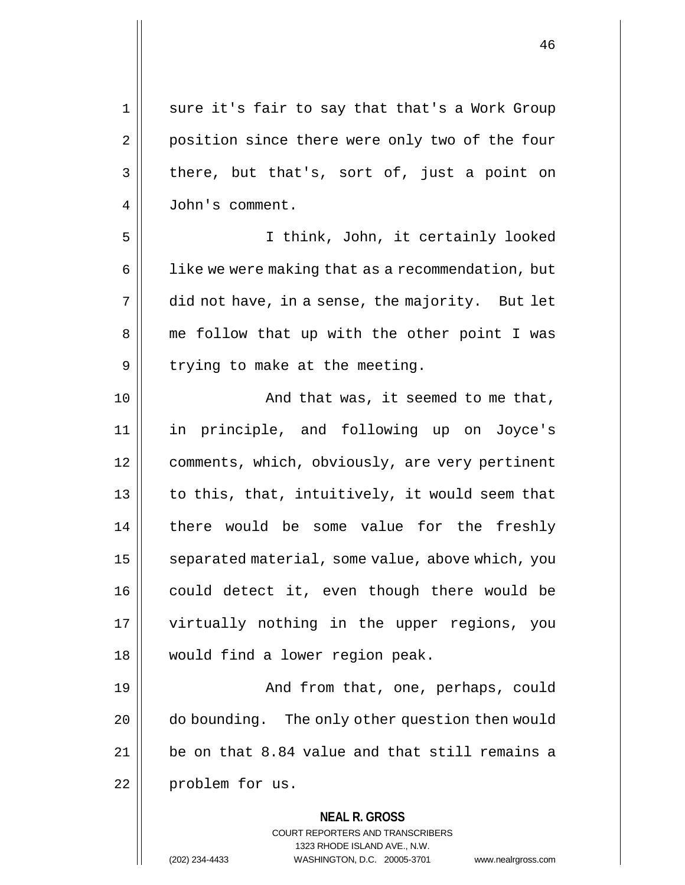sure it's fair to say that that's a Work Group position since there were only two of the four there, but that's, sort of, just a point on John's comment.

I think, John, it certainly looked like we were making that as a recommendation, but did not have, in a sense, the majority. But let me follow that up with the other point I was trying to make at the meeting.

And that was, it seemed to me that, in principle, and following up on Joyce's comments, which, obviously, are very pertinent to this, that, intuitively, it would seem that there would be some value for the freshly separated material, some value, above which, you could detect it, even though there would be virtually nothing in the upper regions, you would find a lower region peak.

And from that, one, perhaps, could do bounding. The only other question then would be on that 8.84 value and that still remains a problem for us.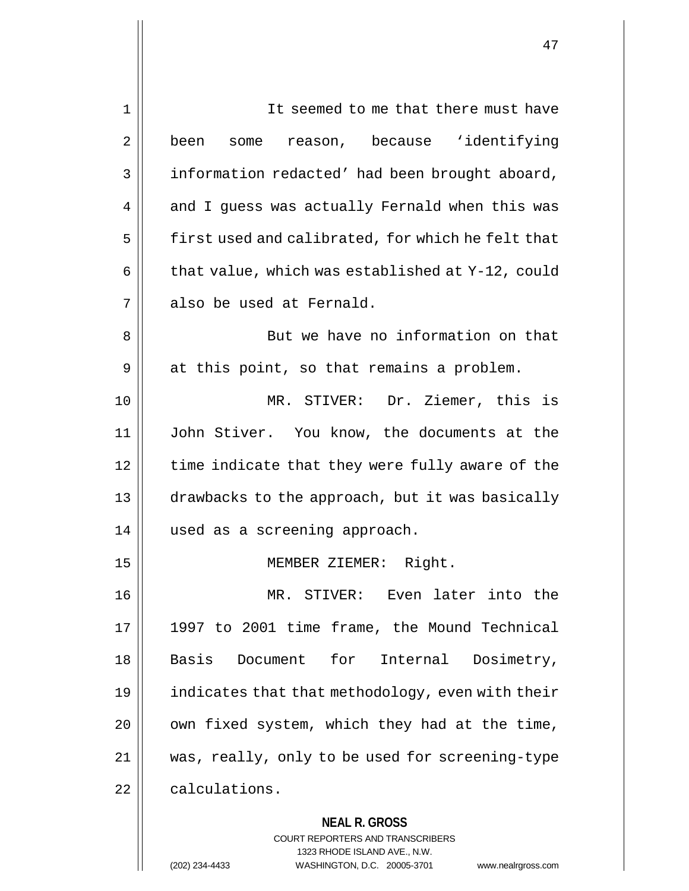It seemed to me that there must have been some reason, because 'identifying information redacted' had been brought aboard, and I guess was actually Fernald when this was first used and calibrated, for which he felt that that value, which was established at Y-12, could also be used at Fernald.

But we have no information on that at this point, so that remains a problem.

MR. STIVER: Dr. Ziemer, this is John Stiver. You know, the documents at the time indicate that they were fully aware of the drawbacks to the approach, but it was basically used as a screening approach.

MEMBER ZIEMER: Right.

MR. STIVER: Even later into the 1997 to 2001 time frame, the Mound Technical Basis Document for Internal Dosimetry, indicates that that methodology, even with their own fixed system, which they had at the time, was, really, only to be used for screening-type calculations.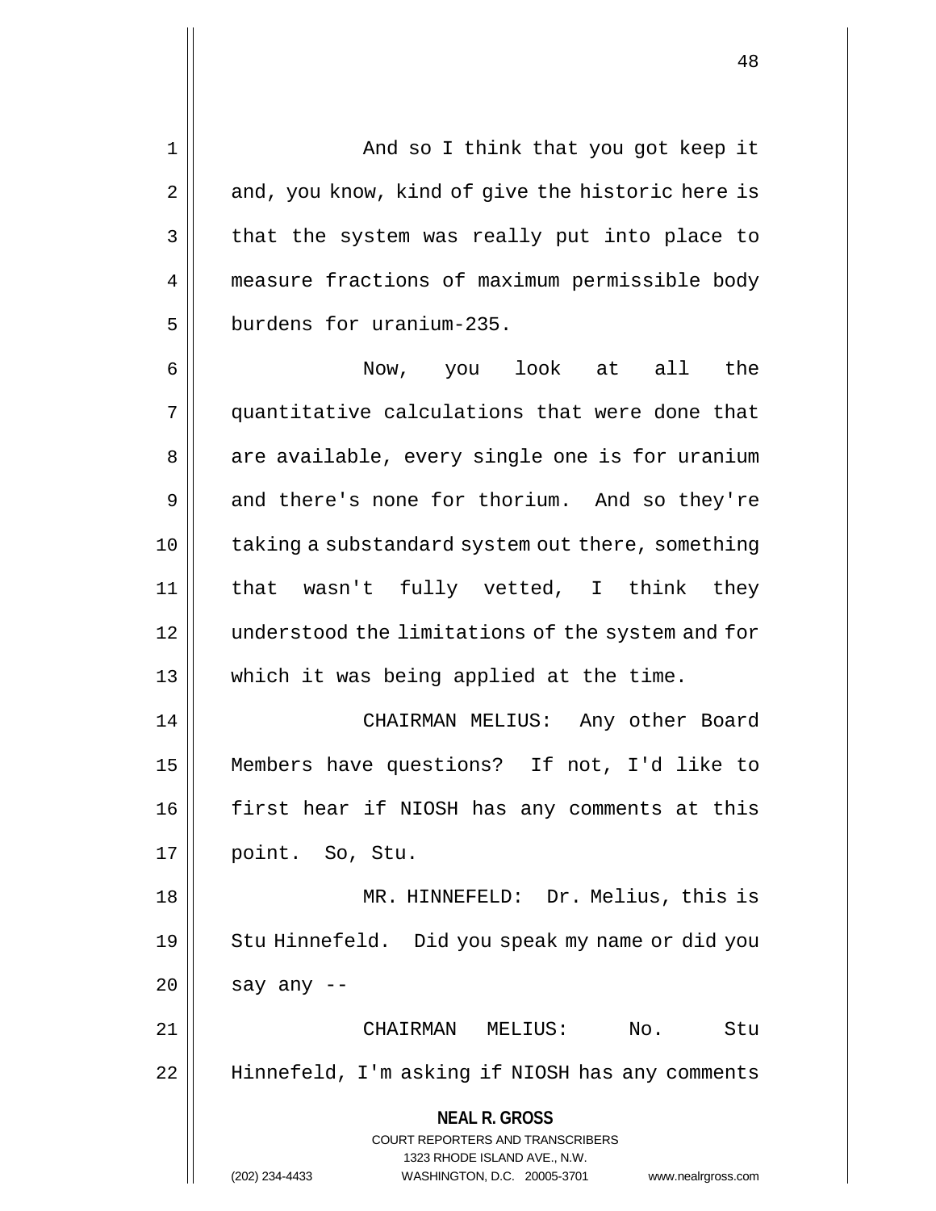And so I think that you got keep it and, you know, kind of give the historic here is that the system was really put into place to measure fractions of maximum permissible body burdens for uranium-235.

Now, you look at all the quantitative calculations that were done that are available, every single one is for uranium and there's none for thorium. And so they're taking a substandard system out there, something that wasn't fully vetted, I think they understood the limitations of the system and for which it was being applied at the time.

CHAIRMAN MELIUS: Any other Board Members have questions? If not, I'd like to first hear if NIOSH has any comments at this point. So, Stu.

MR. HINNEFELD: Dr. Melius, this is Stu Hinnefeld. Did you speak my name or did you say any --

CHAIRMAN MELIUS: No. Stu Hinnefeld, I'm asking if NIOSH has any comments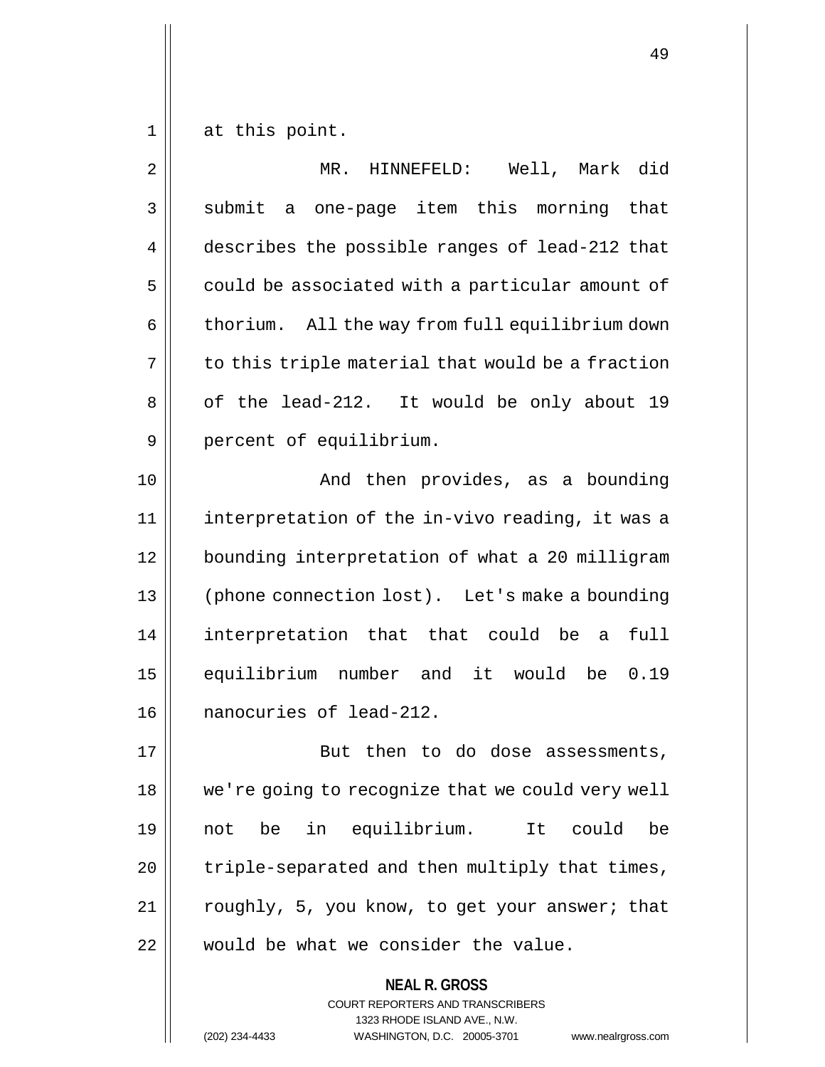at this point.

MR. HINNEFELD: Well, Mark did submit a one-page item this morning that describes the possible ranges of lead-212 that could be associated with a particular amount of thorium. All the way from full equilibrium down to this triple material that would be a fraction of the lead-212. It would be only about 19 percent of equilibrium.

And then provides, as a bounding interpretation of the in-vivo reading, it was a bounding interpretation of what a 20 milligram (phone connection lost). Let's make a bounding interpretation that that could be a full equilibrium number and it would be 0.19 nanocuries of lead-212.

But then to do dose assessments, we're going to recognize that we could very well not be in equilibrium. It could be triple-separated and then multiply that times, roughly, 5, you know, to get your answer; that would be what we consider the value.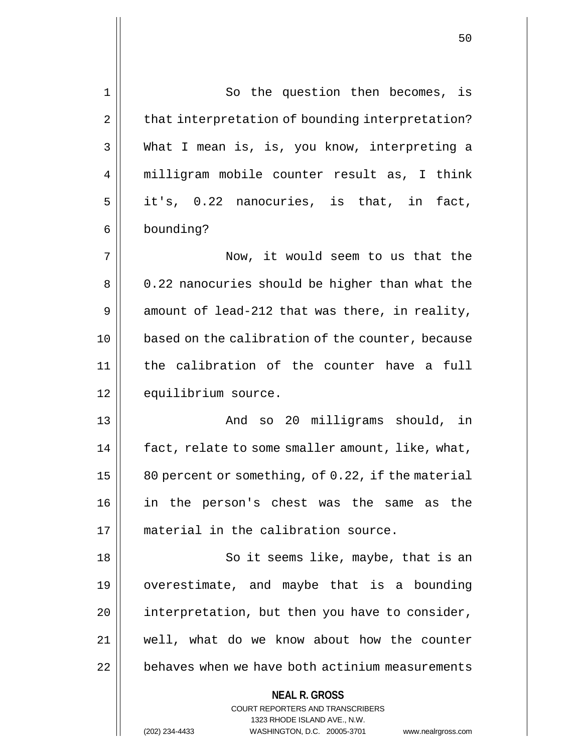So the question then becomes, is that interpretation of bounding interpretation? What I mean is, is, you know, interpreting a milligram mobile counter result as, I think it's, 0.22 nanocuries, is that, in fact, bounding?

Now, it would seem to us that the 0.22 nanocuries should be higher than what the amount of lead-212 that was there, in reality, based on the calibration of the counter, because the calibration of the counter have a full equilibrium source.

And so 20 milligrams should, in fact, relate to some smaller amount, like, what, 80 percent or something, of 0.22, if the material in the person's chest was the same as the material in the calibration source.

So it seems like, maybe, that is an overestimate, and maybe that is a bounding interpretation, but then you have to consider, well, what do we know about how the counter behaves when we have both actinium measurements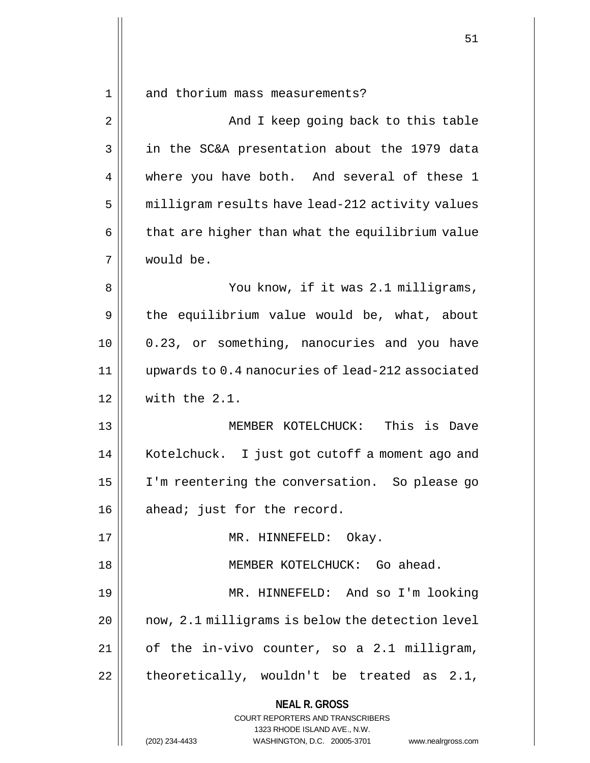and thorium mass measurements?

And I keep going back to this table in the SC&A presentation about the 1979 data where you have both. And several of these 1 milligram results have lead-212 activity values that are higher than what the equilibrium value would be.

You know, if it was 2.1 milligrams, the equilibrium value would be, what, about 0.23, or something, nanocuries and you have upwards to 0.4 nanocuries of lead-212 associated with the 2.1.

MEMBER KOTELCHUCK: This is Dave Kotelchuck. I just got cutoff a moment ago and I'm reentering the conversation. So please go ahead; just for the record.

MR. HINNEFELD: Okay.

MEMBER KOTELCHUCK: Go ahead.

MR. HINNEFELD: And so I'm looking now, 2.1 milligrams is below the detection level of the in-vivo counter, so a 2.1 milligram, theoretically, wouldn't be treated as 2.1,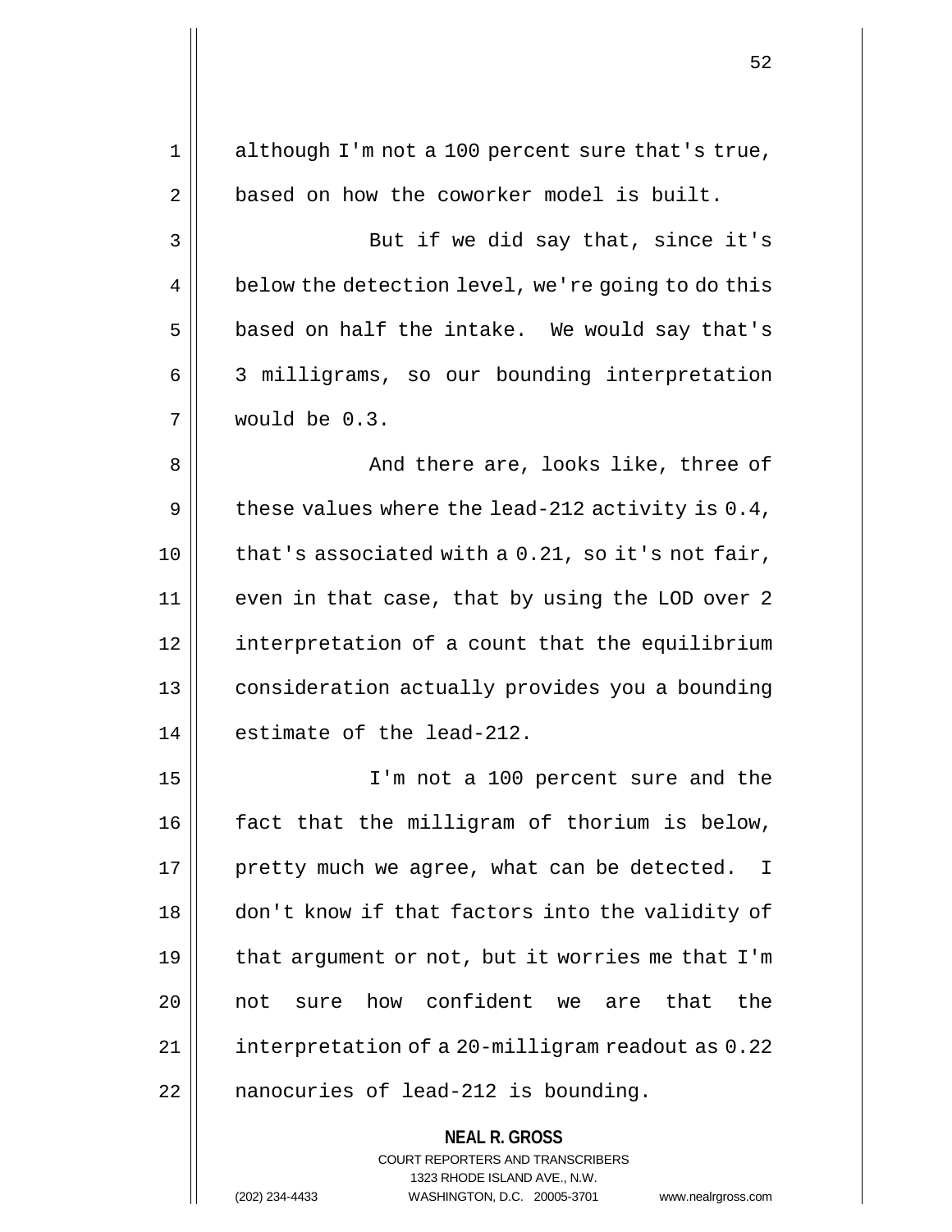although I'm not a 100 percent sure that's true, based on how the coworker model is built.

But if we did say that, since it's below the detection level, we're going to do this based on half the intake. We would say that's 3 milligrams, so our bounding interpretation would be 0.3.

And there are, looks like, three of these values where the lead-212 activity is 0.4, that's associated with a 0.21, so it's not fair, even in that case, that by using the LOD over 2 interpretation of a count that the equilibrium consideration actually provides you a bounding estimate of the lead-212.

I'm not a 100 percent sure and the fact that the milligram of thorium is below, pretty much we agree, what can be detected. I don't know if that factors into the validity of that argument or not, but it worries me that I'm not sure how confident we are that the interpretation of a 20-milligram readout as 0.22 nanocuries of lead-212 is bounding.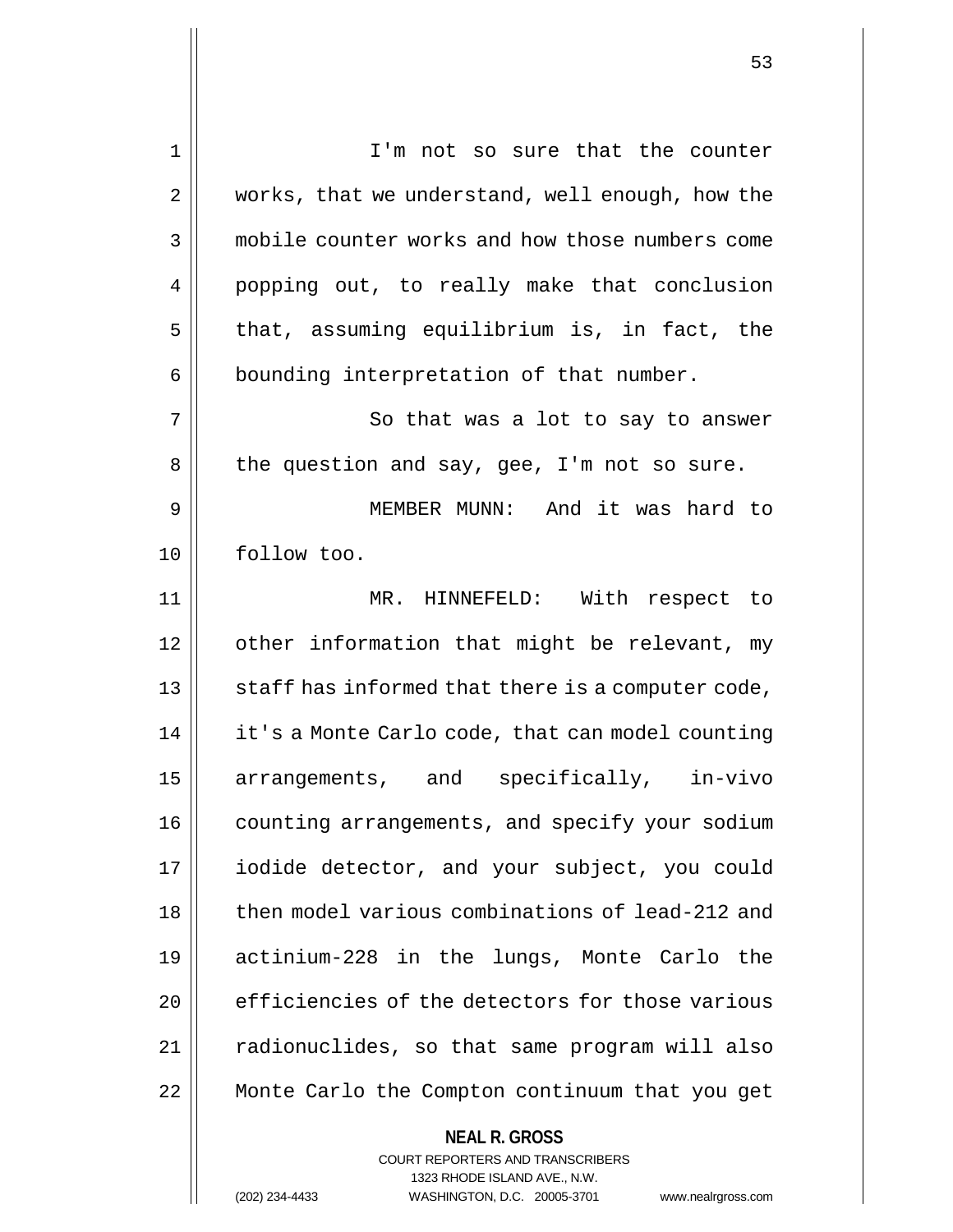I'm not so sure that the counter works, that we understand, well enough, how the mobile counter works and how those numbers come popping out, to really make that conclusion that, assuming equilibrium is, in fact, the bounding interpretation of that number.

So that was a lot to say to answer the question and say, gee, I'm not so sure.

MEMBER MUNN: And it was hard to follow too.

MR. HINNEFELD: With respect to other information that might be relevant, my staff has informed that there is a computer code, it's a Monte Carlo code, that can model counting arrangements, and specifically, in-vivo counting arrangements, and specify your sodium iodide detector, and your subject, you could then model various combinations of lead-212 and actinium-228 in the lungs, Monte Carlo the efficiencies of the detectors for those various radionuclides, so that same program will also Monte Carlo the Compton continuum that you get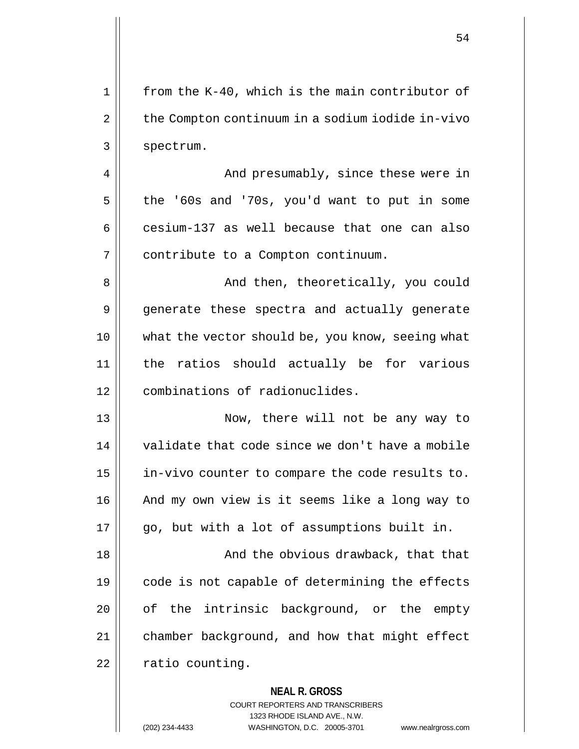from the K-40, which is the main contributor of the Compton continuum in a sodium iodide in-vivo spectrum.

And presumably, since these were in the '60s and '70s, you'd want to put in some cesium-137 as well because that one can also contribute to a Compton continuum.

And then, theoretically, you could generate these spectra and actually generate what the vector should be, you know, seeing what the ratios should actually be for various combinations of radionuclides.

Now, there will not be any way to validate that code since we don't have a mobile in-vivo counter to compare the code results to. And my own view is it seems like a long way to go, but with a lot of assumptions built in.

And the obvious drawback, that that code is not capable of determining the effects of the intrinsic background, or the empty chamber background, and how that might effect ratio counting.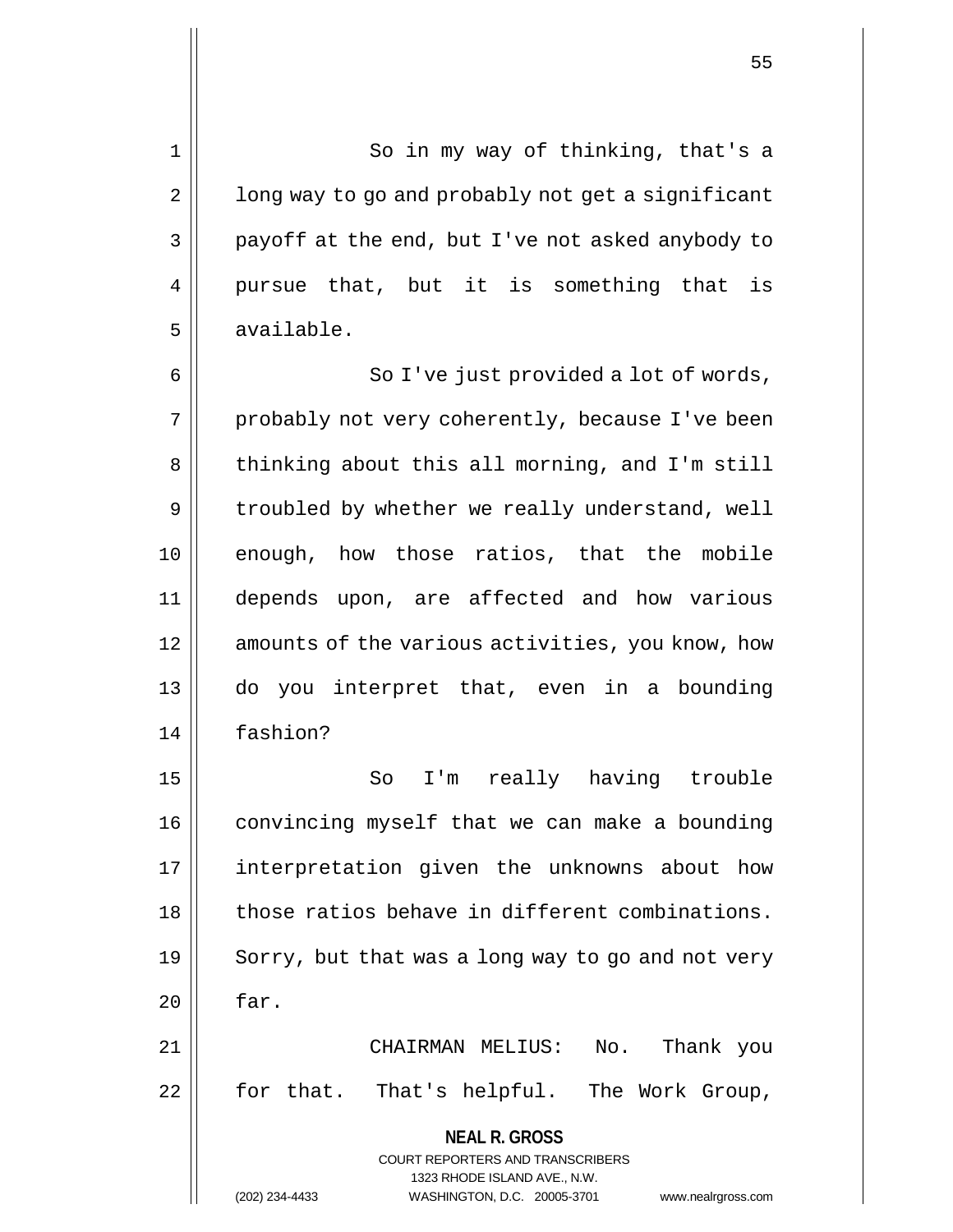So in my way of thinking, that's a long way to go and probably not get a significant payoff at the end, but I've not asked anybody to pursue that, but it is something that is available.

So I've just provided a lot of words, probably not very coherently, because I've been thinking about this all morning, and I'm still troubled by whether we really understand, well enough, how those ratios, that the mobile depends upon, are affected and how various amounts of the various activities, you know, how do you interpret that, even in a bounding fashion?

So I'm really having trouble convincing myself that we can make a bounding interpretation given the unknowns about how those ratios behave in different combinations. Sorry, but that was a long way to go and not very far.

CHAIRMAN MELIUS: No. Thank you for that. That's helpful. The Work Group,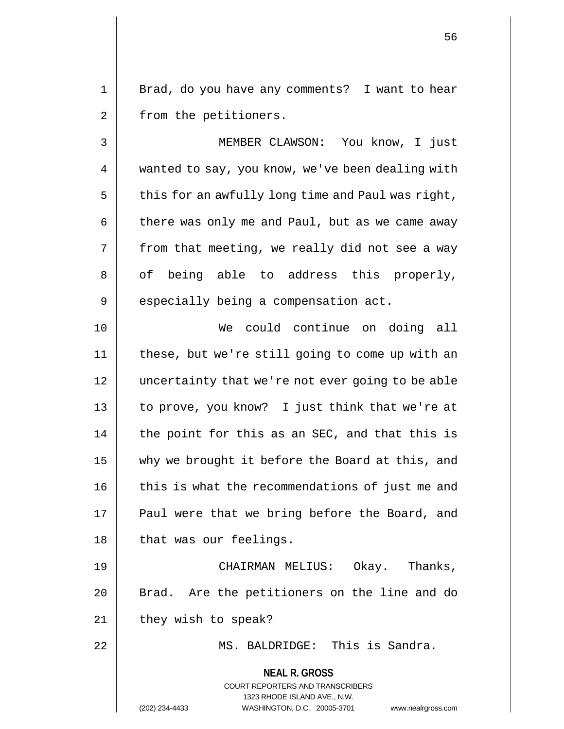Brad, do you have any comments? I want to hear from the petitioners.

MEMBER CLAWSON: You know, I just wanted to say, you know, we've been dealing with this for an awfully long time and Paul was right, there was only me and Paul, but as we came away from that meeting, we really did not see a way of being able to address this properly, especially being a compensation act.

We could continue on doing all these, but we're still going to come up with an uncertainty that we're not ever going to be able to prove, you know? I just think that we're at the point for this as an SEC, and that this is why we brought it before the Board at this, and this is what the recommendations of just me and Paul were that we bring before the Board, and that was our feelings.

CHAIRMAN MELIUS: Okay. Thanks, Brad. Are the petitioners on the line and do they wish to speak?

MS. BALDRIDGE: This is Sandra.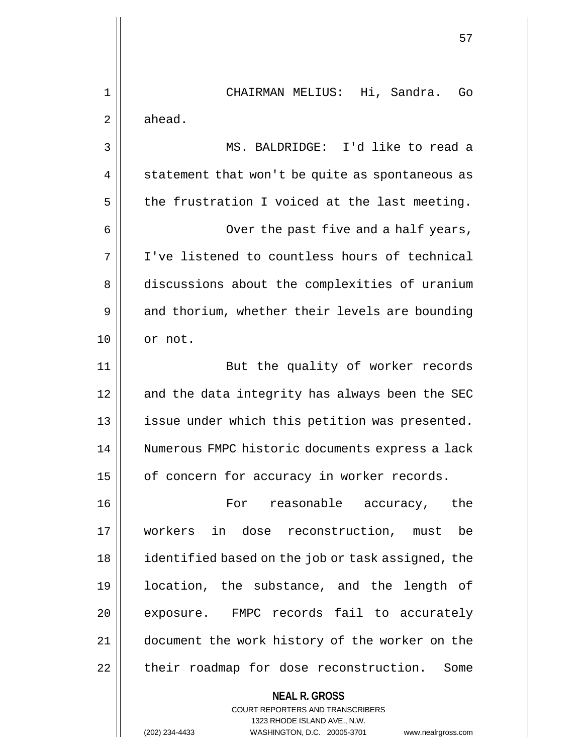CHAIRMAN MELIUS: Hi, Sandra. Go ahead.

MS. BALDRIDGE: I'd like to read a statement that won't be quite as spontaneous as the frustration I voiced at the last meeting.

Over the past five and a half years, I've listened to countless hours of technical discussions about the complexities of uranium and thorium, whether their levels are bounding or not.

But the quality of worker records and the data integrity has always been the SEC issue under which this petition was presented. Numerous FMPC historic documents express a lack of concern for accuracy in worker records.

For reasonable accuracy, the workers in dose reconstruction, must be identified based on the job or task assigned, the location, the substance, and the length of exposure. FMPC records fail to accurately document the work history of the worker on the their roadmap for dose reconstruction. Some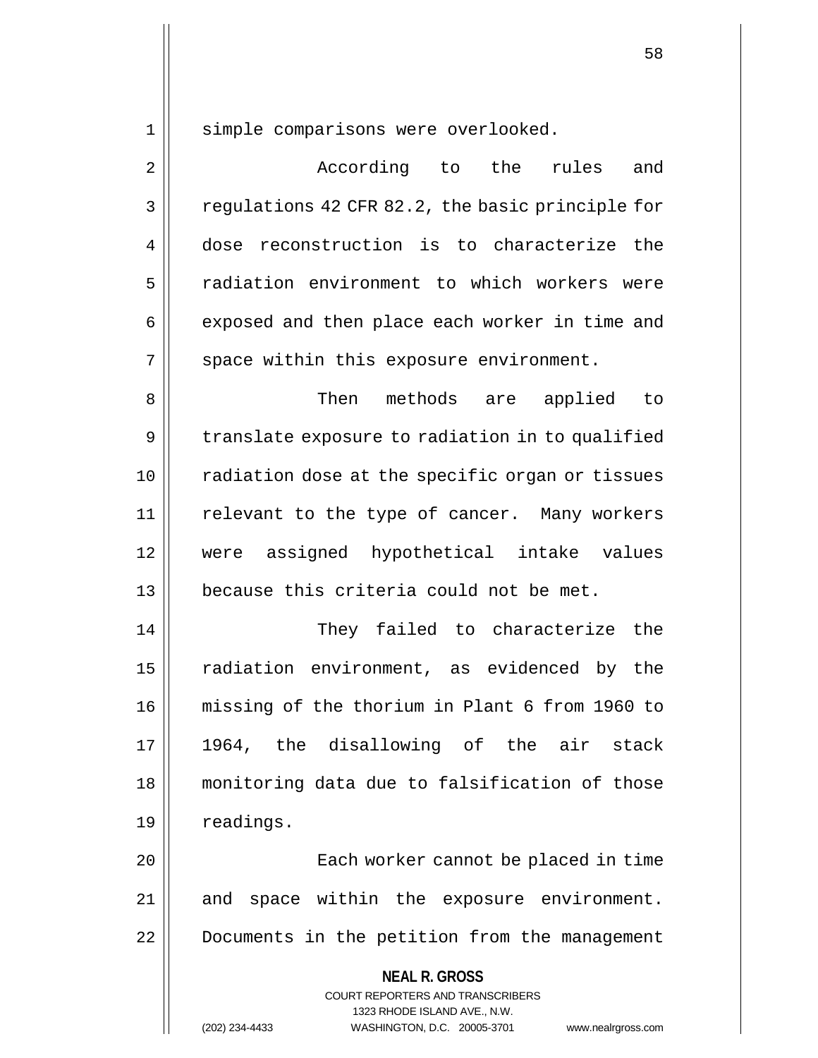simple comparisons were overlooked.

According to the rules and regulations 42 CFR 82.2, the basic principle for dose reconstruction is to characterize the radiation environment to which workers were exposed and then place each worker in time and space within this exposure environment.

Then methods are applied to translate exposure to radiation in to qualified radiation dose at the specific organ or tissues relevant to the type of cancer. Many workers were assigned hypothetical intake values because this criteria could not be met.

They failed to characterize the radiation environment, as evidenced by the missing of the thorium in Plant 6 from 1960 to 1964, the disallowing of the air stack monitoring data due to falsification of those readings.

Each worker cannot be placed in time and space within the exposure environment. Documents in the petition from the management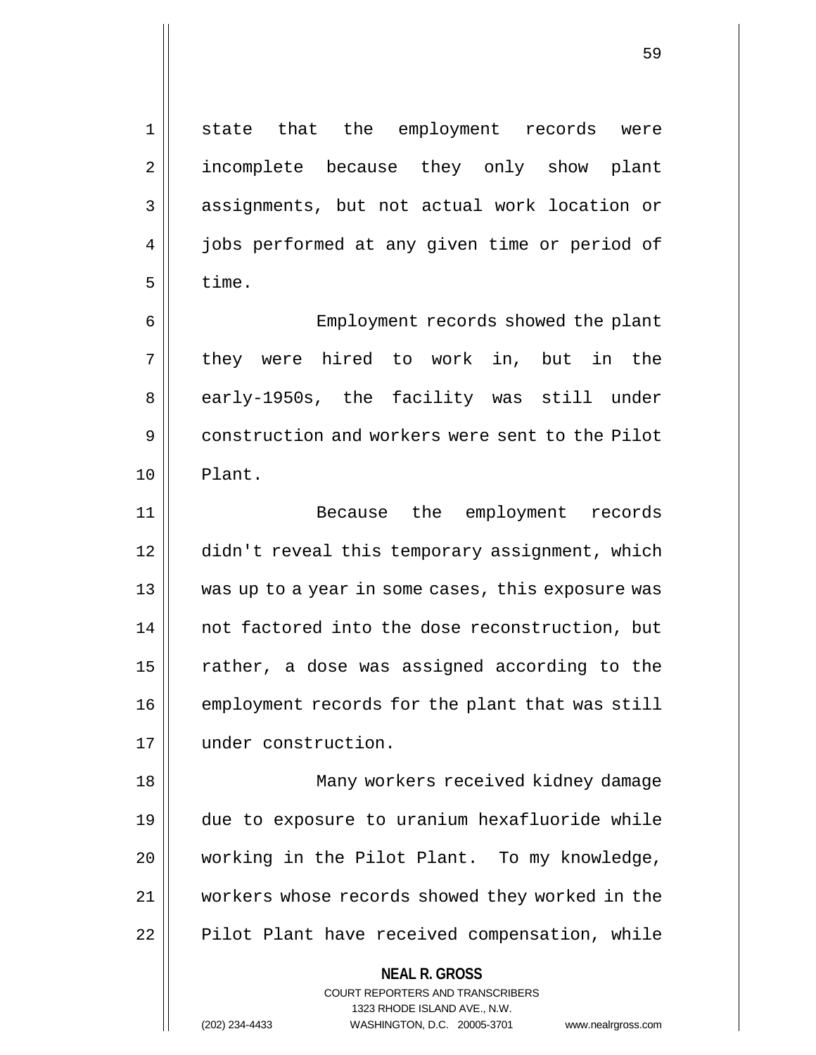state that the employment records were incomplete because they only show plant assignments, but not actual work location or jobs performed at any given time or period of time.

Employment records showed the plant they were hired to work in, but in the early-1950s, the facility was still under construction and workers were sent to the Pilot Plant.

Because the employment records didn't reveal this temporary assignment, which was up to a year in some cases, this exposure was not factored into the dose reconstruction, but rather, a dose was assigned according to the employment records for the plant that was still under construction.

Many workers received kidney damage due to exposure to uranium hexafluoride while working in the Pilot Plant. To my knowledge, workers whose records showed they worked in the Pilot Plant have received compensation, while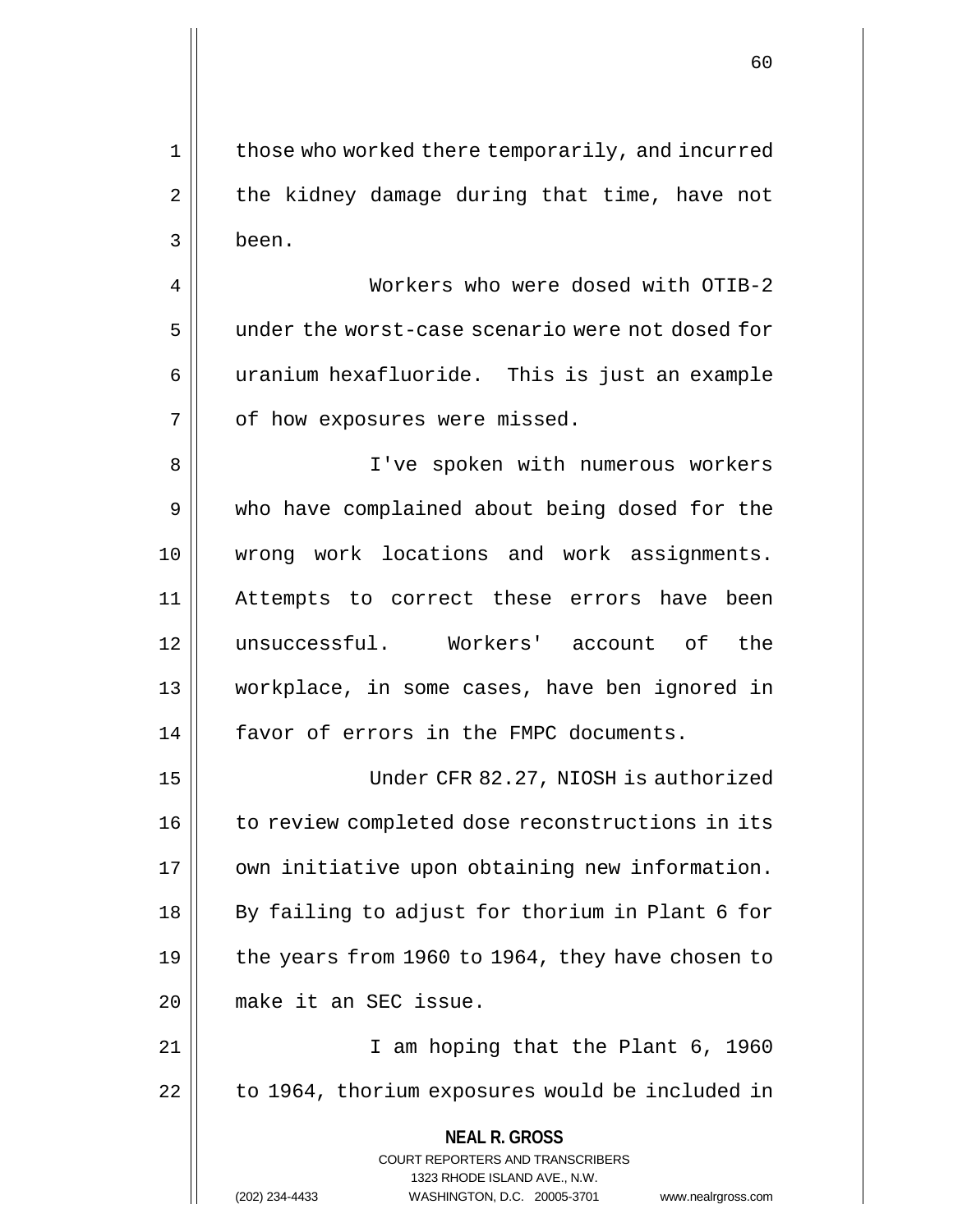those who worked there temporarily, and incurred the kidney damage during that time, have not been.

Workers who were dosed with OTIB-2 under the worst-case scenario were not dosed for uranium hexafluoride. This is just an example of how exposures were missed.

I've spoken with numerous workers who have complained about being dosed for the wrong work locations and work assignments. Attempts to correct these errors have been unsuccessful. Workers' account of the workplace, in some cases, have ben ignored in favor of errors in the FMPC documents.

Under CFR 82.27, NIOSH is authorized to review completed dose reconstructions in its own initiative upon obtaining new information. By failing to adjust for thorium in Plant 6 for the years from 1960 to 1964, they have chosen to make it an SEC issue.

I am hoping that the Plant 6, 1960 to 1964, thorium exposures would be included in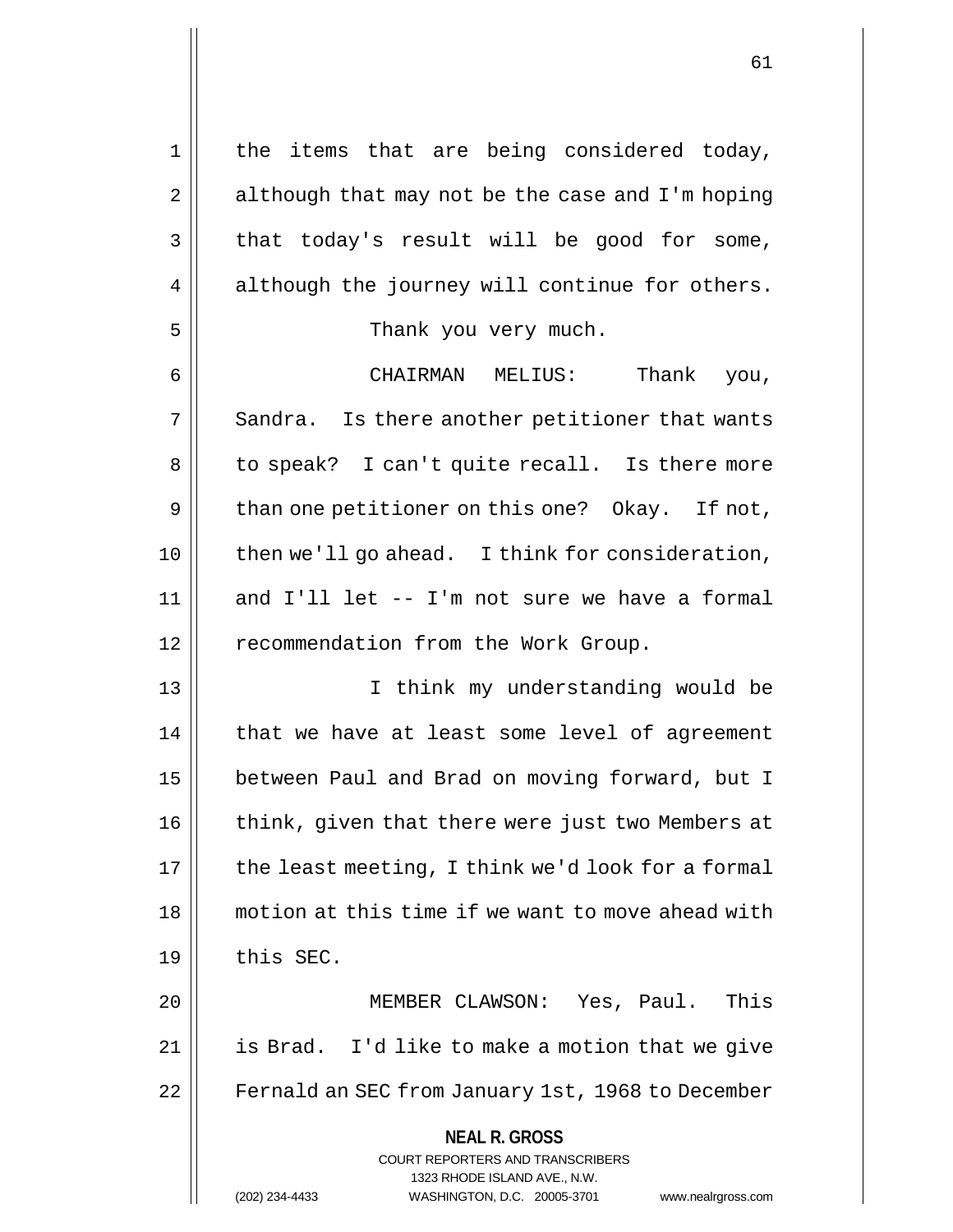the items that are being considered today, although that may not be the case and I'm hoping that today's result will be good for some, although the journey will continue for others.

Thank you very much.

CHAIRMAN MELIUS: Thank you, Sandra. Is there another petitioner that wants to speak? I can't quite recall. Is there more than one petitioner on this one? Okay. If not, then we'll go ahead. I think for consideration, and I'll let -- I'm not sure we have a formal recommendation from the Work Group.

I think my understanding would be that we have at least some level of agreement between Paul and Brad on moving forward, but I think, given that there were just two Members at the least meeting, I think we'd look for a formal motion at this time if we want to move ahead with this SEC.

MEMBER CLAWSON: Yes, Paul. This is Brad. I'd like to make a motion that we give Fernald an SEC from January 1st, 1968 to December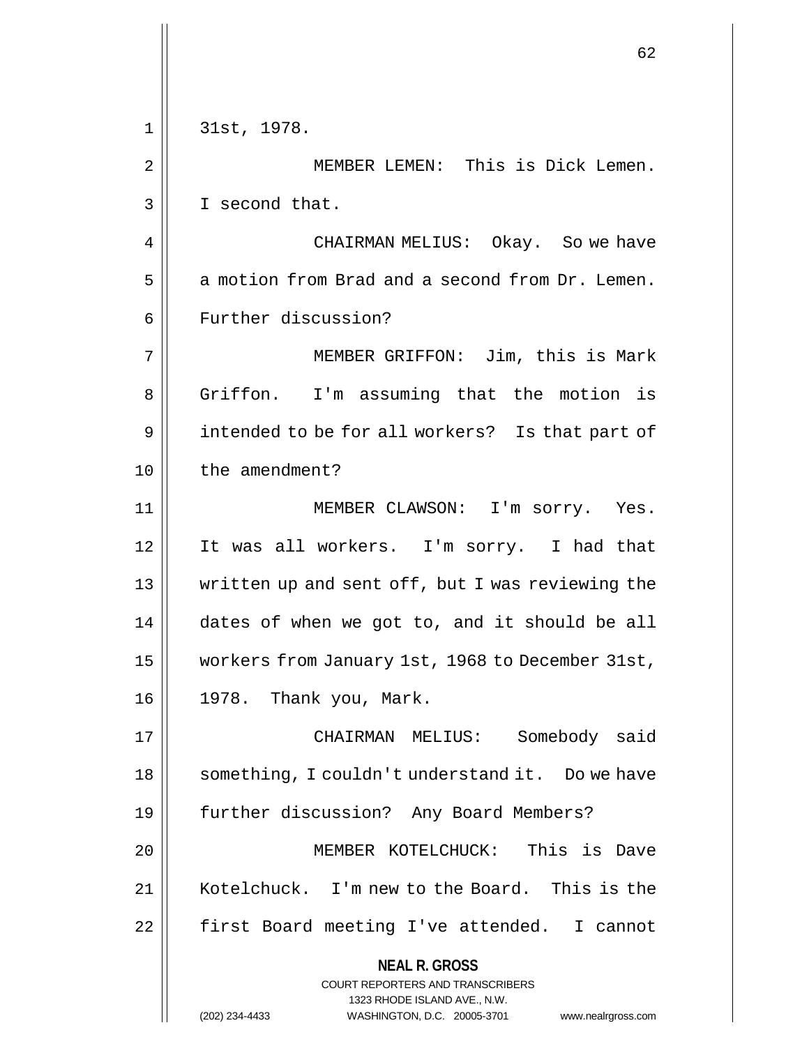31st, 1978.

MEMBER LEMEN: This is Dick Lemen. I second that.

CHAIRMAN MELIUS: Okay. So we have a motion from Brad and a second from Dr. Lemen. Further discussion?

MEMBER GRIFFON: Jim, this is Mark Griffon. I'm assuming that the motion is intended to be for all workers? Is that part of the amendment?

MEMBER CLAWSON: I'm sorry. Yes. It was all workers. I'm sorry. I had that written up and sent off, but I was reviewing the dates of when we got to, and it should be all workers from January 1st, 1968 to December 31st, 1978. Thank you, Mark.

CHAIRMAN MELIUS: Somebody said something, I couldn't understand it. Do we have further discussion? Any Board Members?

MEMBER KOTELCHUCK: This is Dave Kotelchuck. I'm new to the Board. This is the first Board meeting I've attended. I cannot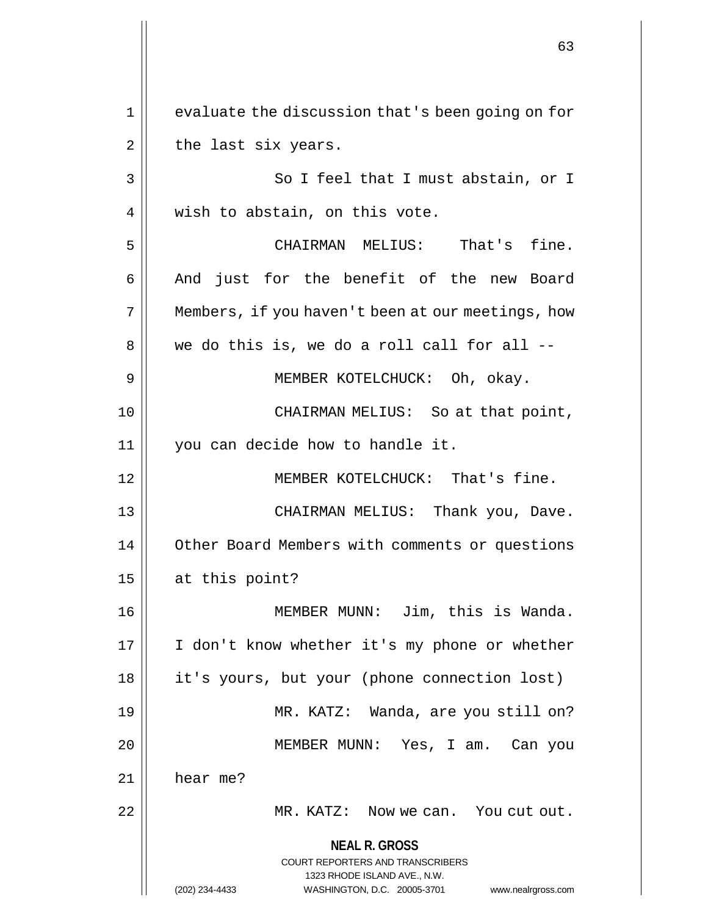evaluate the discussion that's been going on for the last six years.

So I feel that I must abstain, or I wish to abstain, on this vote.

CHAIRMAN MELIUS: That's fine. And just for the benefit of the new Board Members, if you haven't been at our meetings, how we do this is, we do a roll call for all --

MEMBER KOTELCHUCK: Oh, okay.

CHAIRMAN MELIUS: So at that point, you can decide how to handle it.

MEMBER KOTELCHUCK: That's fine.

CHAIRMAN MELIUS: Thank you, Dave. Other Board Members with comments or questions at this point?

MEMBER MUNN: Jim, this is Wanda. I don't know whether it's my phone or whether it's yours, but your (phone connection lost)

MR. KATZ: Wanda, are you still on?

MEMBER MUNN: Yes, I am. Can you hear me?

MR. KATZ: Now we can. You cut out.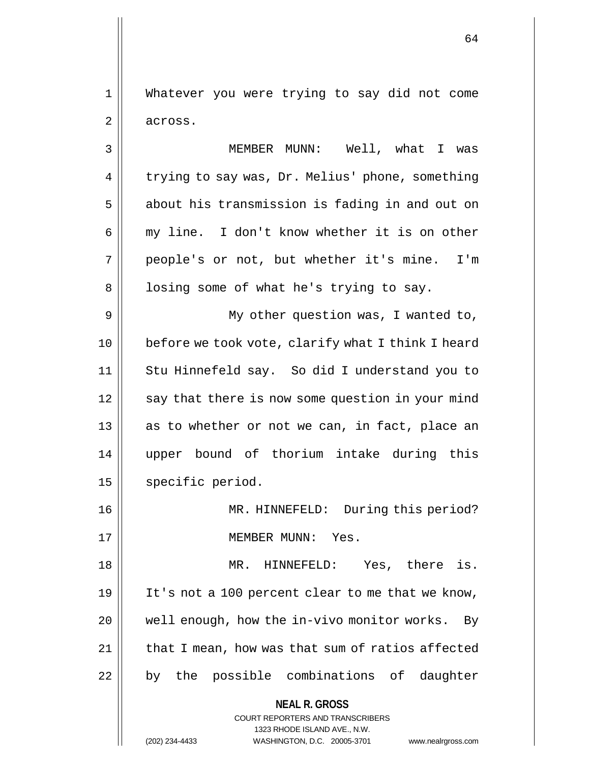Whatever you were trying to say did not come across.

MEMBER MUNN: Well, what I was trying to say was, Dr. Melius' phone, something about his transmission is fading in and out on my line. I don't know whether it is on other people's or not, but whether it's mine. I'm losing some of what he's trying to say.

My other question was, I wanted to, before we took vote, clarify what I think I heard Stu Hinnefeld say. So did I understand you to say that there is now some question in your mind as to whether or not we can, in fact, place an upper bound of thorium intake during this specific period.

MR. HINNEFELD: During this period?

MEMBER MUNN: Yes.

MR. HINNEFELD: Yes, there is. It's not a 100 percent clear to me that we know, well enough, how the in-vivo monitor works. By that I mean, how was that sum of ratios affected by the possible combinations of daughter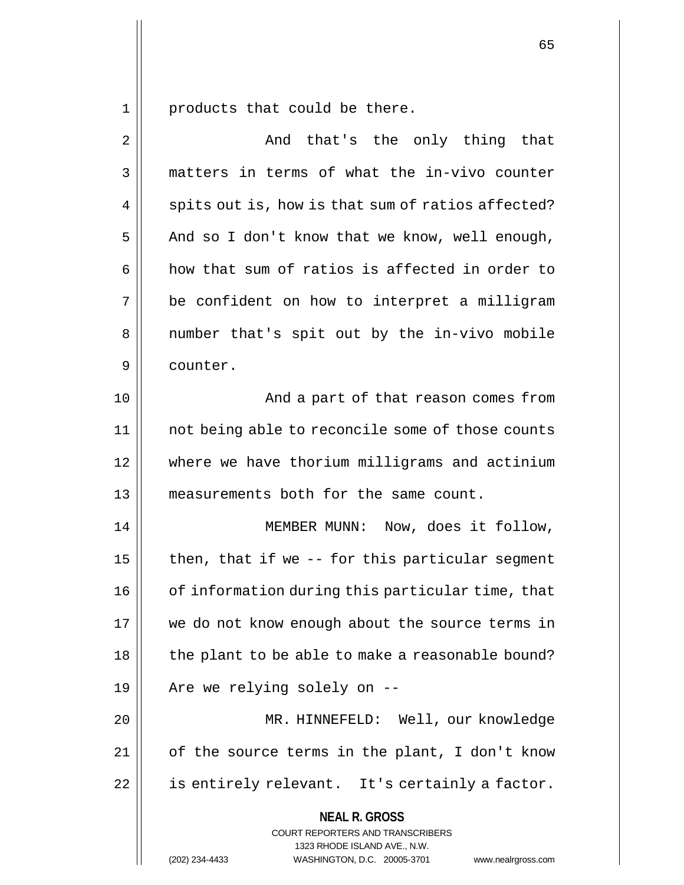products that could be there.

And that's the only thing that matters in terms of what the in-vivo counter spits out is, how is that sum of ratios affected? And so I don't know that we know, well enough, how that sum of ratios is affected in order to be confident on how to interpret a milligram number that's spit out by the in-vivo mobile counter.

And a part of that reason comes from not being able to reconcile some of those counts where we have thorium milligrams and actinium measurements both for the same count.

MEMBER MUNN: Now, does it follow, then, that if we -- for this particular segment of information during this particular time, that we do not know enough about the source terms in the plant to be able to make a reasonable bound? Are we relying solely on --

MR. HINNEFELD: Well, our knowledge of the source terms in the plant, I don't know is entirely relevant. It's certainly a factor.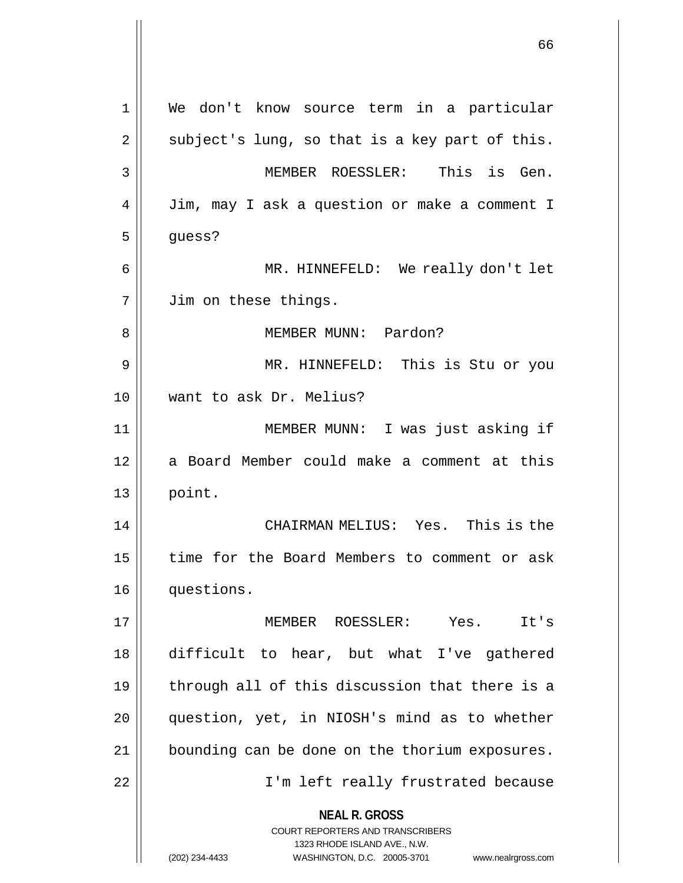We don't know source term in a particular subject's lung, so that is a key part of this.

MEMBER ROESSLER: This is Gen. Jim, may I ask a question or make a comment I guess?

MR. HINNEFELD: We really don't let Jim on these things.

MEMBER MUNN: Pardon?

MR. HINNEFELD: This is Stu or you want to ask Dr. Melius?

MEMBER MUNN: I was just asking if a Board Member could make a comment at this point.

CHAIRMAN MELIUS: Yes. This is the time for the Board Members to comment or ask questions.

MEMBER ROESSLER: Yes. It's difficult to hear, but what I've gathered through all of this discussion that there is a question, yet, in NIOSH's mind as to whether bounding can be done on the thorium exposures.

I'm left really frustrated because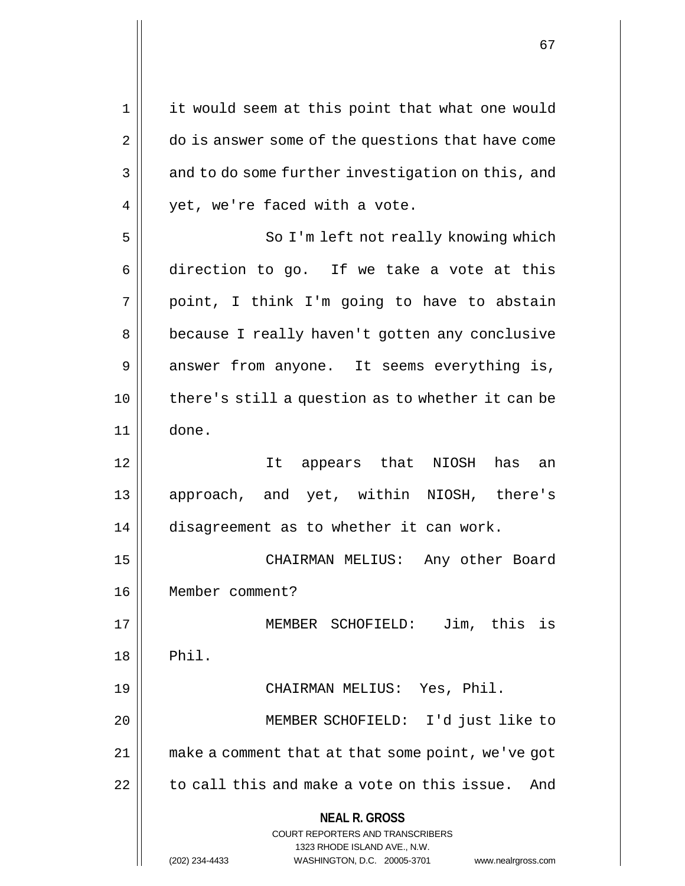it would seem at this point that what one would do is answer some of the questions that have come and to do some further investigation on this, and yet, we're faced with a vote.

So I'm left not really knowing which direction to go. If we take a vote at this point, I think I'm going to have to abstain because I really haven't gotten any conclusive answer from anyone. It seems everything is, there's still a question as to whether it can be done.

It appears that NIOSH has an approach, and yet, within NIOSH, there's disagreement as to whether it can work.

CHAIRMAN MELIUS: Any other Board Member comment?

MEMBER SCHOFIELD: Jim, this is Phil.

CHAIRMAN MELIUS: Yes, Phil.

MEMBER SCHOFIELD: I'd just like to make a comment that at that some point, we've got to call this and make a vote on this issue. And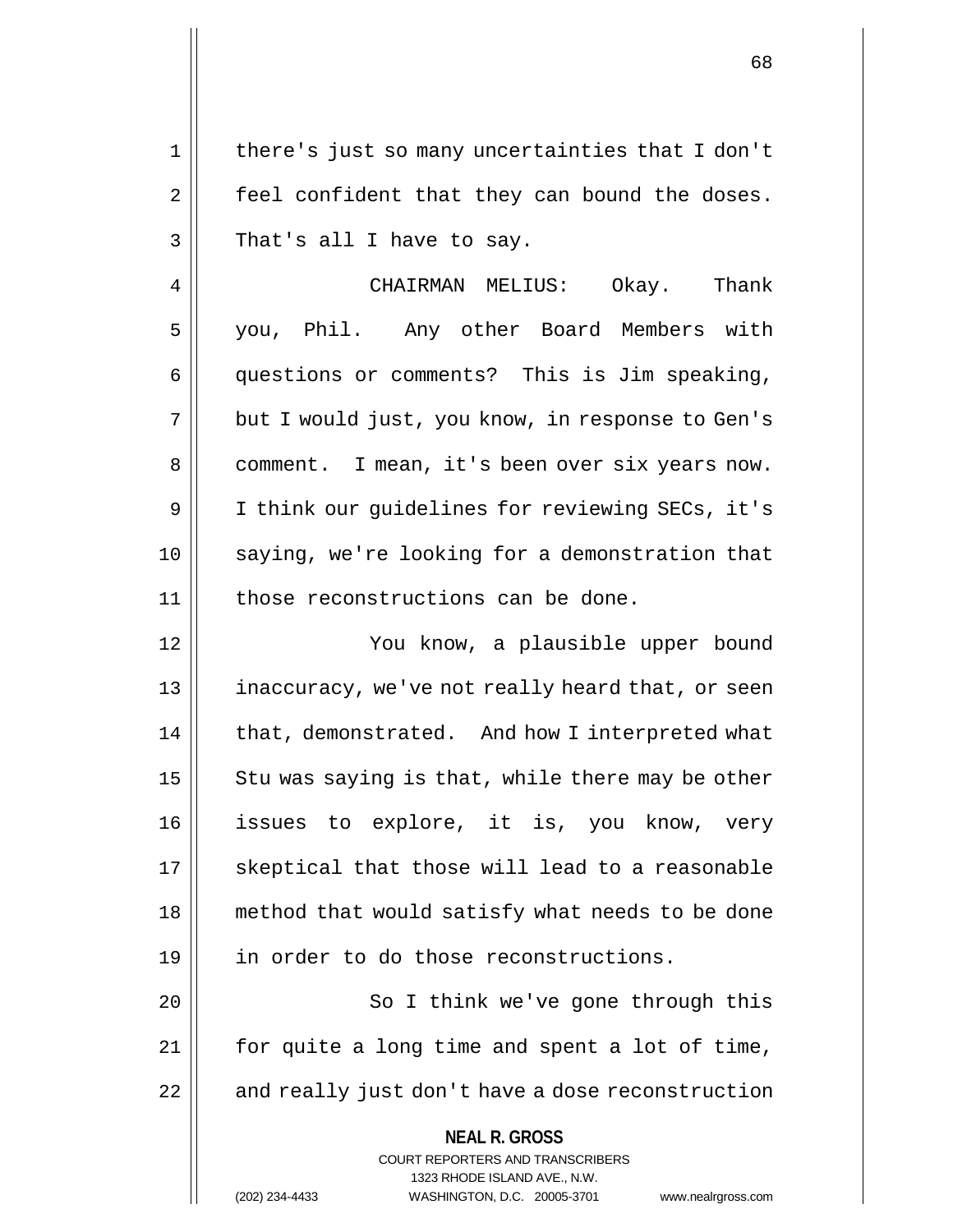there's just so many uncertainties that I don't feel confident that they can bound the doses. That's all I have to say.

CHAIRMAN MELIUS: Okay. Thank you, Phil. Any other Board Members with questions or comments? This is Jim speaking, but I would just, you know, in response to Gen's comment. I mean, it's been over six years now. I think our guidelines for reviewing SECs, it's saying, we're looking for a demonstration that those reconstructions can be done.

You know, a plausible upper bound inaccuracy, we've not really heard that, or seen that, demonstrated. And how I interpreted what Stu was saying is that, while there may be other issues to explore, it is, you know, very skeptical that those will lead to a reasonable method that would satisfy what needs to be done in order to do those reconstructions.

So I think we've gone through this for quite a long time and spent a lot of time, and really just don't have a dose reconstruction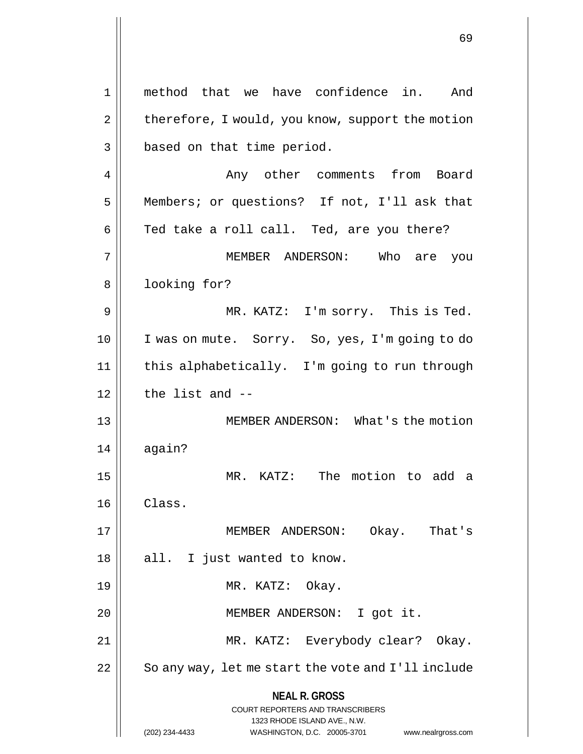method that we have confidence in. And therefore, I would, you know, support the motion based on that time period.

Any other comments from Board Members; or questions? If not, I'll ask that Ted take a roll call. Ted, are you there?

MEMBER ANDERSON: Who are you looking for?

MR. KATZ: I'm sorry. This is Ted. I was on mute. Sorry. So, yes, I'm going to do this alphabetically. I'm going to run through the list and --

MEMBER ANDERSON: What's the motion again?

MR. KATZ: The motion to add a Class.

MEMBER ANDERSON: Okay. That's all. I just wanted to know.

MR. KATZ: Okay.

MEMBER ANDERSON: I got it.

MR. KATZ: Everybody clear? Okay. So any way, let me start the vote and I'll include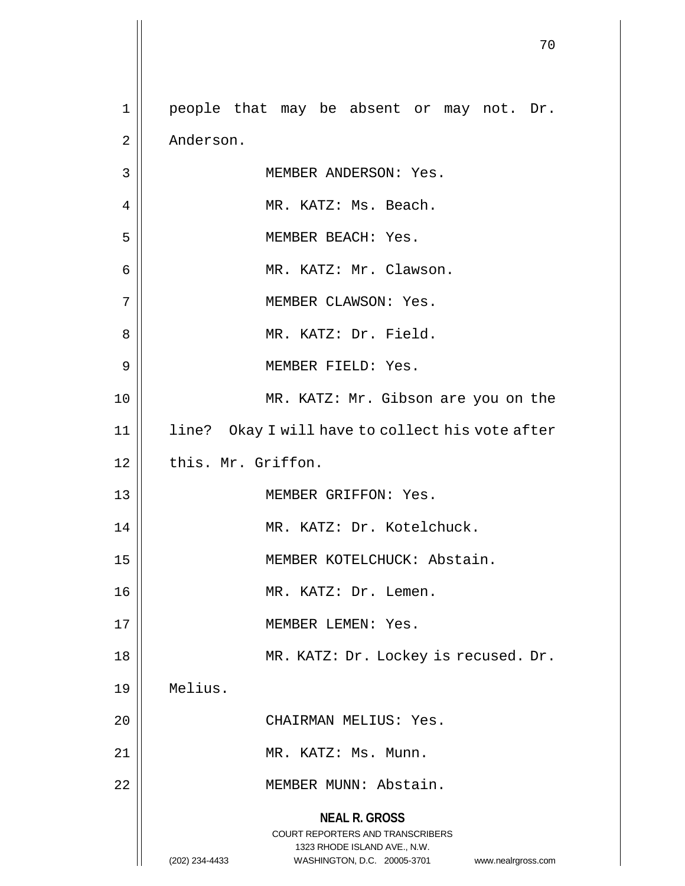people that may be absent or may not. Dr. Anderson.

MEMBER ANDERSON: Yes.

MR. KATZ: Ms. Beach.

MEMBER BEACH: Yes.

MR. KATZ: Mr. Clawson.

MEMBER CLAWSON: Yes.

MR. KATZ: Dr. Field.

MEMBER FIELD: Yes.

MR. KATZ: Mr. Gibson are you on the line? Okay I will have to collect his vote after this. Mr. Griffon.

MEMBER GRIFFON: Yes.

MR. KATZ: Dr. Kotelchuck.

MEMBER KOTELCHUCK: Abstain.

MR. KATZ: Dr. Lemen.

MEMBER LEMEN: Yes.

MR. KATZ: Dr. Lockey is recused. Dr. Melius.

CHAIRMAN MELIUS: Yes.

MR. KATZ: Ms. Munn.

MEMBER MUNN: Abstain.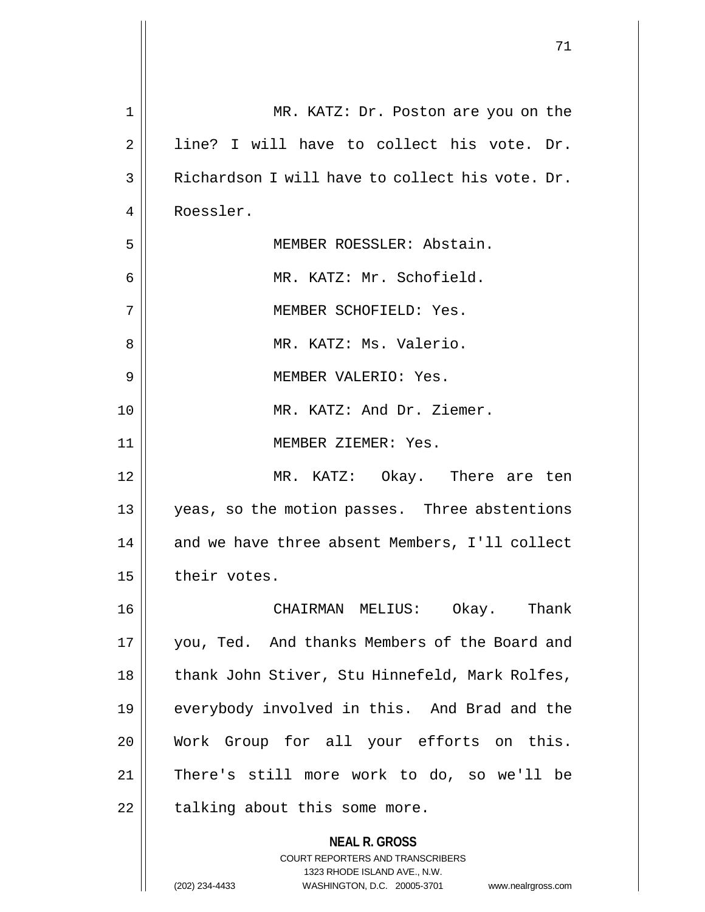MR. KATZ: Dr. Poston are you on the line? I will have to collect his vote. Dr. Richardson I will have to collect his vote. Dr. Roessler.

MEMBER ROESSLER: Abstain.

MR. KATZ: Mr. Schofield.

MEMBER SCHOFIELD: Yes.

MR. KATZ: Ms. Valerio.

MEMBER VALERIO: Yes.

MR. KATZ: And Dr. Ziemer.

MEMBER ZIEMER: Yes.

MR. KATZ: Okay. There are ten yeas, so the motion passes. Three abstentions and we have three absent Members, I'll collect their votes.

CHAIRMAN MELIUS: Okay. Thank you, Ted. And thanks Members of the Board and thank John Stiver, Stu Hinnefeld, Mark Rolfes, everybody involved in this. And Brad and the Work Group for all your efforts on this. There's still more work to do, so we'll be talking about this some more.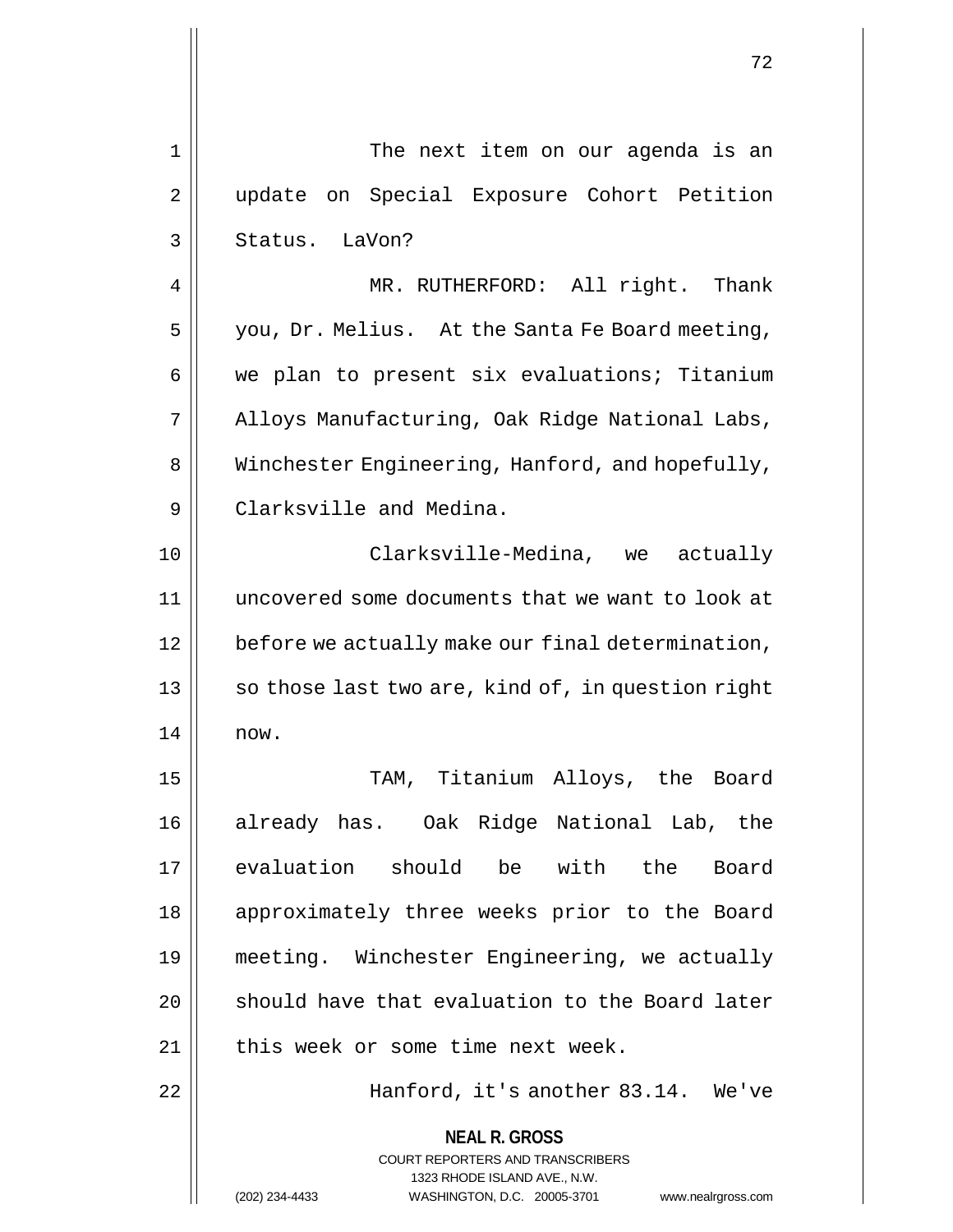The next item on our agenda is an update on Special Exposure Cohort Petition Status. LaVon?

MR. RUTHERFORD: All right. Thank you, Dr. Melius. At the Santa Fe Board meeting, we plan to present six evaluations; Titanium Alloys Manufacturing, Oak Ridge National Labs, Winchester Engineering, Hanford, and hopefully, Clarksville and Medina.

Clarksville-Medina, we actually uncovered some documents that we want to look at before we actually make our final determination, so those last two are, kind of, in question right now.

TAM, Titanium Alloys, the Board already has. Oak Ridge National Lab, the evaluation should be with the Board approximately three weeks prior to the Board meeting. Winchester Engineering, we actually should have that evaluation to the Board later this week or some time next week.

Hanford, it's another 83.14. We've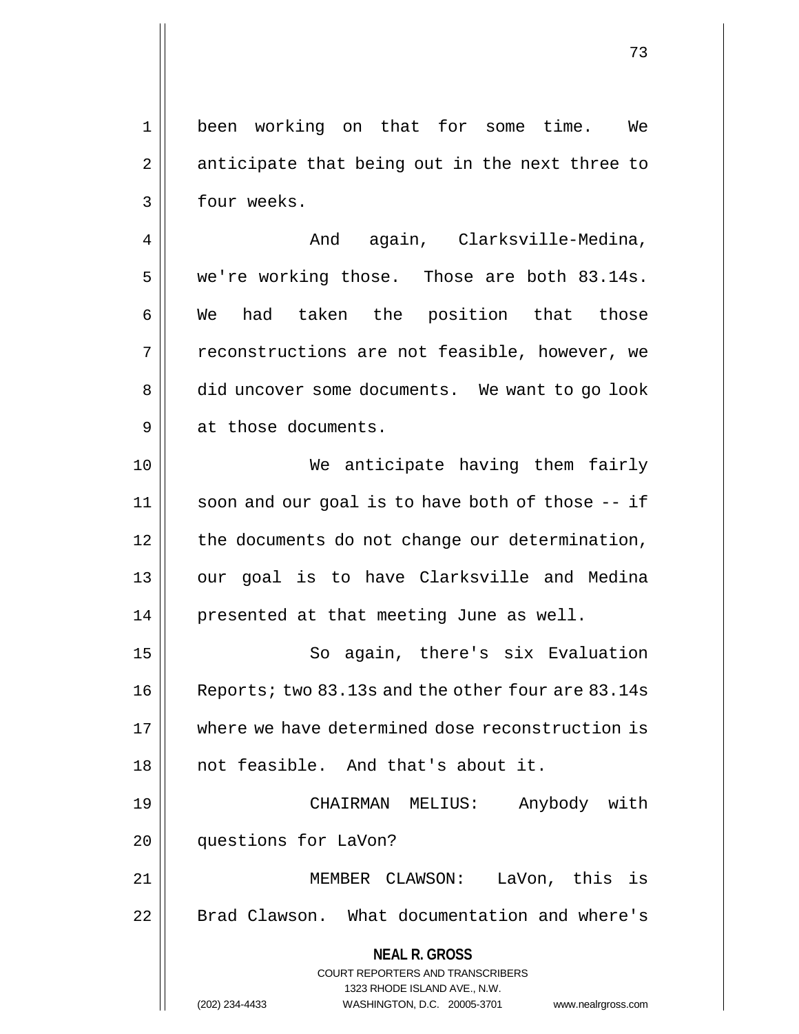been working on that for some time. We anticipate that being out in the next three to four weeks.

And again, Clarksville-Medina, we're working those. Those are both 83.14s. We had taken the position that those reconstructions are not feasible, however, we did uncover some documents. We want to go look at those documents.

We anticipate having them fairly soon and our goal is to have both of those -- if the documents do not change our determination, our goal is to have Clarksville and Medina presented at that meeting June as well.

So again, there's six Evaluation Reports; two 83.13s and the other four are 83.14s where we have determined dose reconstruction is not feasible. And that's about it.

CHAIRMAN MELIUS: Anybody with questions for LaVon?

MEMBER CLAWSON: LaVon, this is Brad Clawson. What documentation and where's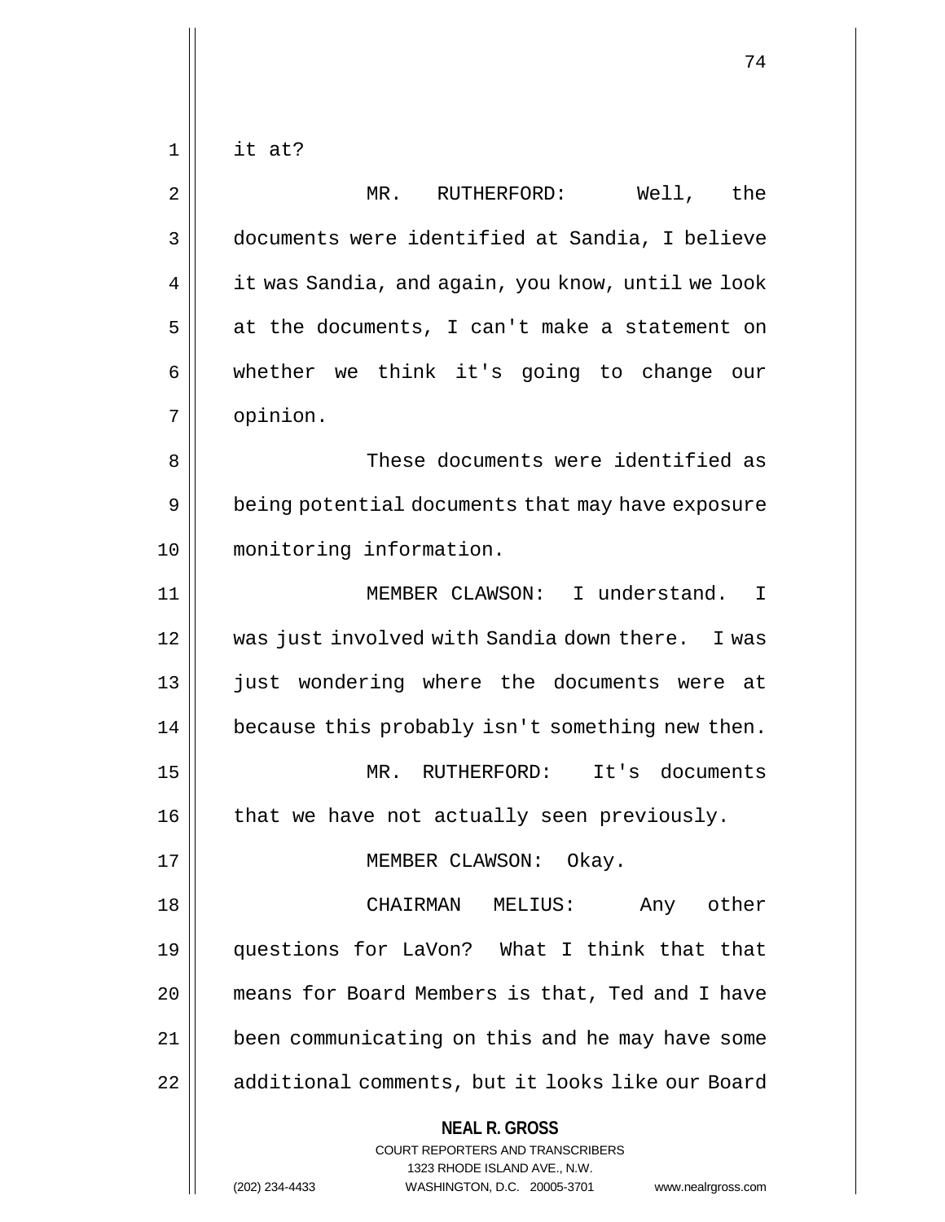it at?

MR. RUTHERFORD: Well, the documents were identified at Sandia, I believe it was Sandia, and again, you know, until we look at the documents, I can't make a statement on whether we think it's going to change our opinion.

These documents were identified as being potential documents that may have exposure monitoring information.

MEMBER CLAWSON: I understand. I was just involved with Sandia down there. I was just wondering where the documents were at because this probably isn't something new then.

MR. RUTHERFORD: It's documents that we have not actually seen previously.

MEMBER CLAWSON: Okay.

CHAIRMAN MELIUS: Any other questions for LaVon? What I think that that means for Board Members is that, Ted and I have been communicating on this and he may have some additional comments, but it looks like our Board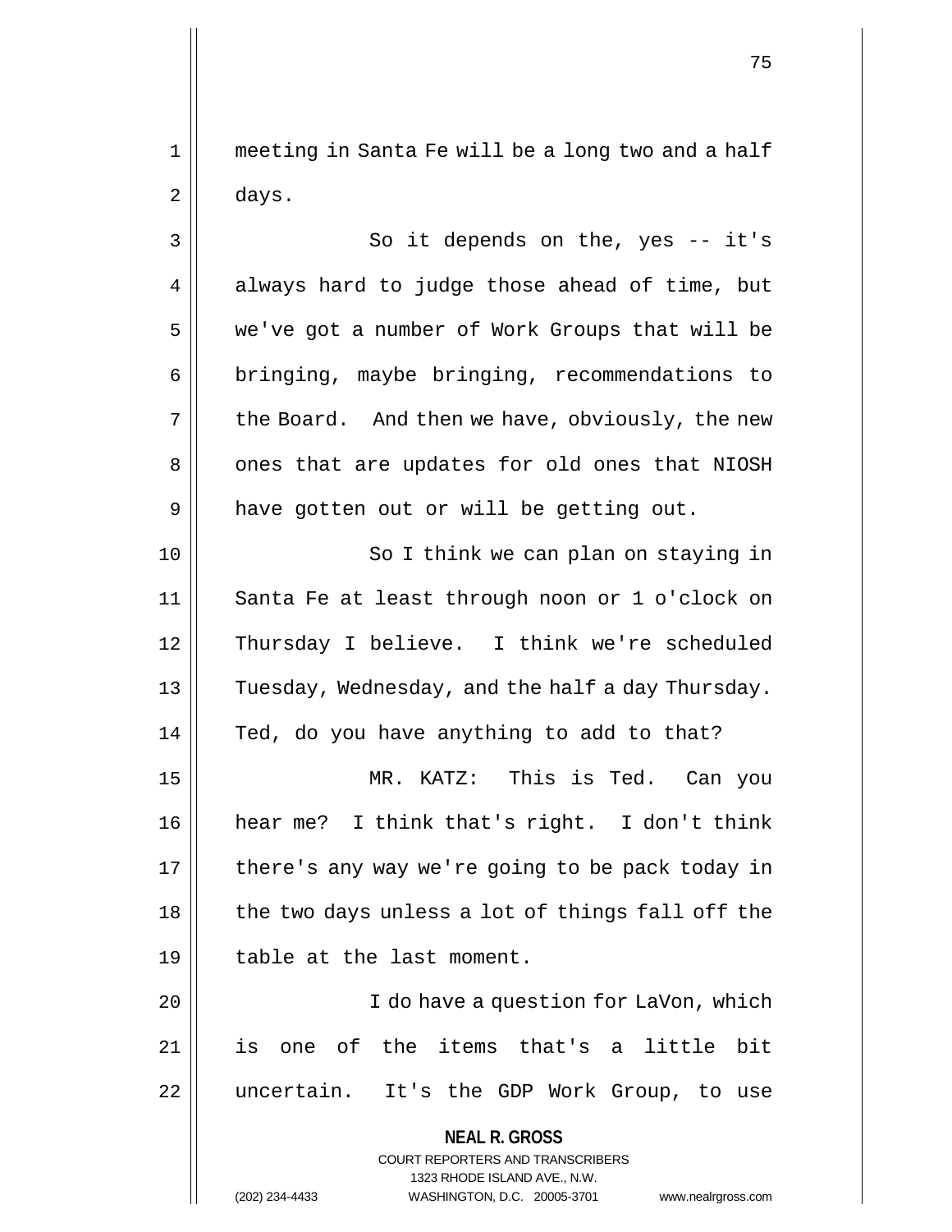meeting in Santa Fe will be a long two and a half days.

So it depends on the, yes -- it's always hard to judge those ahead of time, but we've got a number of Work Groups that will be bringing, maybe bringing, recommendations to the Board. And then we have, obviously, the new ones that are updates for old ones that NIOSH have gotten out or will be getting out.

So I think we can plan on staying in Santa Fe at least through noon or 1 o'clock on Thursday I believe. I think we're scheduled Tuesday, Wednesday, and the half a day Thursday. Ted, do you have anything to add to that?

MR. KATZ: This is Ted. Can you hear me? I think that's right. I don't think there's any way we're going to be pack today in the two days unless a lot of things fall off the table at the last moment.

I do have a question for LaVon, which is one of the items that's a little bit uncertain. It's the GDP Work Group, to use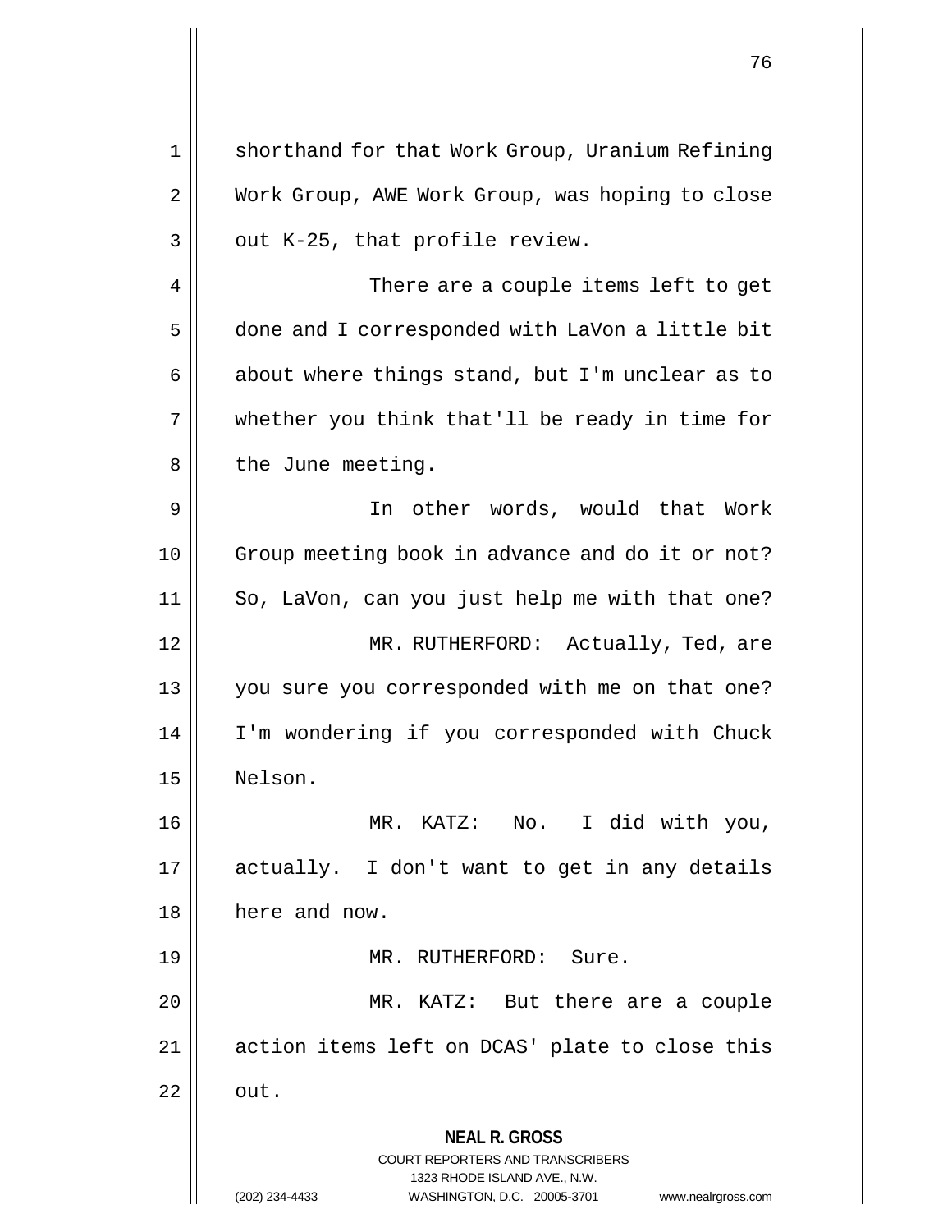shorthand for that Work Group, Uranium Refining Work Group, AWE Work Group, was hoping to close out K-25, that profile review.

There are a couple items left to get done and I corresponded with LaVon a little bit about where things stand, but I'm unclear as to whether you think that'll be ready in time for the June meeting.

In other words, would that Work Group meeting book in advance and do it or not? So, LaVon, can you just help me with that one?

MR. RUTHERFORD: Actually, Ted, are you sure you corresponded with me on that one? I'm wondering if you corresponded with Chuck Nelson.

MR. KATZ: No. I did with you, actually. I don't want to get in any details here and now.

MR. RUTHERFORD: Sure.

MR. KATZ: But there are a couple action items left on DCAS' plate to close this out.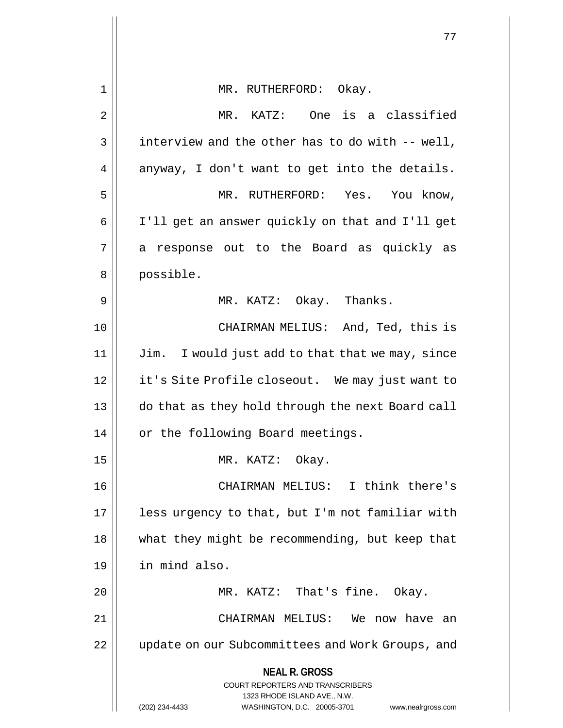MR. RUTHERFORD: Okay.

MR. KATZ: One is a classified interview and the other has to do with -- well, anyway, I don't want to get into the details.

MR. RUTHERFORD: Yes. You know, I'll get an answer quickly on that and I'll get a response out to the Board as quickly as possible.

MR. KATZ: Okay. Thanks.

CHAIRMAN MELIUS: And, Ted, this is Jim. I would just add to that that we may, since it's Site Profile closeout. We may just want to do that as they hold through the next Board call or the following Board meetings.

MR. KATZ: Okay.

CHAIRMAN MELIUS: I think there's less urgency to that, but I'm not familiar with what they might be recommending, but keep that in mind also.

MR. KATZ: That's fine. Okay.

CHAIRMAN MELIUS: We now have an update on our Subcommittees and Work Groups, and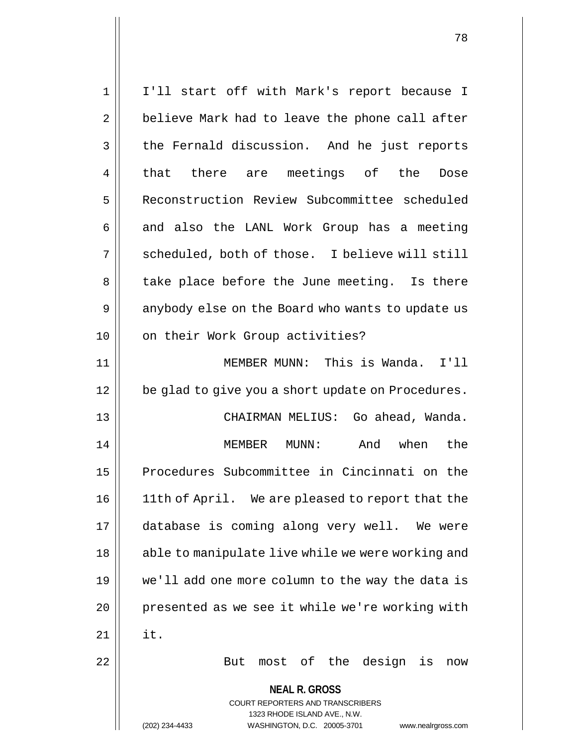I'll start off with Mark's report because I believe Mark had to leave the phone call after the Fernald discussion. And he just reports that there are meetings of the Dose Reconstruction Review Subcommittee scheduled and also the LANL Work Group has a meeting scheduled, both of those. I believe will still take place before the June meeting. Is there anybody else on the Board who wants to update us on their Work Group activities?

MEMBER MUNN: This is Wanda. I'll be glad to give you a short update on Procedures.

CHAIRMAN MELIUS: Go ahead, Wanda.

MEMBER MUNN: And when the Procedures Subcommittee in Cincinnati on the 11th of April. We are pleased to report that the database is coming along very well. We were able to manipulate live while we were working and we'll add one more column to the way the data is presented as we see it while we're working with it.

But most of the design is now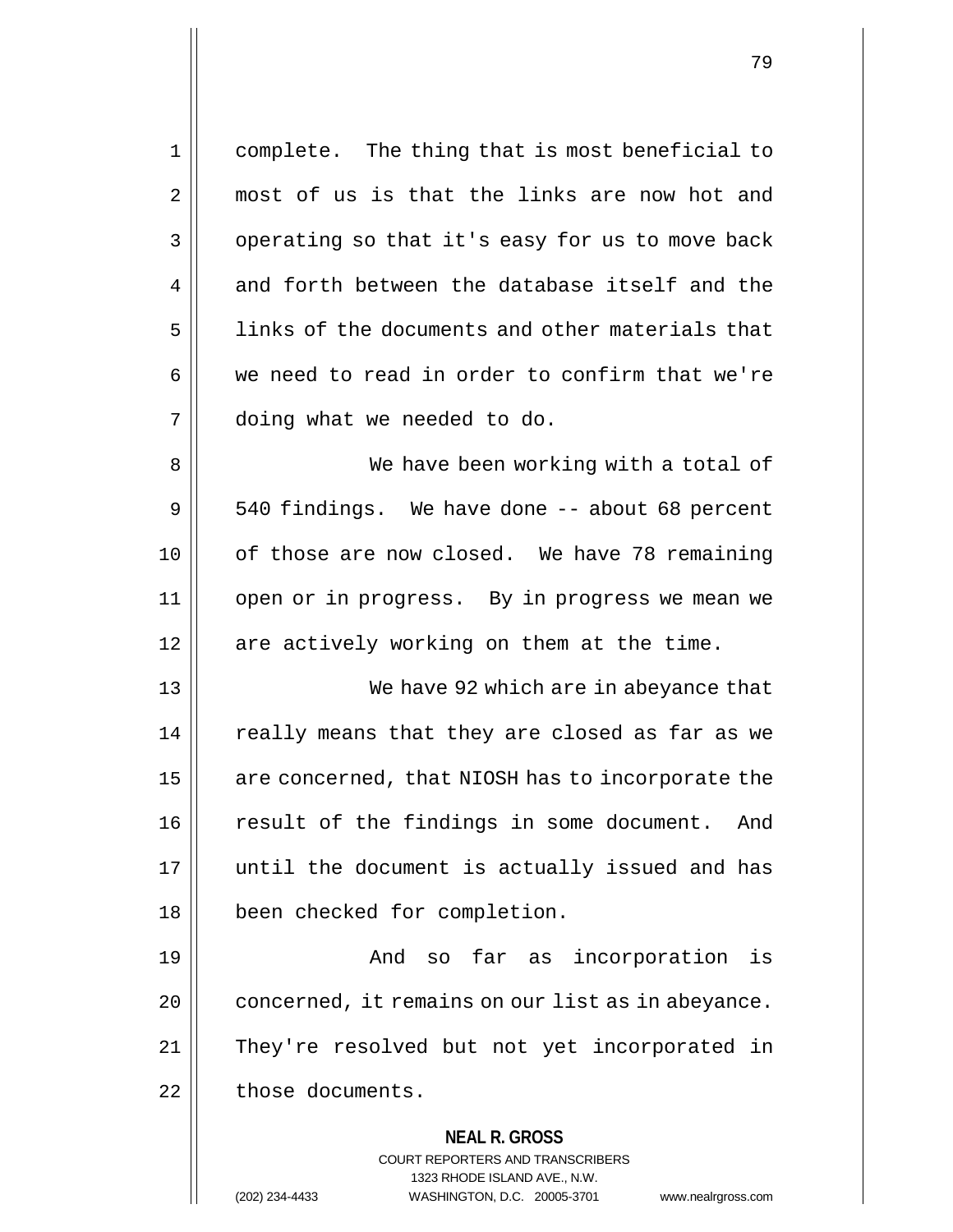complete. The thing that is most beneficial to most of us is that the links are now hot and operating so that it's easy for us to move back and forth between the database itself and the links of the documents and other materials that we need to read in order to confirm that we're doing what we needed to do.

We have been working with a total of 540 findings. We have done -- about 68 percent of those are now closed. We have 78 remaining open or in progress. By in progress we mean we are actively working on them at the time.

We have 92 which are in abeyance that really means that they are closed as far as we are concerned, that NIOSH has to incorporate the result of the findings in some document. And until the document is actually issued and has been checked for completion.

And so far as incorporation is concerned, it remains on our list as in abeyance. They're resolved but not yet incorporated in those documents.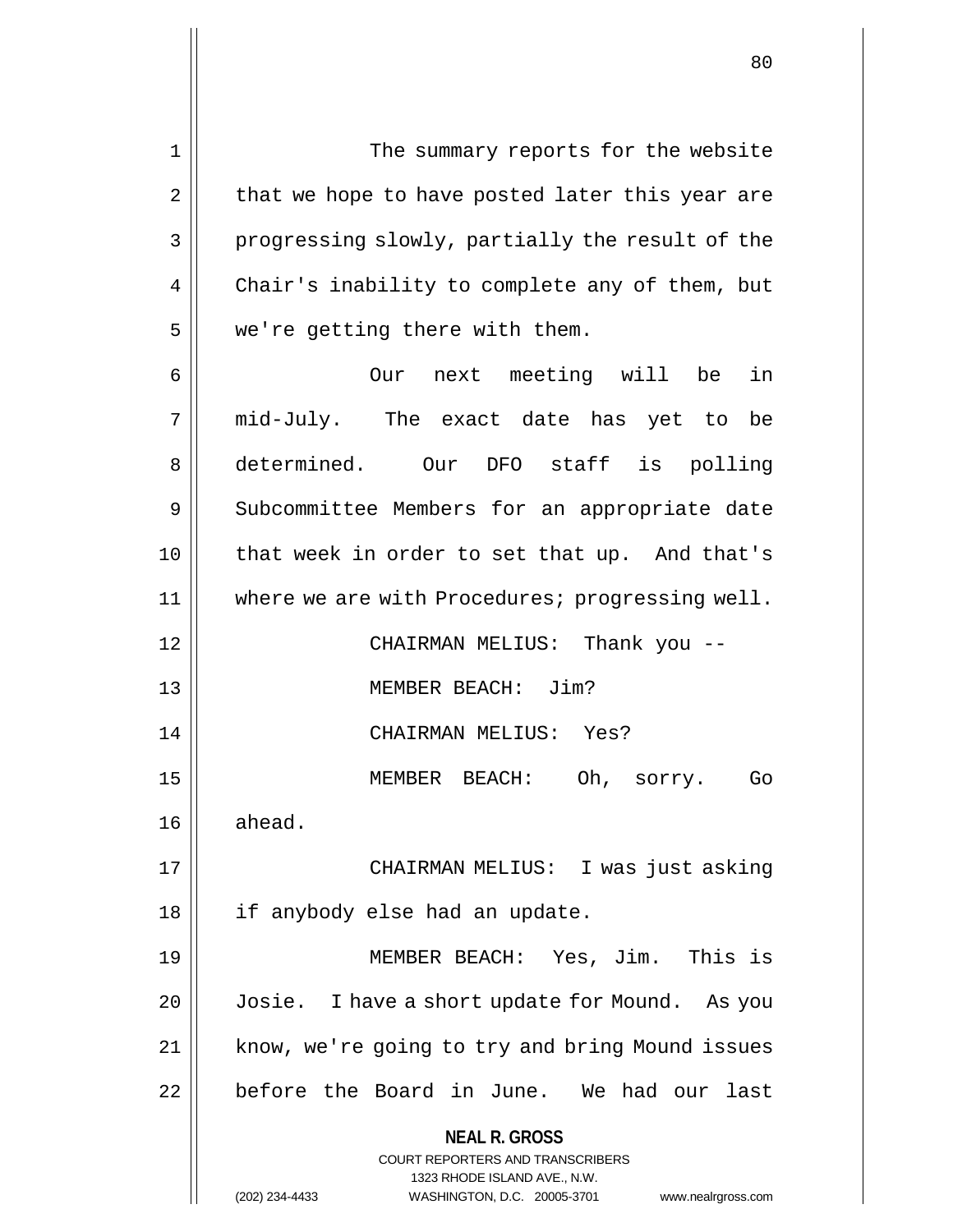The summary reports for the website that we hope to have posted later this year are progressing slowly, partially the result of the Chair's inability to complete any of them, but we're getting there with them.

Our next meeting will be in mid-July. The exact date has yet to be determined. Our DFO staff is polling Subcommittee Members for an appropriate date that week in order to set that up. And that's where we are with Procedures; progressing well.

CHAIRMAN MELIUS: Thank you --

MEMBER BEACH: Jim?

CHAIRMAN MELIUS: Yes?

MEMBER BEACH: Oh, sorry. Go ahead.

CHAIRMAN MELIUS: I was just asking if anybody else had an update.

MEMBER BEACH: Yes, Jim. This is Josie. I have a short update for Mound. As you know, we're going to try and bring Mound issues before the Board in June. We had our last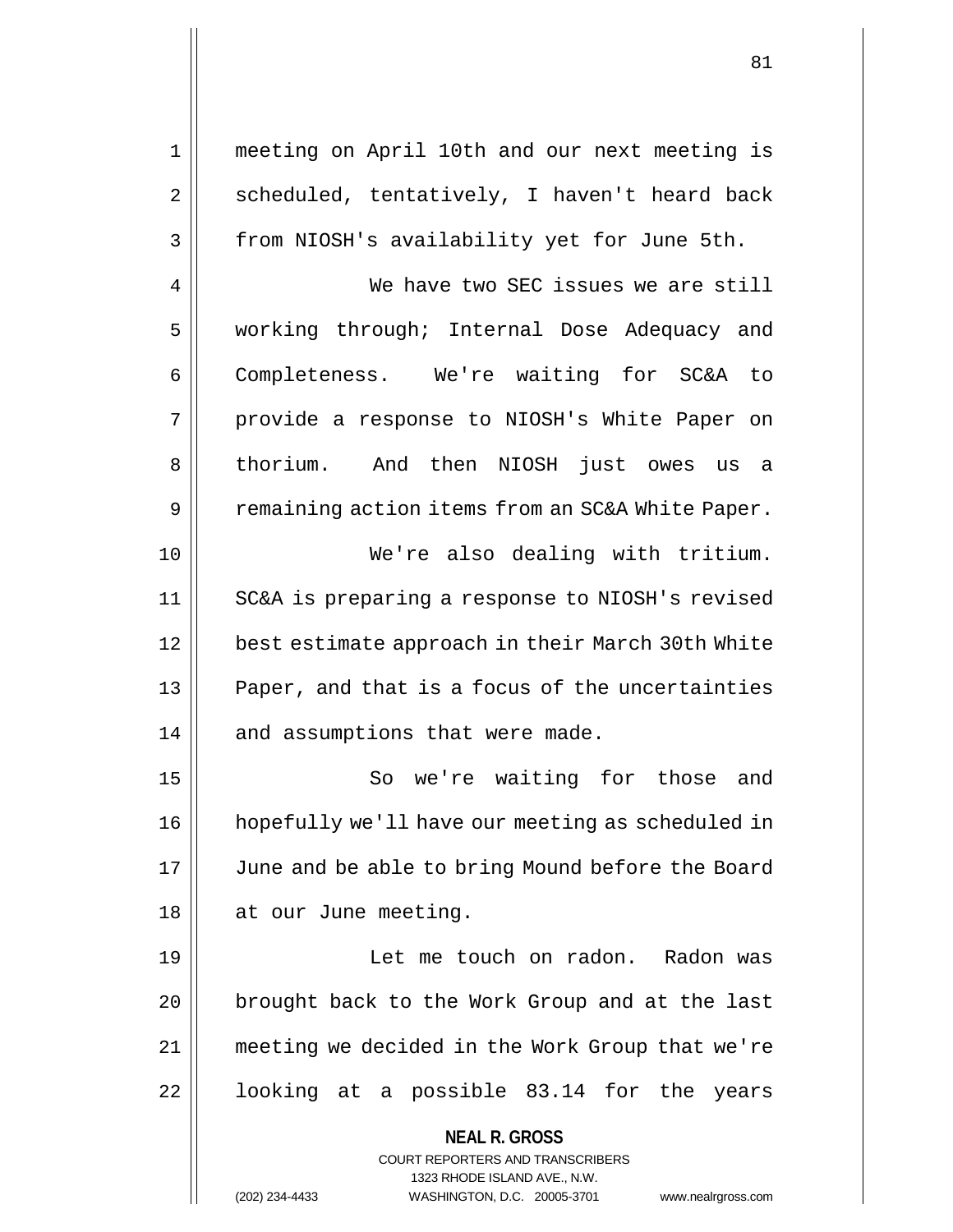meeting on April 10th and our next meeting is scheduled, tentatively, I haven't heard back from NIOSH's availability yet for June 5th.

We have two SEC issues we are still working through; Internal Dose Adequacy and Completeness. We're waiting for SC&A to provide a response to NIOSH's White Paper on thorium. And then NIOSH just owes us a remaining action items from an SC&A White Paper.

We're also dealing with tritium. SC&A is preparing a response to NIOSH's revised best estimate approach in their March 30th White Paper, and that is a focus of the uncertainties and assumptions that were made.

So we're waiting for those and hopefully we'll have our meeting as scheduled in June and be able to bring Mound before the Board at our June meeting.

Let me touch on radon. Radon was brought back to the Work Group and at the last meeting we decided in the Work Group that we're looking at a possible 83.14 for the years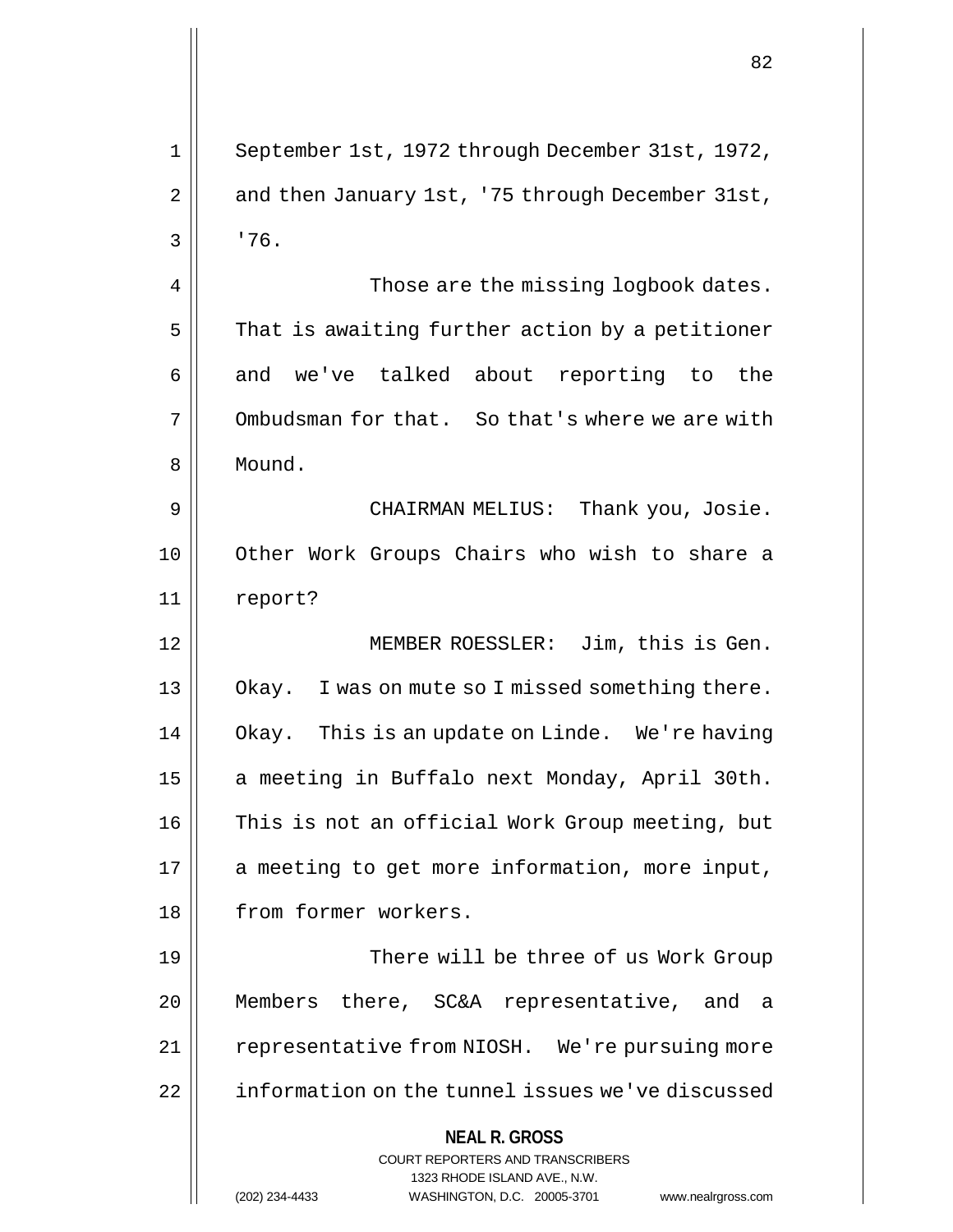September 1st, 1972 through December 31st, 1972, and then January 1st, '75 through December 31st, '76.

Those are the missing logbook dates. That is awaiting further action by a petitioner and we've talked about reporting to the Ombudsman for that. So that's where we are with Mound.

CHAIRMAN MELIUS: Thank you, Josie. Other Work Groups Chairs who wish to share a report?

MEMBER ROESSLER: Jim, this is Gen. Okay. I was on mute so I missed something there. Okay. This is an update on Linde. We're having a meeting in Buffalo next Monday, April 30th. This is not an official Work Group meeting, but a meeting to get more information, more input, from former workers.

There will be three of us Work Group Members there, SC&A representative, and a representative from NIOSH. We're pursuing more information on the tunnel issues we've discussed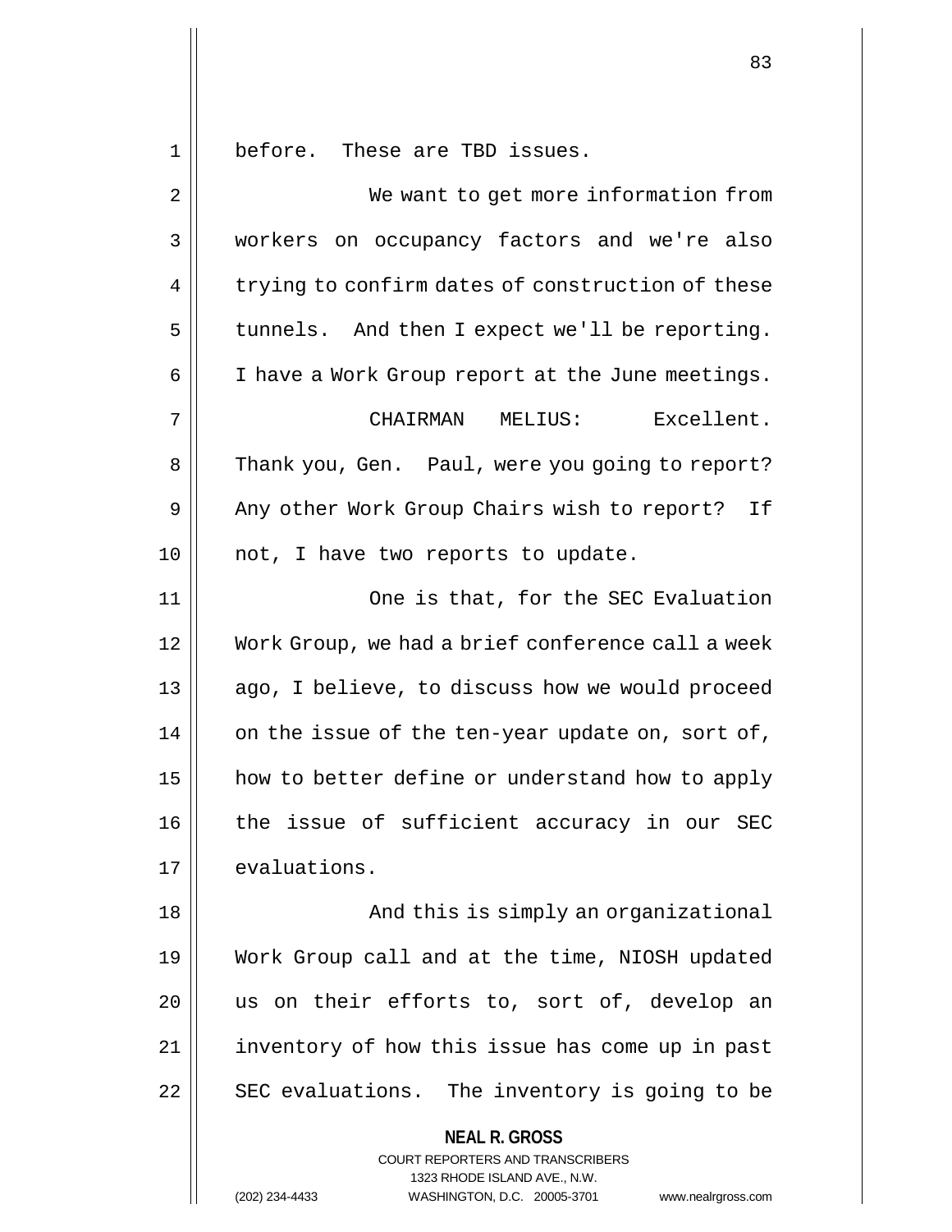before. These are TBD issues.

We want to get more information from workers on occupancy factors and we're also trying to confirm dates of construction of these tunnels. And then I expect we'll be reporting. I have a Work Group report at the June meetings.

CHAIRMAN MELIUS: Excellent. Thank you, Gen. Paul, were you going to report? Any other Work Group Chairs wish to report? If not, I have two reports to update.

One is that, for the SEC Evaluation Work Group, we had a brief conference call a week ago, I believe, to discuss how we would proceed on the issue of the ten-year update on, sort of, how to better define or understand how to apply the issue of sufficient accuracy in our SEC evaluations.

And this is simply an organizational Work Group call and at the time, NIOSH updated us on their efforts to, sort of, develop an inventory of how this issue has come up in past SEC evaluations. The inventory is going to be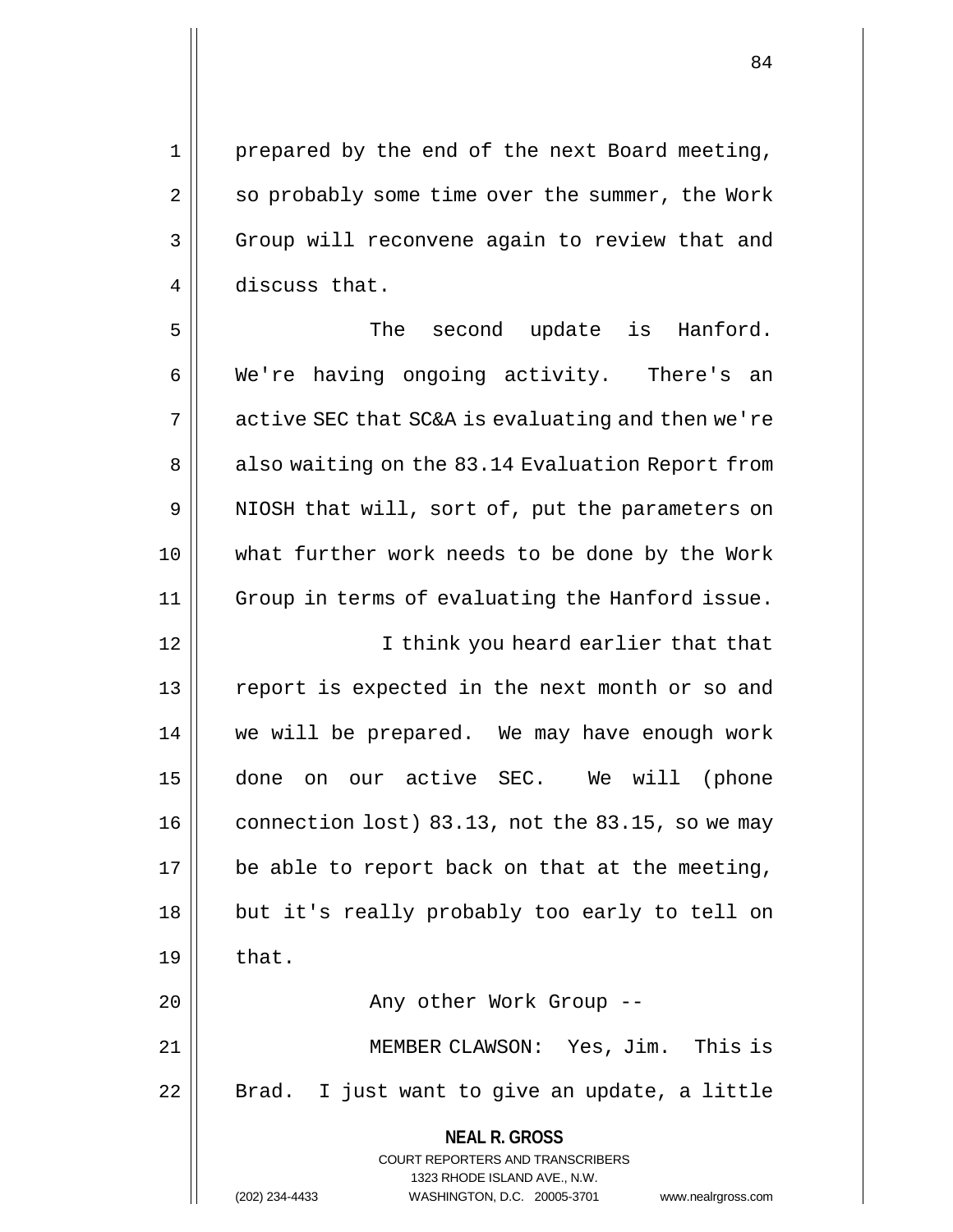prepared by the end of the next Board meeting, so probably some time over the summer, the Work Group will reconvene again to review that and discuss that.

The second update is Hanford. We're having ongoing activity. There's an active SEC that SC&A is evaluating and then we're also waiting on the 83.14 Evaluation Report from NIOSH that will, sort of, put the parameters on what further work needs to be done by the Work Group in terms of evaluating the Hanford issue.

I think you heard earlier that that report is expected in the next month or so and we will be prepared. We may have enough work done on our active SEC. We will (phone connection lost) 83.13, not the 83.15, so we may be able to report back on that at the meeting, but it's really probably too early to tell on that.

Any other Work Group --

MEMBER CLAWSON: Yes, Jim. This is Brad. I just want to give an update, a little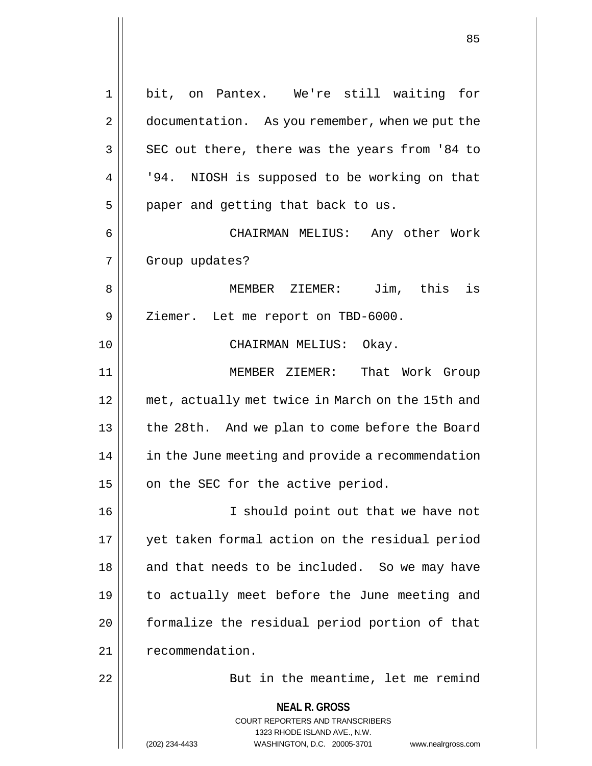bit, on Pantex. We're still waiting for documentation. As you remember, when we put the SEC out there, there was the years from '84 to '94. NIOSH is supposed to be working on that paper and getting that back to us.

CHAIRMAN MELIUS: Any other Work Group updates?

MEMBER ZIEMER: Jim, this is Ziemer. Let me report on TBD-6000.

CHAIRMAN MELIUS: Okay.

MEMBER ZIEMER: That Work Group met, actually met twice in March on the 15th and the 28th. And we plan to come before the Board in the June meeting and provide a recommendation on the SEC for the active period.

I should point out that we have not yet taken formal action on the residual period and that needs to be included. So we may have to actually meet before the June meeting and formalize the residual period portion of that recommendation.

But in the meantime, let me remind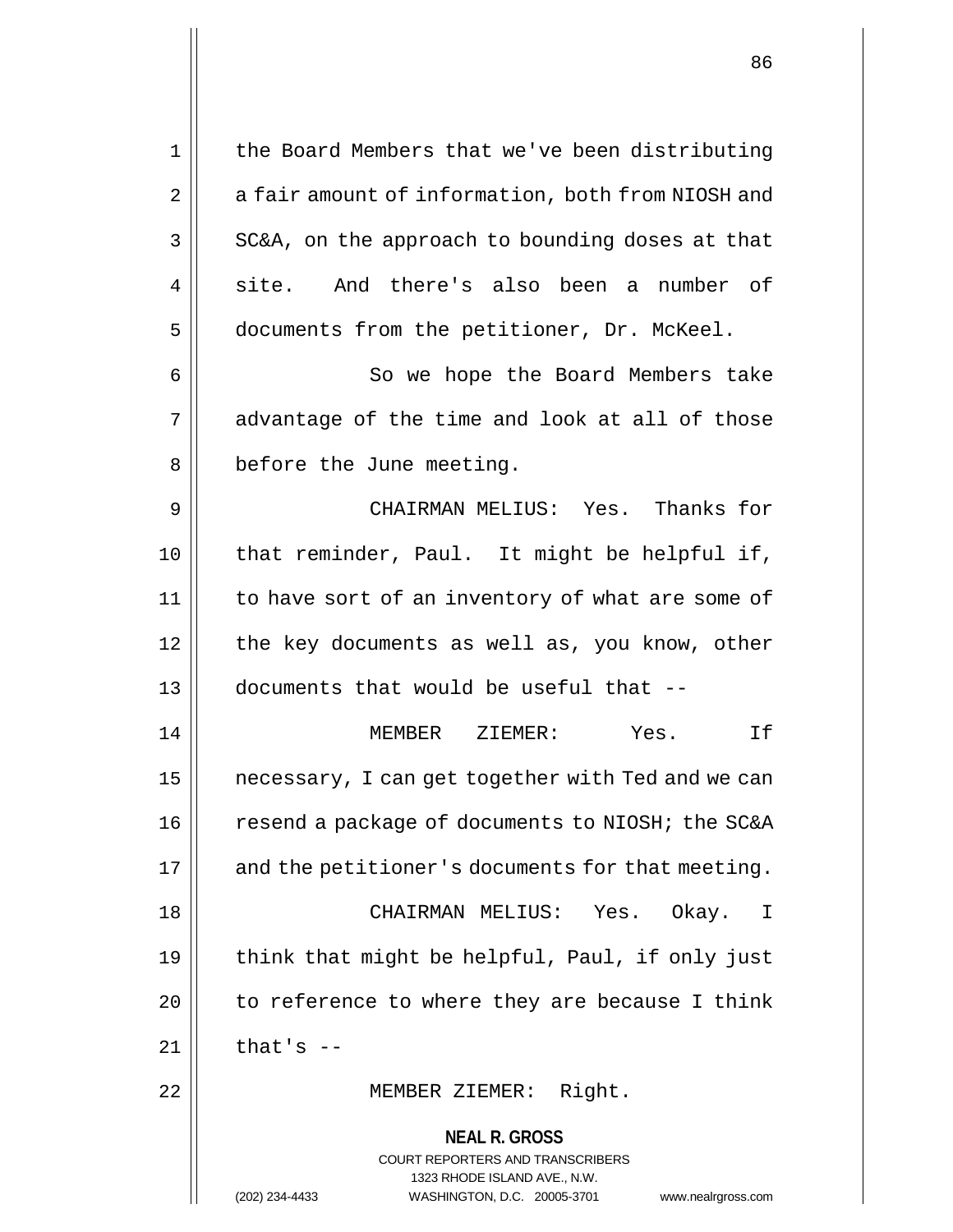the Board Members that we've been distributing a fair amount of information, both from NIOSH and SC&A, on the approach to bounding doses at that site. And there's also been a number of documents from the petitioner, Dr. McKeel.

So we hope the Board Members take advantage of the time and look at all of those before the June meeting.

CHAIRMAN MELIUS: Yes. Thanks for that reminder, Paul. It might be helpful if, to have sort of an inventory of what are some of the key documents as well as, you know, other documents that would be useful that --

MEMBER ZIEMER: Yes. If necessary, I can get together with Ted and we can resend a package of documents to NIOSH; the SC&A and the petitioner's documents for that meeting.

CHAIRMAN MELIUS: Yes. Okay. I think that might be helpful, Paul, if only just to reference to where they are because I think that's --

MEMBER ZIEMER: Right.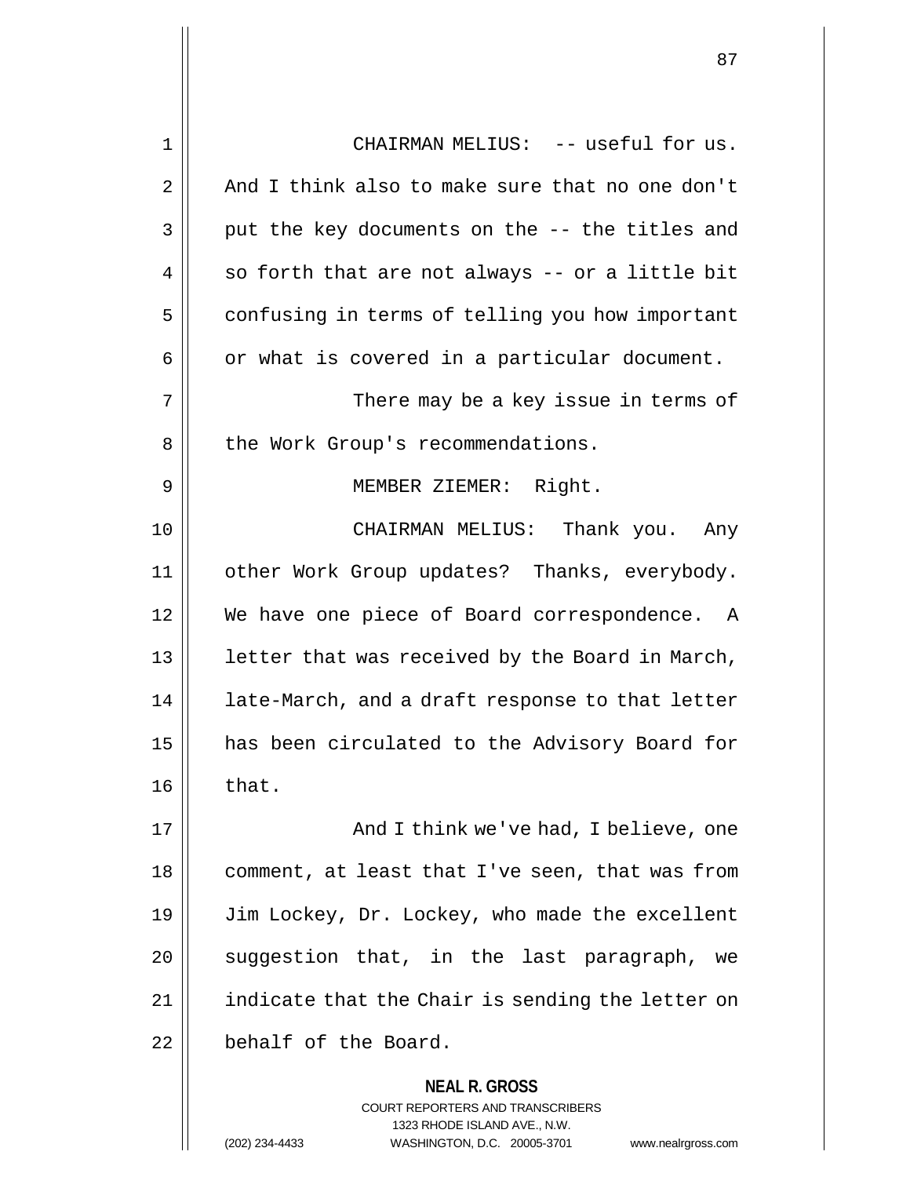CHAIRMAN MELIUS: -- useful for us. And I think also to make sure that no one don't put the key documents on the -- the titles and so forth that are not always -- or a little bit confusing in terms of telling you how important or what is covered in a particular document.

There may be a key issue in terms of the Work Group's recommendations.

MEMBER ZIEMER: Right.

CHAIRMAN MELIUS: Thank you. Any other Work Group updates? Thanks, everybody. We have one piece of Board correspondence. A letter that was received by the Board in March, late-March, and a draft response to that letter has been circulated to the Advisory Board for that.

And I think we've had, I believe, one comment, at least that I've seen, that was from Jim Lockey, Dr. Lockey, who made the excellent suggestion that, in the last paragraph, we indicate that the Chair is sending the letter on behalf of the Board.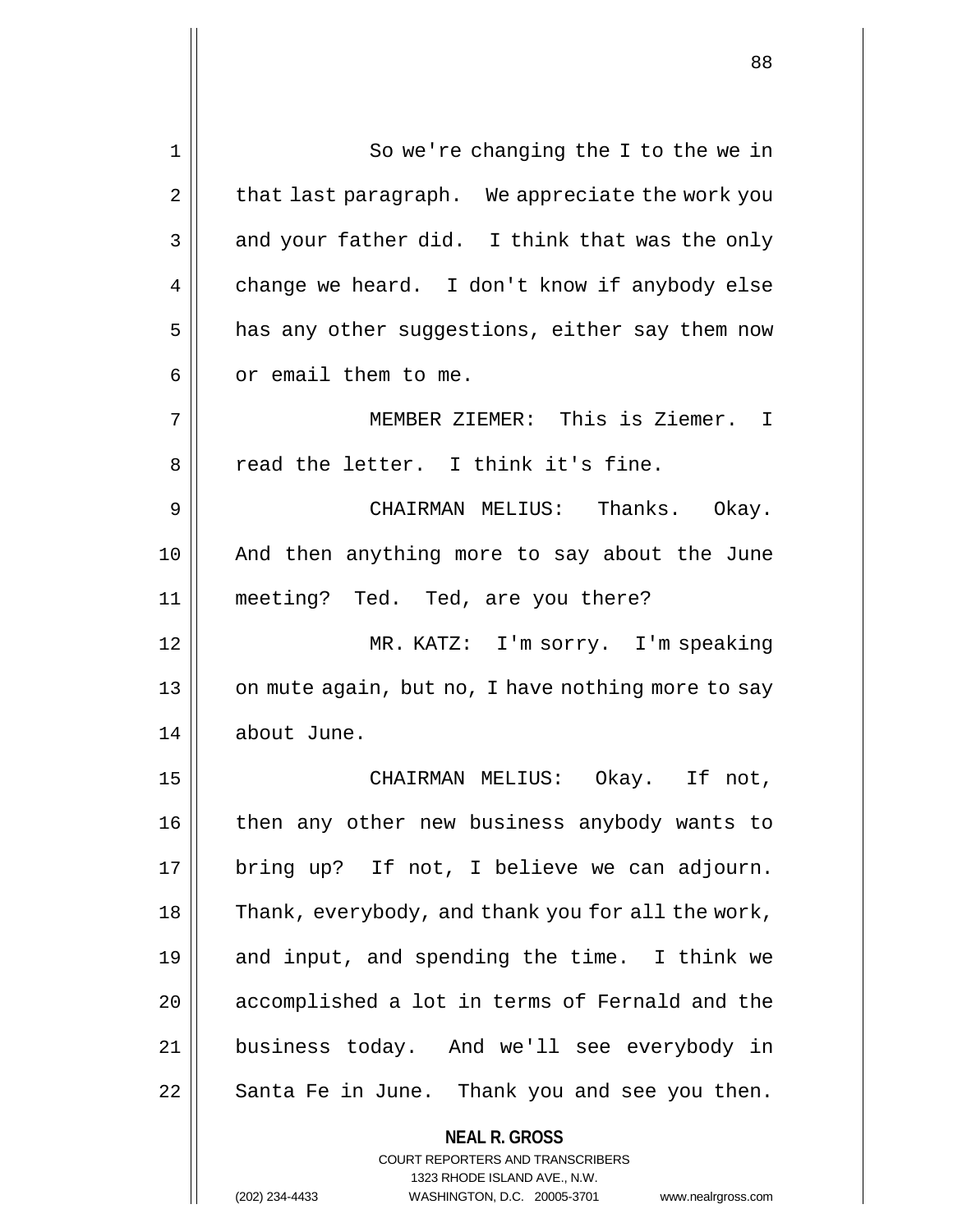So we're changing the I to the we in that last paragraph. We appreciate the work you and your father did. I think that was the only change we heard. I don't know if anybody else has any other suggestions, either say them now or email them to me.

MEMBER ZIEMER: This is Ziemer. I read the letter. I think it's fine.

CHAIRMAN MELIUS: Thanks. Okay. And then anything more to say about the June meeting? Ted. Ted, are you there?

MR. KATZ: I'm sorry. I'm speaking on mute again, but no, I have nothing more to say about June.

CHAIRMAN MELIUS: Okay. If not, then any other new business anybody wants to bring up? If not, I believe we can adjourn. Thank, everybody, and thank you for all the work, and input, and spending the time. I think we accomplished a lot in terms of Fernald and the business today. And we'll see everybody in Santa Fe in June. Thank you and see you then.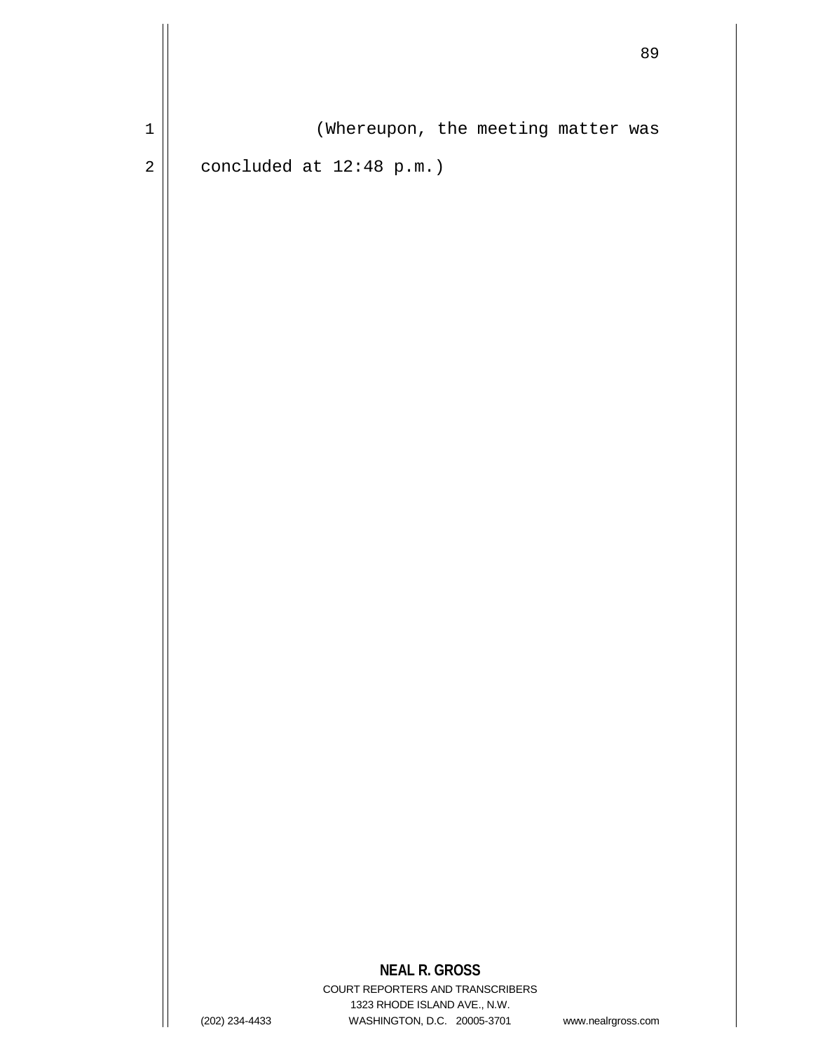(Whereupon, the meeting matter was concluded at 12:48 p.m.)